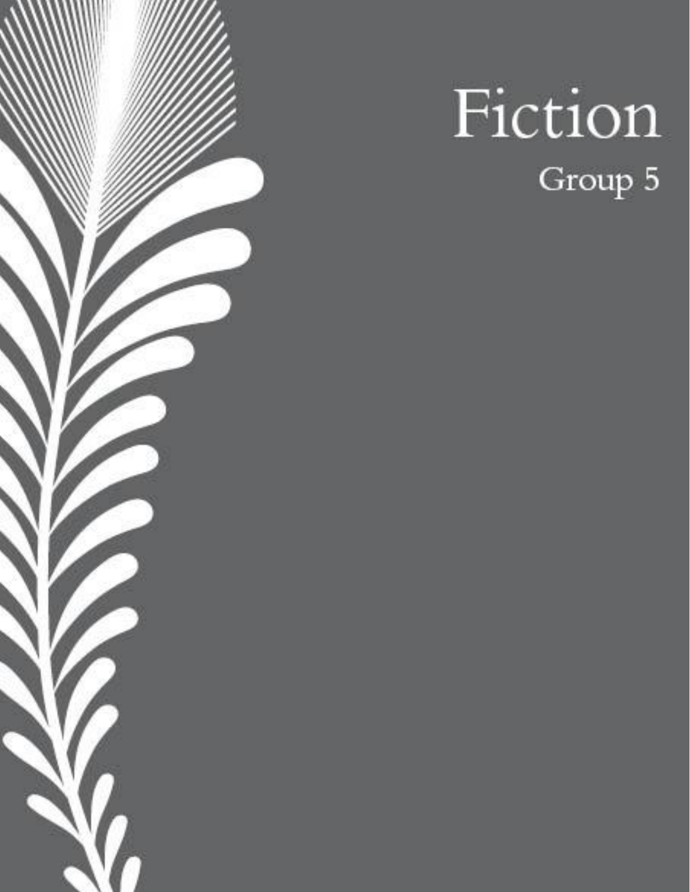# Fiction

## Group 5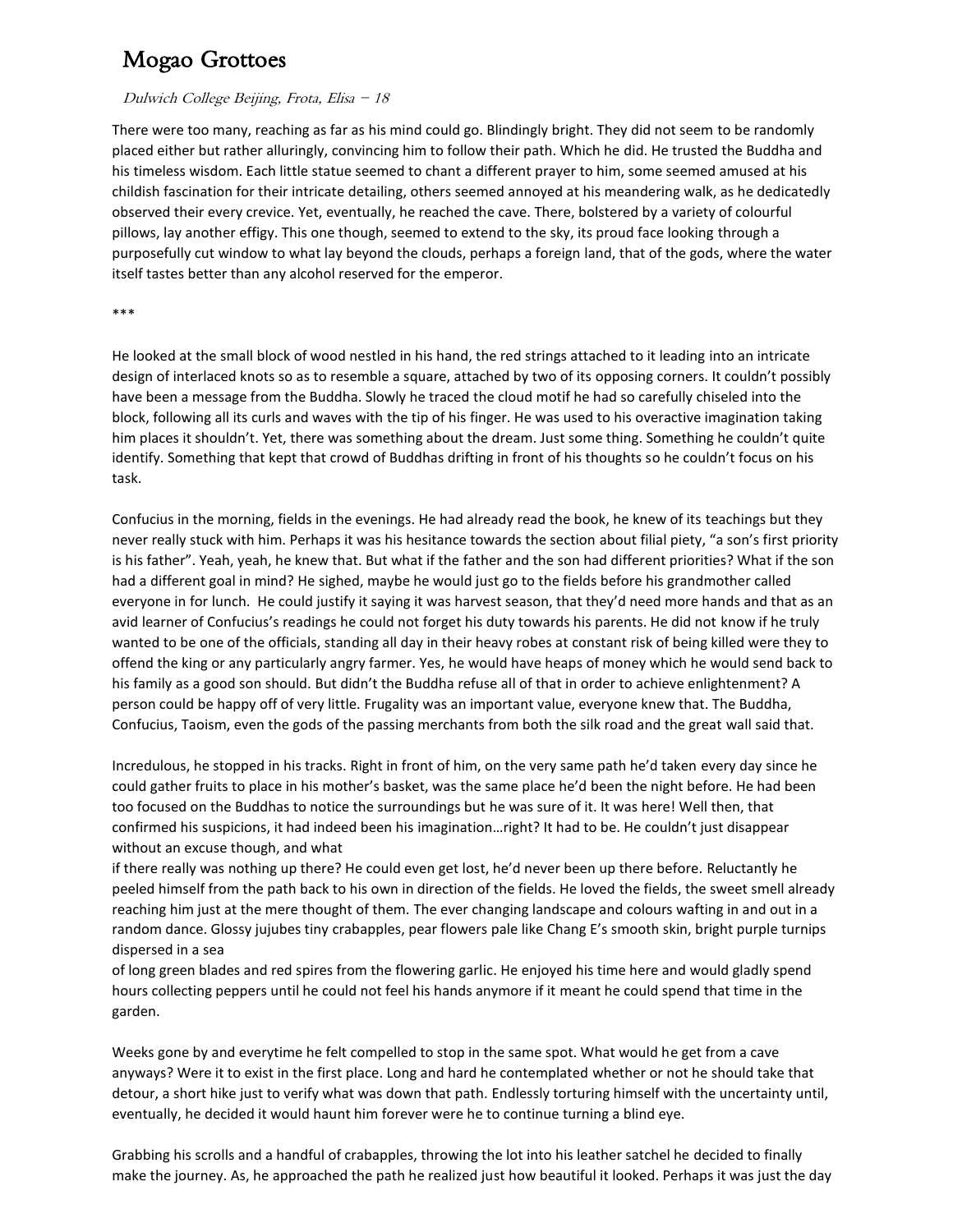# Mogao Grottoes

*Dulwich College Beijing, Frota, Elisa – 18*

There were too many, reaching as far as his mind could go. Blindingly bright. They did not seem to be randomly placed either but rather alluringly, convincing him to follow their path. Which he did. He trusted the Buddha and his timeless wisdom. Each little statue seemed to chant a different prayer to him, some seemed amused at his childish fascination for their intricate detailing, others seemed annoyed at his meandering walk, as he dedicatedly observed their every crevice. Yet, eventually, he reached the cave. There, bolstered by a variety of colourful pillows, lay another effigy. This one though, seemed to extend to the sky, its proud face looking through a purposefully cut window to what lay beyond the clouds, perhaps a foreign land, that of the gods, where the water itself tastes better than any alcohol reserved for the emperor.

***

He looked at the small block of wood nestled in his hand, the red strings attached to it leading into an intricate design of interlaced knots so as to resemble a square, attached by two of its opposing corners. It couldn't possibly have been a message from the Buddha. Slowly he traced the cloud motif he had so carefully chiseled into the block, following all its curls and waves with the tip of his finger. He was used to his overactive imagination taking him places it shouldn't. Yet, there was something about the dream. Just some thing. Something he couldn't quite identify. Something that kept that crowd of Buddhas drifting in front of his thoughts so he couldn't focus on his task.

Confucius in the morning, fields in the evenings. He had already read the book, he knew of its teachings but they never really stuck with him. Perhaps it was his hesitance towards the section about filial piety, "a son's first priority is his father". Yeah, yeah, he knew that. But what if the father and the son had different priorities? What if the son had a different goal in mind? He sighed, maybe he would just go to the fields before his grandmother called everyone in for lunch. He could justify it saying it was harvest season, that they'd need more hands and that as an avid learner of Confucius's readings he could not forget his duty towards his parents. He did not know if he truly wanted to be one of the officials, standing all day in their heavy robes at constant risk of being killed were they to offend the king or any particularly angry farmer. Yes, he would have heaps of money which he would send back to his family as a good son should. But didn't the Buddha refuse all of that in order to achieve enlightenment? A person could be happy off of very little. Frugality was an important value, everyone knew that. The Buddha, Confucius, Taoism, even the gods of the passing merchants from both the silk road and the great wall said that.

Incredulous, he stopped in his tracks. Right in front of him, on the very same path he'd taken every day since he could gather fruits to place in his mother's basket, was the same place he'd been the night before. He had been too focused on the Buddhas to notice the surroundings but he was sure of it. It was here! Well then, that confirmed his suspicions, it had indeed been his imagination…right? It had to be. He couldn't just disappear without an excuse though, and what if there really was nothing up there? He could even get lost, he'd never been up there before. Reluctantly he peeled himself from the path back to his own in direction of the fields. He loved the fields, the sweet smell already reaching him just at the mere thought of them. The ever changing landscape and colours wafting in and out in a random dance. Glossy jujubes tiny crabapples, pear flowers pale like Chang E's smooth skin, bright purple turnips dispersed in a sea of long green blades and red spires from the flowering garlic. He enjoyed his time here and would gladly spend hours collecting peppers until he could not feel his hands anymore if it meant he could spend that time in the garden.

Weeks gone by and everytime he felt compelled to stop in the same spot. What would he get from a cave anyways? Were it to exist in the first place. Long and hard he contemplated whether or not he should take that detour, a short hike just to verify what was down that path. Endlessly torturing himself with the uncertainty until, eventually, he decided it would haunt him forever were he to continue turning a blind eye.

Grabbing his scrolls and a handful of crabapples, throwing the lot into his leather satchel he decided to finally make the journey. As, he approached the path he realized just how beautiful it looked. Perhaps it was just the day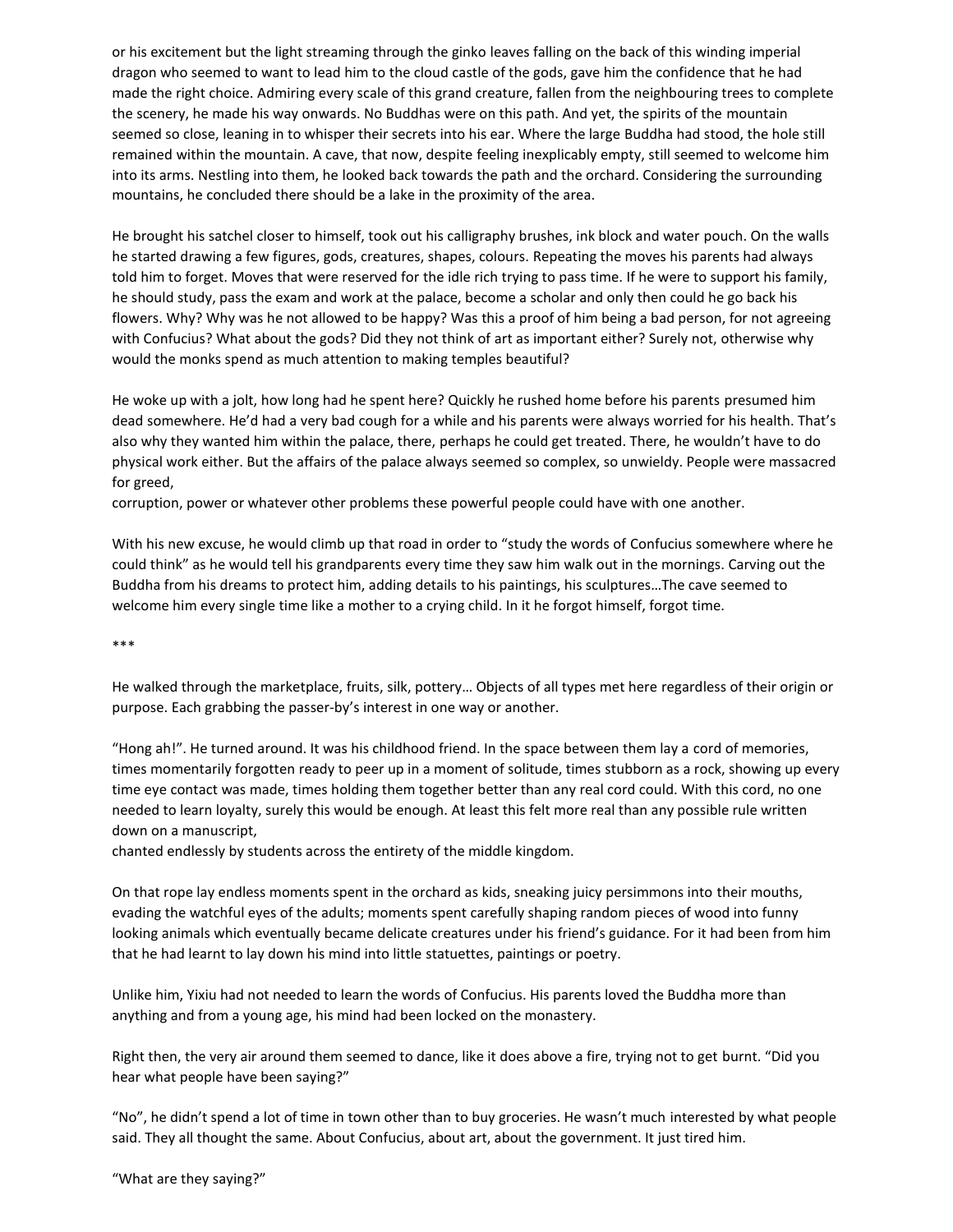or his excitement but the light streaming through the ginko leaves falling on the back of this winding imperial dragon who seemed to want to lead him to the cloud castle of the gods, gave him the confidence that he had made the right choice. Admiring every scale of this grand creature, fallen from the neighbouring trees to complete the scenery, he made his way onwards. No Buddhas were on this path. And yet, the spirits of the mountain seemed so close, leaning in to whisper their secrets into his ear. Where the large Buddha had stood, the hole still remained within the mountain. A cave, that now, despite feeling inexplicably empty, still seemed to welcome him into its arms. Nestling into them, he looked back towards the path and the orchard. Considering the surrounding mountains, he concluded there should be a lake in the proximity of the area.

He brought his satchel closer to himself, took out his calligraphy brushes, ink block and water pouch. On the walls he started drawing a few figures, gods, creatures, shapes, colours. Repeating the moves his parents had always told him to forget. Moves that were reserved for the idle rich trying to pass time. If he were to support his family, he should study, pass the exam and work at the palace, become a scholar and only then could he go back his flowers. Why? Why was he not allowed to be happy? Was this a proof of him being a bad person, for not agreeing with Confucius? What about the gods? Did they not think of art as important either? Surely not, otherwise why would the monks spend as much attention to making temples beautiful?

He woke up with a jolt, how long had he spent here? Quickly he rushed home before his parents presumed him dead somewhere. He'd had a very bad cough for a while and his parents were always worried for his health. That's also why they wanted him within the palace, there, perhaps he could get treated. There, he wouldn't have to do physical work either. But the affairs of the palace always seemed so complex, so unwieldy. People were massacred for greed,
corruption, power or whatever other problems these powerful people could have with one another.

With his new excuse, he would climb up that road in order to "study the words of Confucius somewhere where he could think" as he would tell his grandparents every time they saw him walk out in the mornings. Carving out the Buddha from his dreams to protect him, adding details to his paintings, his sculptures…The cave seemed to welcome him every single time like a mother to a crying child. In it he forgot himself, forgot time.

***

He walked through the marketplace, fruits, silk, pottery… Objects of all types met here regardless of their origin or purpose. Each grabbing the passer-by's interest in one way or another.

"Hong ah!". He turned around. It was his childhood friend. In the space between them lay a cord of memories, times momentarily forgotten ready to peer up in a moment of solitude, times stubborn as a rock, showing up every time eye contact was made, times holding them together better than any real cord could. With this cord, no one needed to learn loyalty, surely this would be enough. At least this felt more real than any possible rule written down on a manuscript,
chanted endlessly by students across the entirety of the middle kingdom.

On that rope lay endless moments spent in the orchard as kids, sneaking juicy persimmons into their mouths, evading the watchful eyes of the adults; moments spent carefully shaping random pieces of wood into funny looking animals which eventually became delicate creatures under his friend's guidance. For it had been from him that he had learnt to lay down his mind into little statuettes, paintings or poetry.

Unlike him, Yixiu had not needed to learn the words of Confucius. His parents loved the Buddha more than anything and from a young age, his mind had been locked on the monastery.

Right then, the very air around them seemed to dance, like it does above a fire, trying not to get burnt. "Did you hear what people have been saying?"

"No", he didn't spend a lot of time in town other than to buy groceries. He wasn't much interested by what people said. They all thought the same. About Confucius, about art, about the government. It just tired him.

"What are they saying?"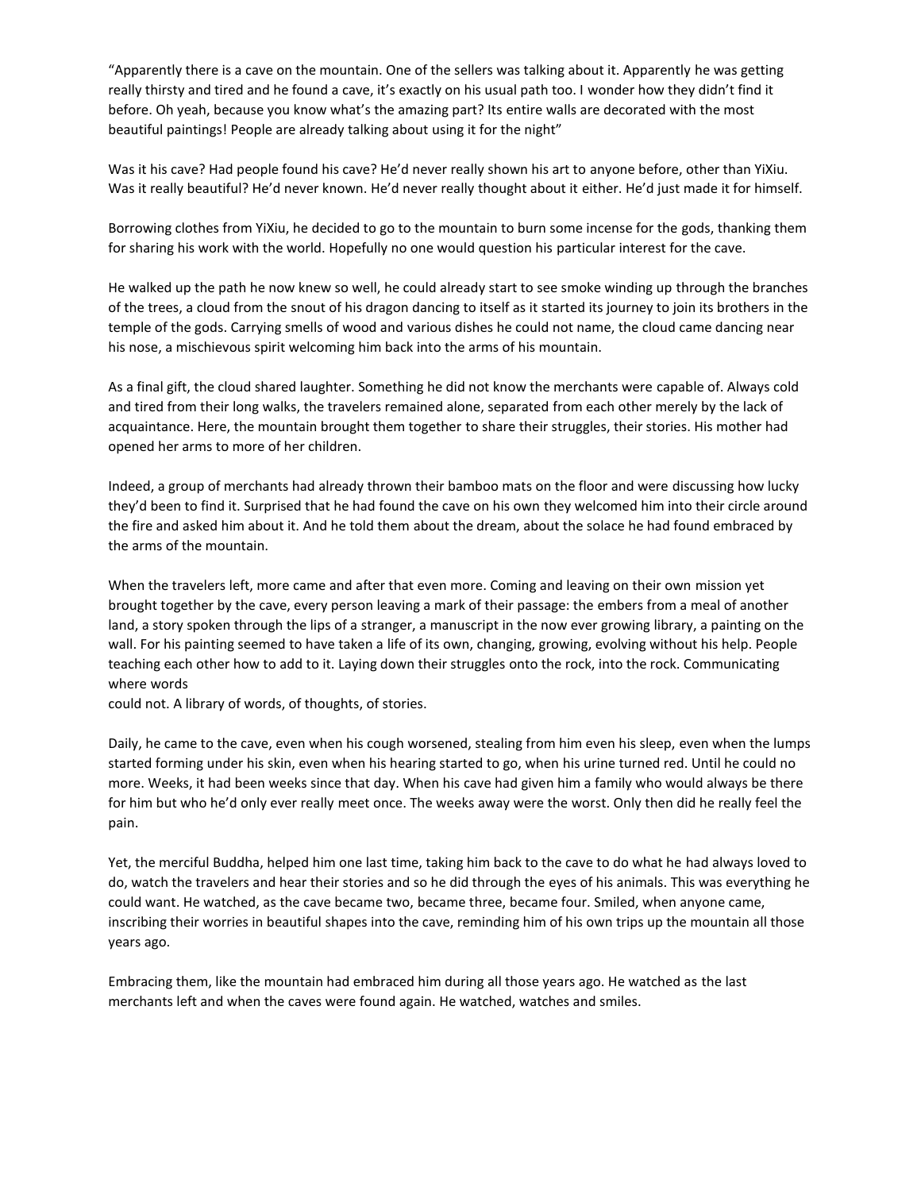“Apparently there is a cave on the mountain. One of the sellers was talking about it. Apparently he was getting really thirsty and tired and he found a cave, it’s exactly on his usual path too. I wonder how they didn’t find it before. Oh yeah, because you know what’s the amazing part? Its entire walls are decorated with the most beautiful paintings! People are already talking about using it for the night”

Was it his cave? Had people found his cave? He’d never really shown his art to anyone before, other than YiXiu. Was it really beautiful? He’d never known. He’d never really thought about it either. He’d just made it for himself.

Borrowing clothes from YiXiu, he decided to go to the mountain to burn some incense for the gods, thanking them for sharing his work with the world. Hopefully no one would question his particular interest for the cave.

He walked up the path he now knew so well, he could already start to see smoke winding up through the branches of the trees, a cloud from the snout of his dragon dancing to itself as it started its journey to join its brothers in the temple of the gods. Carrying smells of wood and various dishes he could not name, the cloud came dancing near his nose, a mischievous spirit welcoming him back into the arms of his mountain.

As a final gift, the cloud shared laughter. Something he did not know the merchants were capable of. Always cold and tired from their long walks, the travelers remained alone, separated from each other merely by the lack of acquaintance. Here, the mountain brought them together to share their struggles, their stories. His mother had opened her arms to more of her children.

Indeed, a group of merchants had already thrown their bamboo mats on the floor and were discussing how lucky they’d been to find it. Surprised that he had found the cave on his own they welcomed him into their circle around the fire and asked him about it. And he told them about the dream, about the solace he had found embraced by the arms of the mountain.

When the travelers left, more came and after that even more. Coming and leaving on their own mission yet brought together by the cave, every person leaving a mark of their passage: the embers from a meal of another land, a story spoken through the lips of a stranger, a manuscript in the now ever growing library, a painting on the wall. For his painting seemed to have taken a life of its own, changing, growing, evolving without his help. People teaching each other how to add to it. Laying down their struggles onto the rock, into the rock. Communicating where words
could not. A library of words, of thoughts, of stories.

Daily, he came to the cave, even when his cough worsened, stealing from him even his sleep, even when the lumps started forming under his skin, even when his hearing started to go, when his urine turned red. Until he could no more. Weeks, it had been weeks since that day. When his cave had given him a family who would always be there for him but who he’d only ever really meet once. The weeks away were the worst. Only then did he really feel the pain.

Yet, the merciful Buddha, helped him one last time, taking him back to the cave to do what he had always loved to do, watch the travelers and hear their stories and so he did through the eyes of his animals. This was everything he could want. He watched, as the cave became two, became three, became four. Smiled, when anyone came, inscribing their worries in beautiful shapes into the cave, reminding him of his own trips up the mountain all those years ago.

Embracing them, like the mountain had embraced him during all those years ago. He watched as the last merchants left and when the caves were found again. He watched, watches and smiles.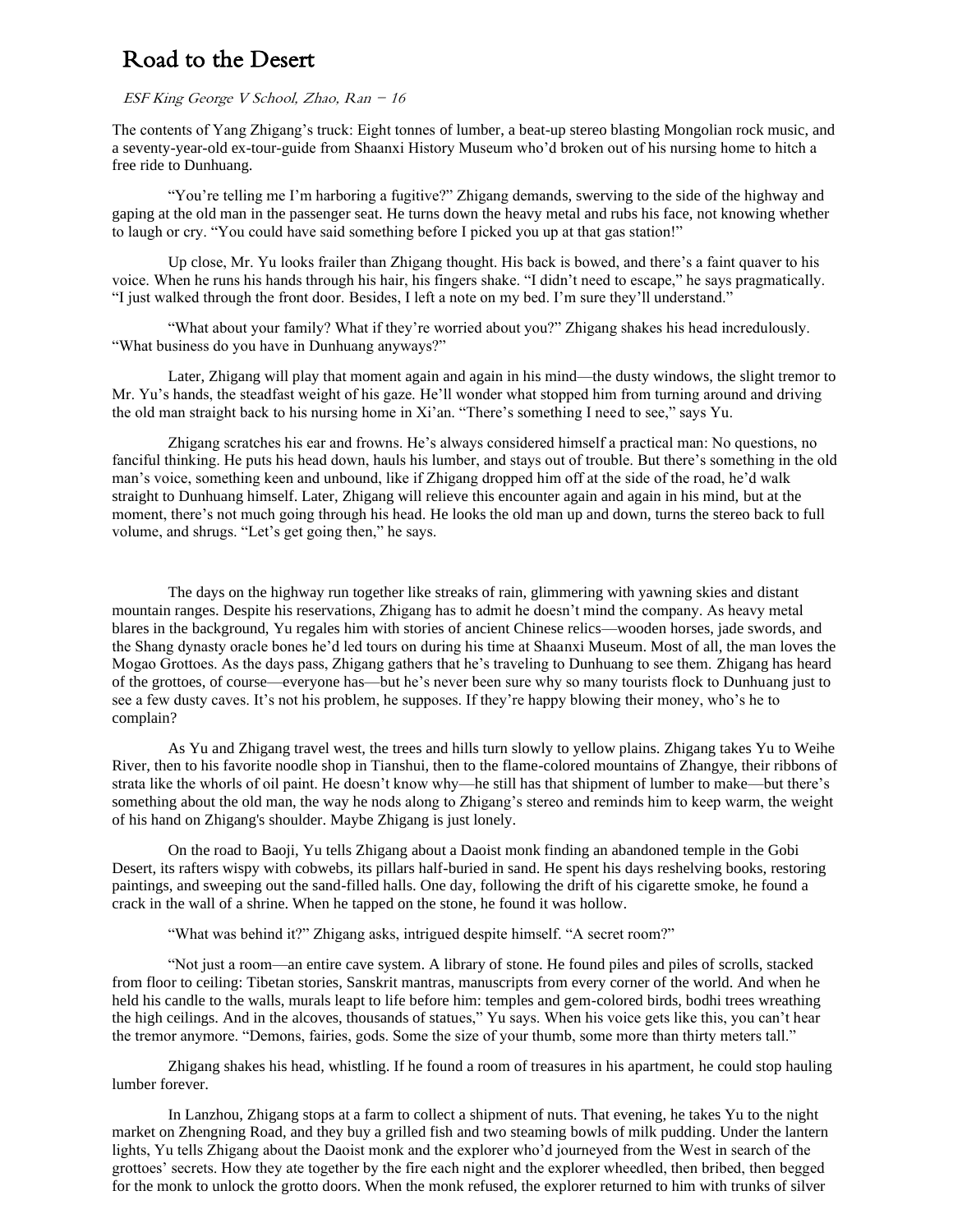# Road to the Desert

*ESF King George V School, Zhao, Ran − 16*

The contents of Yang Zhigang's truck: Eight tonnes of lumber, a beat-up stereo blasting Mongolian rock music, and a seventy-year-old ex-tour-guide from Shaanxi History Museum who'd broken out of his nursing home to hitch a free ride to Dunhuang.

"You're telling me I'm harboring a fugitive?" Zhigang demands, swerving to the side of the highway and gaping at the old man in the passenger seat. He turns down the heavy metal and rubs his face, not knowing whether to laugh or cry. "You could have said something before I picked you up at that gas station!"

Up close, Mr. Yu looks frailer than Zhigang thought. His back is bowed, and there's a faint quaver to his voice. When he runs his hands through his hair, his fingers shake. "I didn't need to escape," he says pragmatically. "I just walked through the front door. Besides, I left a note on my bed. I'm sure they'll understand."

"What about your family? What if they're worried about you?" Zhigang shakes his head incredulously. "What business do you have in Dunhuang anyways?"

Later, Zhigang will play that moment again and again in his mind—the dusty windows, the slight tremor to Mr. Yu's hands, the steadfast weight of his gaze. He'll wonder what stopped him from turning around and driving the old man straight back to his nursing home in Xi'an. "There's something I need to see," says Yu.

Zhigang scratches his ear and frowns. He's always considered himself a practical man: No questions, no fanciful thinking. He puts his head down, hauls his lumber, and stays out of trouble. But there's something in the old man's voice, something keen and unbound, like if Zhigang dropped him off at the side of the road, he'd walk straight to Dunhuang himself. Later, Zhigang will relieve this encounter again and again in his mind, but at the moment, there's not much going through his head. He looks the old man up and down, turns the stereo back to full volume, and shrugs. "Let's get going then," he says.

The days on the highway run together like streaks of rain, glimmering with yawning skies and distant mountain ranges. Despite his reservations, Zhigang has to admit he doesn't mind the company. As heavy metal blares in the background, Yu regales him with stories of ancient Chinese relics—wooden horses, jade swords, and the Shang dynasty oracle bones he'd led tours on during his time at Shaanxi Museum. Most of all, the man loves the Mogao Grottoes. As the days pass, Zhigang gathers that he's traveling to Dunhuang to see them. Zhigang has heard of the grottoes, of course—everyone has—but he's never been sure why so many tourists flock to Dunhuang just to see a few dusty caves. It's not his problem, he supposes. If they're happy blowing their money, who's he to complain?

As Yu and Zhigang travel west, the trees and hills turn slowly to yellow plains. Zhigang takes Yu to Weihe River, then to his favorite noodle shop in Tianshui, then to the flame-colored mountains of Zhangye, their ribbons of strata like the whorls of oil paint. He doesn't know why—he still has that shipment of lumber to make—but there's something about the old man, the way he nods along to Zhigang's stereo and reminds him to keep warm, the weight of his hand on Zhigang's shoulder. Maybe Zhigang is just lonely.

On the road to Baoji, Yu tells Zhigang about a Daoist monk finding an abandoned temple in the Gobi Desert, its rafters wispy with cobwebs, its pillars half-buried in sand. He spent his days reshelving books, restoring paintings, and sweeping out the sand-filled halls. One day, following the drift of his cigarette smoke, he found a crack in the wall of a shrine. When he tapped on the stone, he found it was hollow.

"What was behind it?" Zhigang asks, intrigued despite himself. "A secret room?"

"Not just a room—an entire cave system. A library of stone. He found piles and piles of scrolls, stacked from floor to ceiling: Tibetan stories, Sanskrit mantras, manuscripts from every corner of the world. And when he held his candle to the walls, murals leapt to life before him: temples and gem-colored birds, bodhi trees wreathing the high ceilings. And in the alcoves, thousands of statues," Yu says. When his voice gets like this, you can't hear the tremor anymore. "Demons, fairies, gods. Some the size of your thumb, some more than thirty meters tall."

Zhigang shakes his head, whistling. If he found a room of treasures in his apartment, he could stop hauling lumber forever.

In Lanzhou, Zhigang stops at a farm to collect a shipment of nuts. That evening, he takes Yu to the night market on Zhengning Road, and they buy a grilled fish and two steaming bowls of milk pudding. Under the lantern lights, Yu tells Zhigang about the Daoist monk and the explorer who'd journeyed from the West in search of the grottoes' secrets. How they ate together by the fire each night and the explorer wheedled, then bribed, then begged for the monk to unlock the grotto doors. When the monk refused, the explorer returned to him with trunks of silver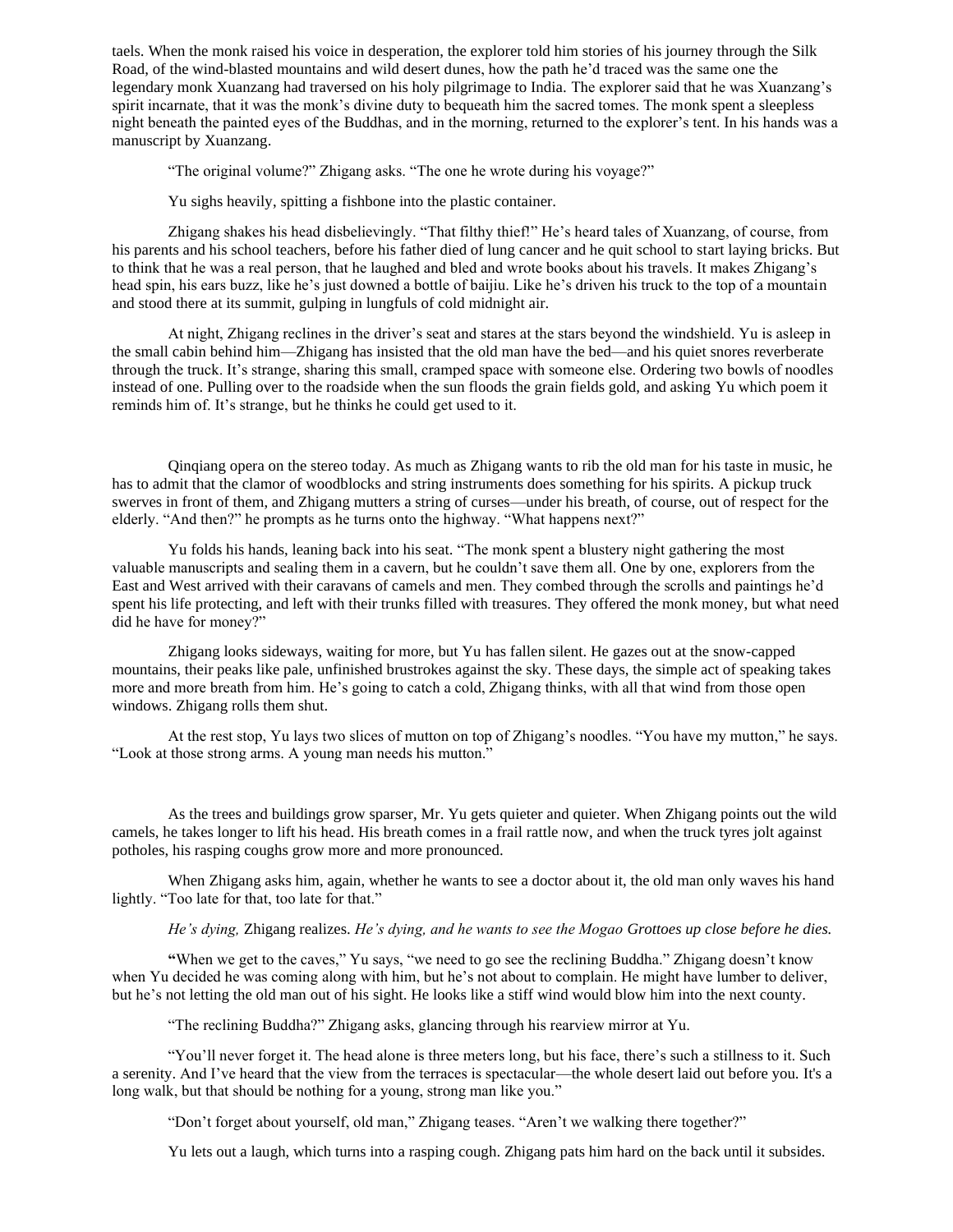taels. When the monk raised his voice in desperation, the explorer told him stories of his journey through the Silk Road, of the wind-blasted mountains and wild desert dunes, how the path he'd traced was the same one the legendary monk Xuanzang had traversed on his holy pilgrimage to India. The explorer said that he was Xuanzang's spirit incarnate, that it was the monk's divine duty to bequeath him the sacred tomes. The monk spent a sleepless night beneath the painted eyes of the Buddhas, and in the morning, returned to the explorer's tent. In his hands was a manuscript by Xuanzang.

"The original volume?" Zhigang asks. "The one he wrote during his voyage?"

Yu sighs heavily, spitting a fishbone into the plastic container.

Zhigang shakes his head disbelievingly. "That filthy thief!" He's heard tales of Xuanzang, of course, from his parents and his school teachers, before his father died of lung cancer and he quit school to start laying bricks. But to think that he was a real person, that he laughed and bled and wrote books about his travels. It makes Zhigang's head spin, his ears buzz, like he's just downed a bottle of baijiu. Like he's driven his truck to the top of a mountain and stood there at its summit, gulping in lungfuls of cold midnight air.

At night, Zhigang reclines in the driver's seat and stares at the stars beyond the windshield. Yu is asleep in the small cabin behind him—Zhigang has insisted that the old man have the bed—and his quiet snores reverberate through the truck. It's strange, sharing this small, cramped space with someone else. Ordering two bowls of noodles instead of one. Pulling over to the roadside when the sun floods the grain fields gold, and asking Yu which poem it reminds him of. It's strange, but he thinks he could get used to it.

Qinqiang opera on the stereo today. As much as Zhigang wants to rib the old man for his taste in music, he has to admit that the clamor of woodblocks and string instruments does something for his spirits. A pickup truck swerves in front of them, and Zhigang mutters a string of curses—under his breath, of course, out of respect for the elderly. "And then?" he prompts as he turns onto the highway. "What happens next?"

Yu folds his hands, leaning back into his seat. "The monk spent a blustery night gathering the most valuable manuscripts and sealing them in a cavern, but he couldn't save them all. One by one, explorers from the East and West arrived with their caravans of camels and men. They combed through the scrolls and paintings he'd spent his life protecting, and left with their trunks filled with treasures. They offered the monk money, but what need did he have for money?"

Zhigang looks sideways, waiting for more, but Yu has fallen silent. He gazes out at the snow-capped mountains, their peaks like pale, unfinished brustrokes against the sky. These days, the simple act of speaking takes more and more breath from him. He's going to catch a cold, Zhigang thinks, with all that wind from those open windows. Zhigang rolls them shut.

At the rest stop, Yu lays two slices of mutton on top of Zhigang's noodles. "You have my mutton," he says. "Look at those strong arms. A young man needs his mutton."

As the trees and buildings grow sparser, Mr. Yu gets quieter and quieter. When Zhigang points out the wild camels, he takes longer to lift his head. His breath comes in a frail rattle now, and when the truck tyres jolt against potholes, his rasping coughs grow more and more pronounced.

When Zhigang asks him, again, whether he wants to see a doctor about it, the old man only waves his hand lightly. "Too late for that, too late for that."

*He's dying,* Zhigang realizes. *He's dying, and he wants to see the Mogao Grottoes up close before he dies.*

"When we get to the caves," Yu says, "we need to go see the reclining Buddha." Zhigang doesn't know when Yu decided he was coming along with him, but he's not about to complain. He might have lumber to deliver, but he's not letting the old man out of his sight. He looks like a stiff wind would blow him into the next county.

"The reclining Buddha?" Zhigang asks, glancing through his rearview mirror at Yu.

"You'll never forget it. The head alone is three meters long, but his face, there's such a stillness to it. Such a serenity. And I've heard that the view from the terraces is spectacular—the whole desert laid out before you. It's a long walk, but that should be nothing for a young, strong man like you."

"Don't forget about yourself, old man," Zhigang teases. "Aren't we walking there together?"

Yu lets out a laugh, which turns into a rasping cough. Zhigang pats him hard on the back until it subsides.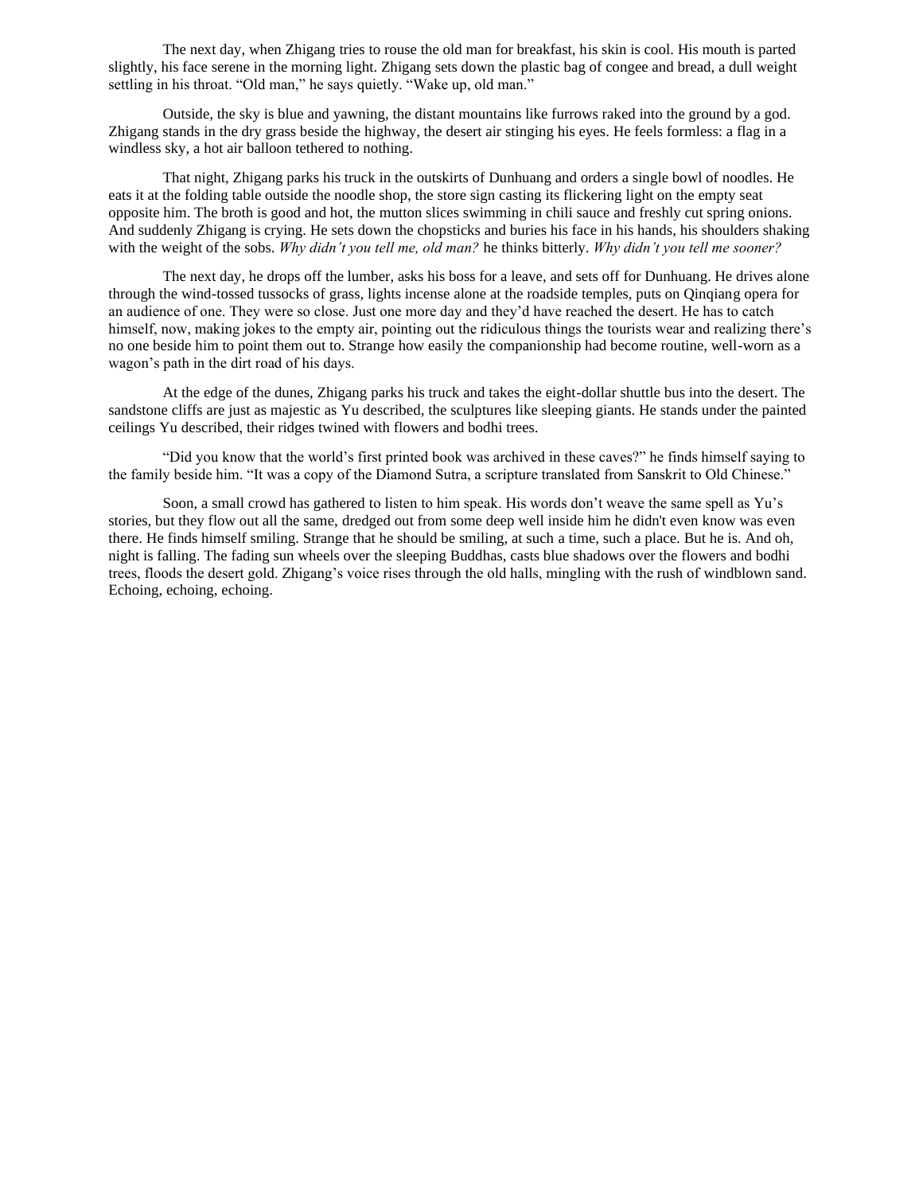The next day, when Zhigang tries to rouse the old man for breakfast, his skin is cool. His mouth is parted slightly, his face serene in the morning light. Zhigang sets down the plastic bag of congee and bread, a dull weight settling in his throat. "Old man," he says quietly. "Wake up, old man."

Outside, the sky is blue and yawning, the distant mountains like furrows raked into the ground by a god. Zhigang stands in the dry grass beside the highway, the desert air stinging his eyes. He feels formless: a flag in a windless sky, a hot air balloon tethered to nothing.

That night, Zhigang parks his truck in the outskirts of Dunhuang and orders a single bowl of noodles. He eats it at the folding table outside the noodle shop, the store sign casting its flickering light on the empty seat opposite him. The broth is good and hot, the mutton slices swimming in chili sauce and freshly cut spring onions. And suddenly Zhigang is crying. He sets down the chopsticks and buries his face in his hands, his shoulders shaking with the weight of the sobs. *Why didn't you tell me, old man?* he thinks bitterly. *Why didn't you tell me sooner?*

The next day, he drops off the lumber, asks his boss for a leave, and sets off for Dunhuang. He drives alone through the wind-tossed tussocks of grass, lights incense alone at the roadside temples, puts on Qinqiang opera for an audience of one. They were so close. Just one more day and they'd have reached the desert. He has to catch himself, now, making jokes to the empty air, pointing out the ridiculous things the tourists wear and realizing there's no one beside him to point them out to. Strange how easily the companionship had become routine, well-worn as a wagon's path in the dirt road of his days.

At the edge of the dunes, Zhigang parks his truck and takes the eight-dollar shuttle bus into the desert. The sandstone cliffs are just as majestic as Yu described, the sculptures like sleeping giants. He stands under the painted ceilings Yu described, their ridges twined with flowers and bodhi trees.

"Did you know that the world's first printed book was archived in these caves?" he finds himself saying to the family beside him. "It was a copy of the Diamond Sutra, a scripture translated from Sanskrit to Old Chinese."

Soon, a small crowd has gathered to listen to him speak. His words don't weave the same spell as Yu's stories, but they flow out all the same, dredged out from some deep well inside him he didn't even know was even there. He finds himself smiling. Strange that he should be smiling, at such a time, such a place. But he is. And oh, night is falling. The fading sun wheels over the sleeping Buddhas, casts blue shadows over the flowers and bodhi trees, floods the desert gold. Zhigang's voice rises through the old halls, mingling with the rush of windblown sand. Echoing, echoing, echoing.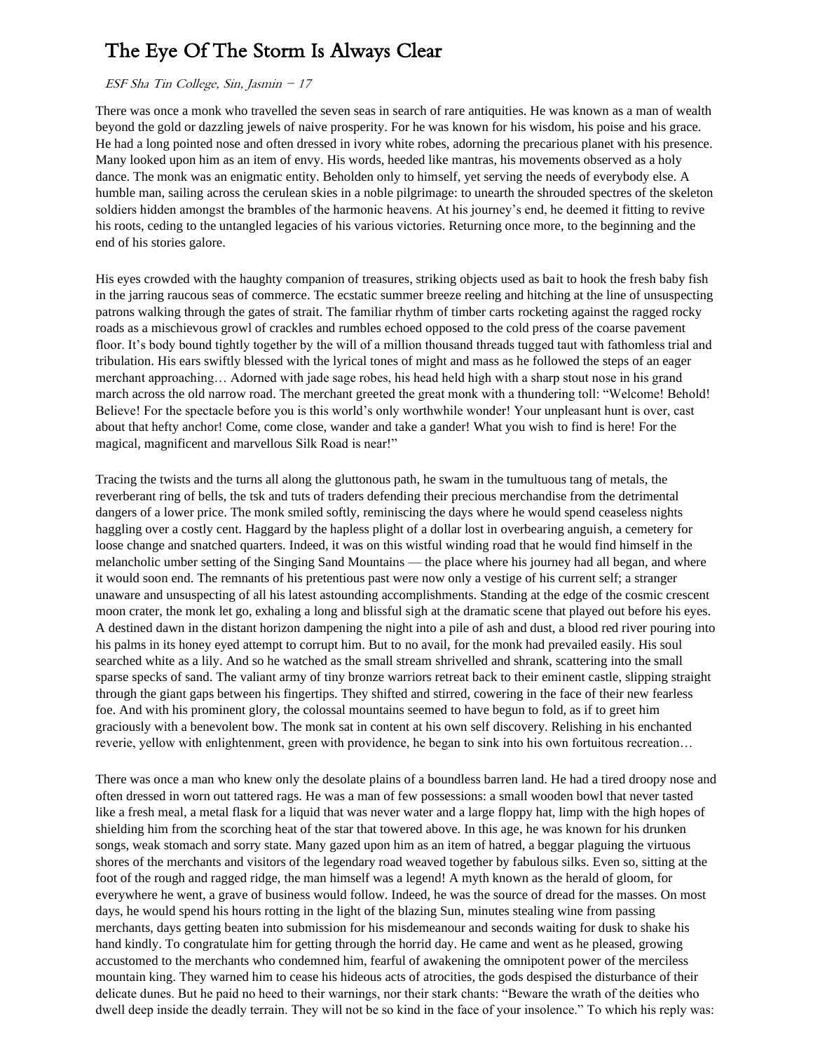# The Eye Of The Storm Is Always Clear

*ESF Sha Tin College, Sin, Jasmin − 17*

There was once a monk who travelled the seven seas in search of rare antiquities. He was known as a man of wealth beyond the gold or dazzling jewels of naive prosperity. For he was known for his wisdom, his poise and his grace. He had a long pointed nose and often dressed in ivory white robes, adorning the precarious planet with his presence. Many looked upon him as an item of envy. His words, heeded like mantras, his movements observed as a holy dance. The monk was an enigmatic entity. Beholden only to himself, yet serving the needs of everybody else. A humble man, sailing across the cerulean skies in a noble pilgrimage: to unearth the shrouded spectres of the skeleton soldiers hidden amongst the brambles of the harmonic heavens. At his journey's end, he deemed it fitting to revive his roots, ceding to the untangled legacies of his various victories. Returning once more, to the beginning and the end of his stories galore.

His eyes crowded with the haughty companion of treasures, striking objects used as bait to hook the fresh baby fish in the jarring raucous seas of commerce. The ecstatic summer breeze reeling and hitching at the line of unsuspecting patrons walking through the gates of strait. The familiar rhythm of timber carts rocketing against the ragged rocky roads as a mischievous growl of crackles and rumbles echoed opposed to the cold press of the coarse pavement floor. It's body bound tightly together by the will of a million thousand threads tugged taut with fathomless trial and tribulation. His ears swiftly blessed with the lyrical tones of might and mass as he followed the steps of an eager merchant approaching… Adorned with jade sage robes, his head held high with a sharp stout nose in his grand march across the old narrow road. The merchant greeted the great monk with a thundering toll: "Welcome! Behold! Believe! For the spectacle before you is this world's only worthwhile wonder! Your unpleasant hunt is over, cast about that hefty anchor! Come, come close, wander and take a gander! What you wish to find is here! For the magical, magnificent and marvellous Silk Road is near!"

Tracing the twists and the turns all along the gluttonous path, he swam in the tumultuous tang of metals, the reverberant ring of bells, the tsk and tuts of traders defending their precious merchandise from the detrimental dangers of a lower price. The monk smiled softly, reminiscing the days where he would spend ceaseless nights haggling over a costly cent. Haggard by the hapless plight of a dollar lost in overbearing anguish, a cemetery for loose change and snatched quarters. Indeed, it was on this wistful winding road that he would find himself in the melancholic umber setting of the Singing Sand Mountains — the place where his journey had all began, and where it would soon end. The remnants of his pretentious past were now only a vestige of his current self; a stranger unaware and unsuspecting of all his latest astounding accomplishments. Standing at the edge of the cosmic crescent moon crater, the monk let go, exhaling a long and blissful sigh at the dramatic scene that played out before his eyes. A destined dawn in the distant horizon dampening the night into a pile of ash and dust, a blood red river pouring into his palms in its honey eyed attempt to corrupt him. But to no avail, for the monk had prevailed easily. His soul searched white as a lily. And so he watched as the small stream shrivelled and shrank, scattering into the small sparse specks of sand. The valiant army of tiny bronze warriors retreat back to their eminent castle, slipping straight through the giant gaps between his fingertips. They shifted and stirred, cowering in the face of their new fearless foe. And with his prominent glory, the colossal mountains seemed to have begun to fold, as if to greet him graciously with a benevolent bow. The monk sat in content at his own self discovery. Relishing in his enchanted reverie, yellow with enlightenment, green with providence, he began to sink into his own fortuitous recreation…

There was once a man who knew only the desolate plains of a boundless barren land. He had a tired droopy nose and often dressed in worn out tattered rags. He was a man of few possessions: a small wooden bowl that never tasted like a fresh meal, a metal flask for a liquid that was never water and a large floppy hat, limp with the high hopes of shielding him from the scorching heat of the star that towered above. In this age, he was known for his drunken songs, weak stomach and sorry state. Many gazed upon him as an item of hatred, a beggar plaguing the virtuous shores of the merchants and visitors of the legendary road weaved together by fabulous silks. Even so, sitting at the foot of the rough and ragged ridge, the man himself was a legend! A myth known as the herald of gloom, for everywhere he went, a grave of business would follow. Indeed, he was the source of dread for the masses. On most days, he would spend his hours rotting in the light of the blazing Sun, minutes stealing wine from passing merchants, days getting beaten into submission for his misdemeanour and seconds waiting for dusk to shake his hand kindly. To congratulate him for getting through the horrid day. He came and went as he pleased, growing accustomed to the merchants who condemned him, fearful of awakening the omnipotent power of the merciless mountain king. They warned him to cease his hideous acts of atrocities, the gods despised the disturbance of their delicate dunes. But he paid no heed to their warnings, nor their stark chants: "Beware the wrath of the deities who dwell deep inside the deadly terrain. They will not be so kind in the face of your insolence." To which his reply was: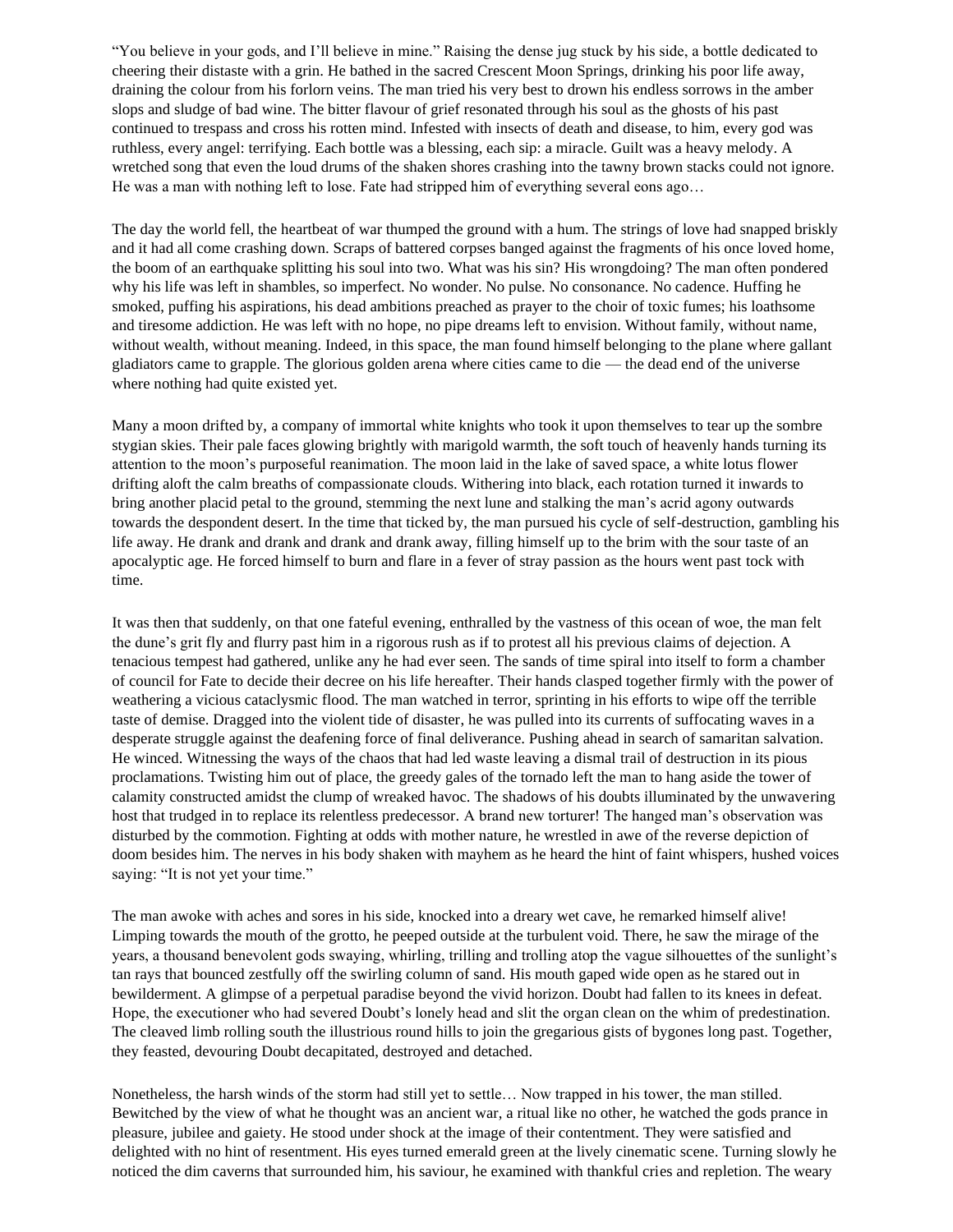"You believe in your gods, and I'll believe in mine." Raising the dense jug stuck by his side, a bottle dedicated to cheering their distaste with a grin. He bathed in the sacred Crescent Moon Springs, drinking his poor life away, draining the colour from his forlorn veins. The man tried his very best to drown his endless sorrows in the amber slops and sludge of bad wine. The bitter flavour of grief resonated through his soul as the ghosts of his past continued to trespass and cross his rotten mind. Infested with insects of death and disease, to him, every god was ruthless, every angel: terrifying. Each bottle was a blessing, each sip: a miracle. Guilt was a heavy melody. A wretched song that even the loud drums of the shaken shores crashing into the tawny brown stacks could not ignore. He was a man with nothing left to lose. Fate had stripped him of everything several eons ago…

The day the world fell, the heartbeat of war thumped the ground with a hum. The strings of love had snapped briskly and it had all come crashing down. Scraps of battered corpses banged against the fragments of his once loved home, the boom of an earthquake splitting his soul into two. What was his sin? His wrongdoing? The man often pondered why his life was left in shambles, so imperfect. No wonder. No pulse. No consonance. No cadence. Huffing he smoked, puffing his aspirations, his dead ambitions preached as prayer to the choir of toxic fumes; his loathsome and tiresome addiction. He was left with no hope, no pipe dreams left to envision. Without family, without name, without wealth, without meaning. Indeed, in this space, the man found himself belonging to the plane where gallant gladiators came to grapple. The glorious golden arena where cities came to die — the dead end of the universe where nothing had quite existed yet.

Many a moon drifted by, a company of immortal white knights who took it upon themselves to tear up the sombre stygian skies. Their pale faces glowing brightly with marigold warmth, the soft touch of heavenly hands turning its attention to the moon's purposeful reanimation. The moon laid in the lake of saved space, a white lotus flower drifting aloft the calm breaths of compassionate clouds. Withering into black, each rotation turned it inwards to bring another placid petal to the ground, stemming the next lune and stalking the man's acrid agony outwards towards the despondent desert. In the time that ticked by, the man pursued his cycle of self-destruction, gambling his life away. He drank and drank and drank and drank away, filling himself up to the brim with the sour taste of an apocalyptic age. He forced himself to burn and flare in a fever of stray passion as the hours went past tock with time.

It was then that suddenly, on that one fateful evening, enthralled by the vastness of this ocean of woe, the man felt the dune's grit fly and flurry past him in a rigorous rush as if to protest all his previous claims of dejection. A tenacious tempest had gathered, unlike any he had ever seen. The sands of time spiral into itself to form a chamber of council for Fate to decide their decree on his life hereafter. Their hands clasped together firmly with the power of weathering a vicious cataclysmic flood. The man watched in terror, sprinting in his efforts to wipe off the terrible taste of demise. Dragged into the violent tide of disaster, he was pulled into its currents of suffocating waves in a desperate struggle against the deafening force of final deliverance. Pushing ahead in search of samaritan salvation. He winced. Witnessing the ways of the chaos that had led waste leaving a dismal trail of destruction in its pious proclamations. Twisting him out of place, the greedy gales of the tornado left the man to hang aside the tower of calamity constructed amidst the clump of wreaked havoc. The shadows of his doubts illuminated by the unwavering host that trudged in to replace its relentless predecessor. A brand new torturer! The hanged man's observation was disturbed by the commotion. Fighting at odds with mother nature, he wrestled in awe of the reverse depiction of doom besides him. The nerves in his body shaken with mayhem as he heard the hint of faint whispers, hushed voices saying: "It is not yet your time."

The man awoke with aches and sores in his side, knocked into a dreary wet cave, he remarked himself alive! Limping towards the mouth of the grotto, he peeped outside at the turbulent void. There, he saw the mirage of the years, a thousand benevolent gods swaying, whirling, trilling and trolling atop the vague silhouettes of the sunlight's tan rays that bounced zestfully off the swirling column of sand. His mouth gaped wide open as he stared out in bewilderment. A glimpse of a perpetual paradise beyond the vivid horizon. Doubt had fallen to its knees in defeat. Hope, the executioner who had severed Doubt's lonely head and slit the organ clean on the whim of predestination. The cleaved limb rolling south the illustrious round hills to join the gregarious gists of bygones long past. Together, they feasted, devouring Doubt decapitated, destroyed and detached.

Nonetheless, the harsh winds of the storm had still yet to settle… Now trapped in his tower, the man stilled. Bewitched by the view of what he thought was an ancient war, a ritual like no other, he watched the gods prance in pleasure, jubilee and gaiety. He stood under shock at the image of their contentment. They were satisfied and delighted with no hint of resentment. His eyes turned emerald green at the lively cinematic scene. Turning slowly he noticed the dim caverns that surrounded him, his saviour, he examined with thankful cries and repletion. The weary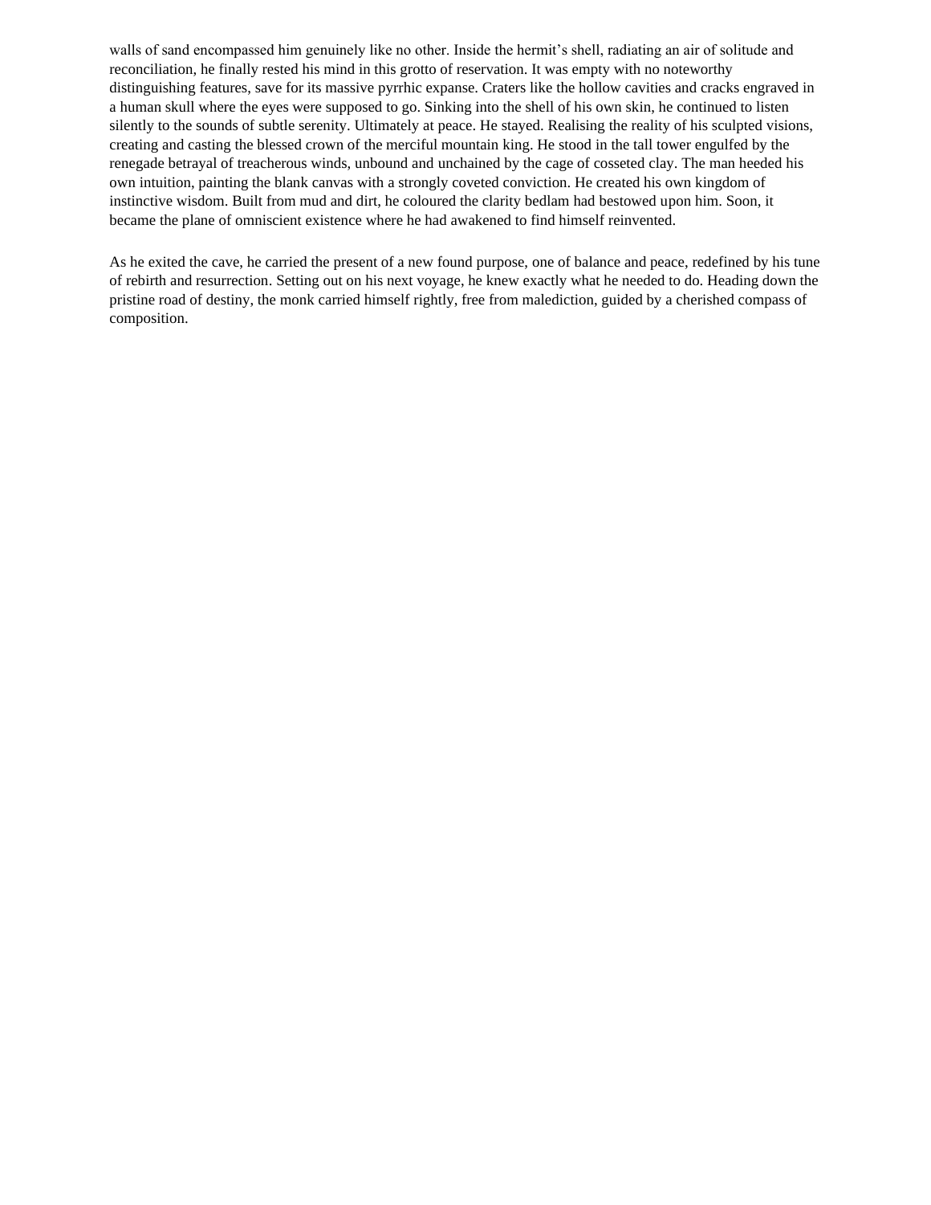walls of sand encompassed him genuinely like no other. Inside the hermit's shell, radiating an air of solitude and reconciliation, he finally rested his mind in this grotto of reservation. It was empty with no noteworthy distinguishing features, save for its massive pyrrhic expanse. Craters like the hollow cavities and cracks engraved in a human skull where the eyes were supposed to go. Sinking into the shell of his own skin, he continued to listen silently to the sounds of subtle serenity. Ultimately at peace. He stayed. Realising the reality of his sculpted visions, creating and casting the blessed crown of the merciful mountain king. He stood in the tall tower engulfed by the renegade betrayal of treacherous winds, unbound and unchained by the cage of cosseted clay. The man heeded his own intuition, painting the blank canvas with a strongly coveted conviction. He created his own kingdom of instinctive wisdom. Built from mud and dirt, he coloured the clarity bedlam had bestowed upon him. Soon, it became the plane of omniscient existence where he had awakened to find himself reinvented.

As he exited the cave, he carried the present of a new found purpose, one of balance and peace, redefined by his tune of rebirth and resurrection. Setting out on his next voyage, he knew exactly what he needed to do. Heading down the pristine road of destiny, the monk carried himself rightly, free from malediction, guided by a cherished compass of composition.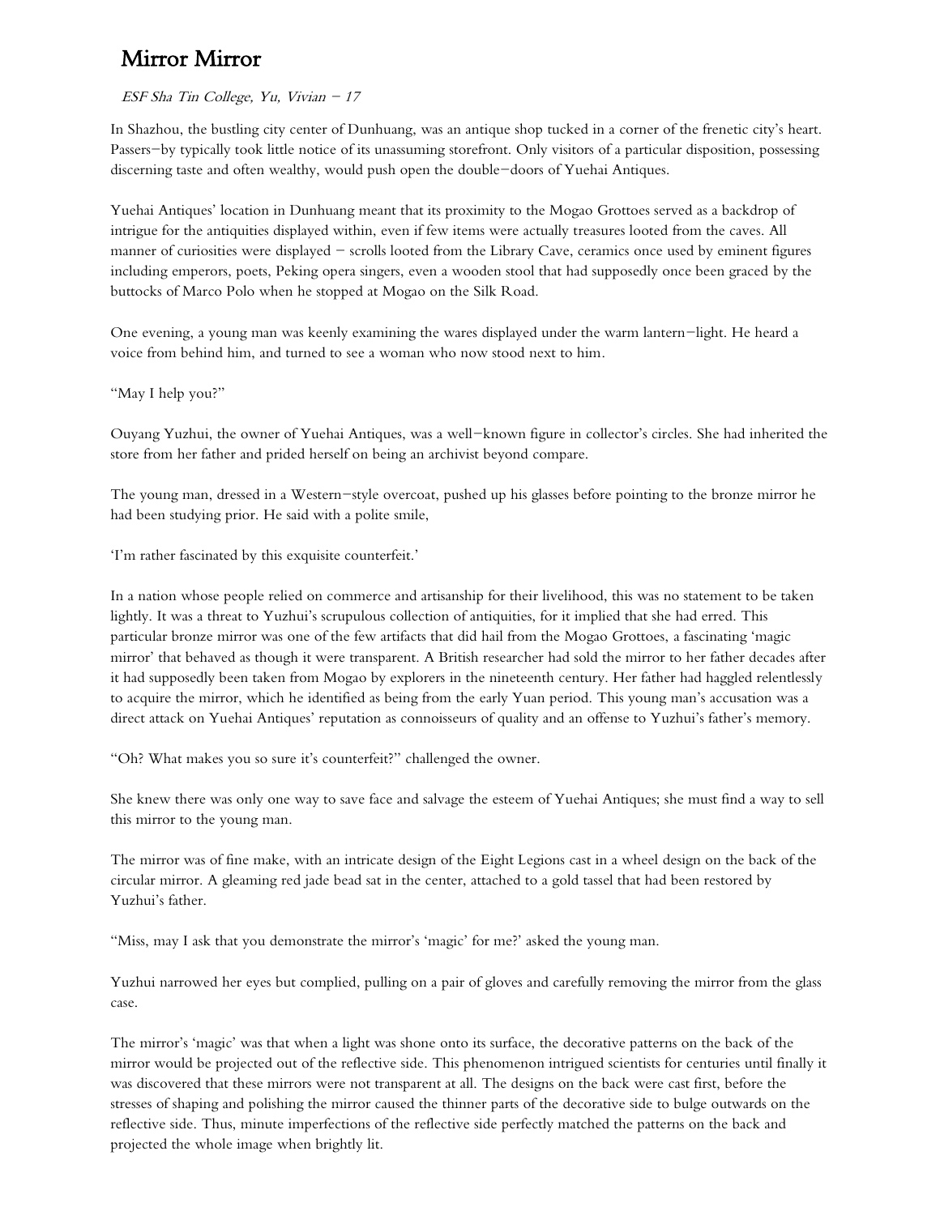# Mirror Mirror

*ESF Sha Tin College, Yu, Vivian – 17*

In Shazhou, the bustling city center of Dunhuang, was an antique shop tucked in a corner of the frenetic city's heart. Passers-by typically took little notice of its unassuming storefront. Only visitors of a particular disposition, possessing discerning taste and often wealthy, would push open the double-doors of Yuehai Antiques.

Yuehai Antiques' location in Dunhuang meant that its proximity to the Mogao Grottoes served as a backdrop of intrigue for the antiquities displayed within, even if few items were actually treasures looted from the caves. All manner of curiosities were displayed – scrolls looted from the Library Cave, ceramics once used by eminent figures including emperors, poets, Peking opera singers, even a wooden stool that had supposedly once been graced by the buttocks of Marco Polo when he stopped at Mogao on the Silk Road.

One evening, a young man was keenly examining the wares displayed under the warm lantern-light. He heard a voice from behind him, and turned to see a woman who now stood next to him.

"May I help you?"

Ouyang Yuzhui, the owner of Yuehai Antiques, was a well-known figure in collector's circles. She had inherited the store from her father and prided herself on being an archivist beyond compare.

The young man, dressed in a Western-style overcoat, pushed up his glasses before pointing to the bronze mirror he had been studying prior. He said with a polite smile,

'I'm rather fascinated by this exquisite counterfeit.'

In a nation whose people relied on commerce and artisanship for their livelihood, this was no statement to be taken lightly. It was a threat to Yuzhui's scrupulous collection of antiquities, for it implied that she had erred. This particular bronze mirror was one of the few artifacts that did hail from the Mogao Grottoes, a fascinating 'magic mirror' that behaved as though it were transparent. A British researcher had sold the mirror to her father decades after it had supposedly been taken from Mogao by explorers in the nineteenth century. Her father had haggled relentlessly to acquire the mirror, which he identified as being from the early Yuan period. This young man's accusation was a direct attack on Yuehai Antiques' reputation as connoisseurs of quality and an offense to Yuzhui's father's memory.

"Oh? What makes you so sure it's counterfeit?" challenged the owner.

She knew there was only one way to save face and salvage the esteem of Yuehai Antiques; she must find a way to sell this mirror to the young man.

The mirror was of fine make, with an intricate design of the Eight Legions cast in a wheel design on the back of the circular mirror. A gleaming red jade bead sat in the center, attached to a gold tassel that had been restored by Yuzhui's father.

"Miss, may I ask that you demonstrate the mirror's 'magic' for me?' asked the young man.

Yuzhui narrowed her eyes but complied, pulling on a pair of gloves and carefully removing the mirror from the glass case.

The mirror's 'magic' was that when a light was shone onto its surface, the decorative patterns on the back of the mirror would be projected out of the reflective side. This phenomenon intrigued scientists for centuries until finally it was discovered that these mirrors were not transparent at all. The designs on the back were cast first, before the stresses of shaping and polishing the mirror caused the thinner parts of the decorative side to bulge outwards on the reflective side. Thus, minute imperfections of the reflective side perfectly matched the patterns on the back and projected the whole image when brightly lit.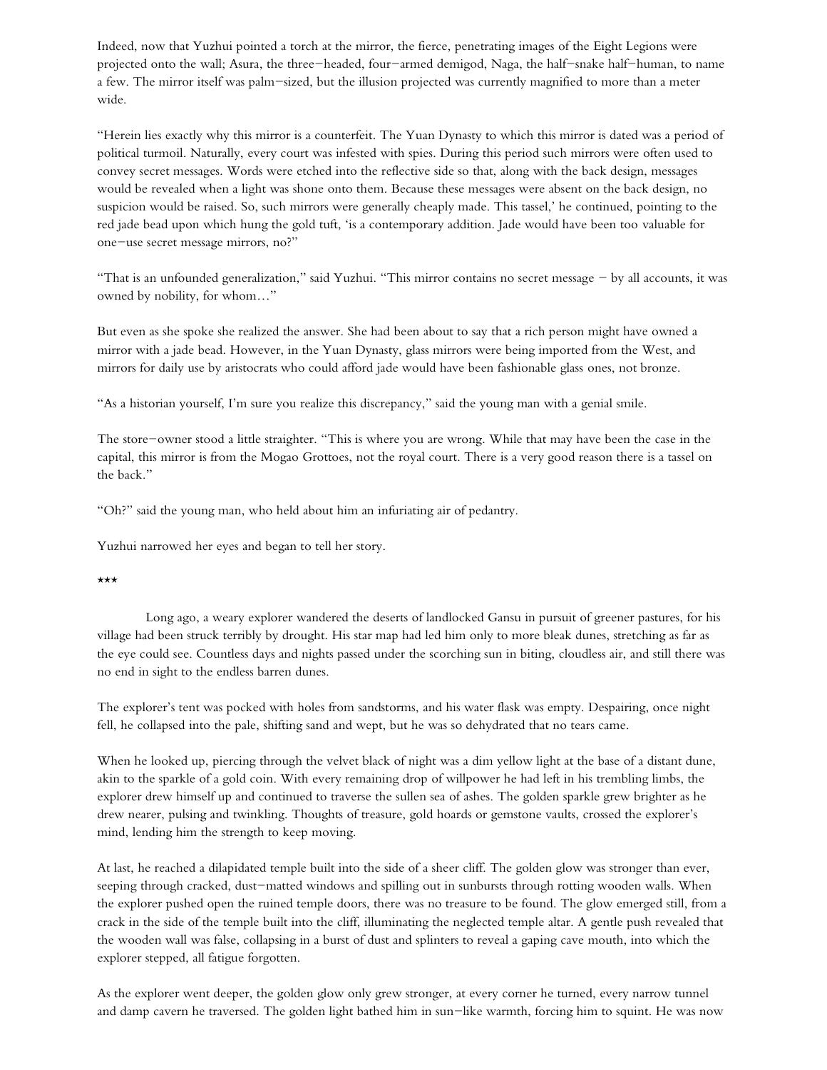Indeed, now that Yuzhui pointed a torch at the mirror, the fierce, penetrating images of the Eight Legions were projected onto the wall; Asura, the three-headed, four-armed demigod, Naga, the half-snake half-human, to name a few. The mirror itself was palm-sized, but the illusion projected was currently magnified to more than a meter wide.

"Herein lies exactly why this mirror is a counterfeit. The Yuan Dynasty to which this mirror is dated was a period of political turmoil. Naturally, every court was infested with spies. During this period such mirrors were often used to convey secret messages. Words were etched into the reflective side so that, along with the back design, messages would be revealed when a light was shone onto them. Because these messages were absent on the back design, no suspicion would be raised. So, such mirrors were generally cheaply made. This tassel,' he continued, pointing to the red jade bead upon which hung the gold tuft, 'is a contemporary addition. Jade would have been too valuable for one-use secret message mirrors, no?"

"That is an unfounded generalization," said Yuzhui. "This mirror contains no secret message – by all accounts, it was owned by nobility, for whom…"

But even as she spoke she realized the answer. She had been about to say that a rich person might have owned a mirror with a jade bead. However, in the Yuan Dynasty, glass mirrors were being imported from the West, and mirrors for daily use by aristocrats who could afford jade would have been fashionable glass ones, not bronze.

"As a historian yourself, I'm sure you realize this discrepancy," said the young man with a genial smile.

The store-owner stood a little straighter. "This is where you are wrong. While that may have been the case in the capital, this mirror is from the Mogao Grottoes, not the royal court. There is a very good reason there is a tassel on the back."

"Oh?" said the young man, who held about him an infuriating air of pedantry.

Yuzhui narrowed her eyes and began to tell her story.

***

Long ago, a weary explorer wandered the deserts of landlocked Gansu in pursuit of greener pastures, for his village had been struck terribly by drought. His star map had led him only to more bleak dunes, stretching as far as the eye could see. Countless days and nights passed under the scorching sun in biting, cloudless air, and still there was no end in sight to the endless barren dunes.

The explorer's tent was pocked with holes from sandstorms, and his water flask was empty. Despairing, once night fell, he collapsed into the pale, shifting sand and wept, but he was so dehydrated that no tears came.

When he looked up, piercing through the velvet black of night was a dim yellow light at the base of a distant dune, akin to the sparkle of a gold coin. With every remaining drop of willpower he had left in his trembling limbs, the explorer drew himself up and continued to traverse the sullen sea of ashes. The golden sparkle grew brighter as he drew nearer, pulsing and twinkling. Thoughts of treasure, gold hoards or gemstone vaults, crossed the explorer's mind, lending him the strength to keep moving.

At last, he reached a dilapidated temple built into the side of a sheer cliff. The golden glow was stronger than ever, seeping through cracked, dust-matted windows and spilling out in sunbursts through rotting wooden walls. When the explorer pushed open the ruined temple doors, there was no treasure to be found. The glow emerged still, from a crack in the side of the temple built into the cliff, illuminating the neglected temple altar. A gentle push revealed that the wooden wall was false, collapsing in a burst of dust and splinters to reveal a gaping cave mouth, into which the explorer stepped, all fatigue forgotten.

As the explorer went deeper, the golden glow only grew stronger, at every corner he turned, every narrow tunnel and damp cavern he traversed. The golden light bathed him in sun-like warmth, forcing him to squint. He was now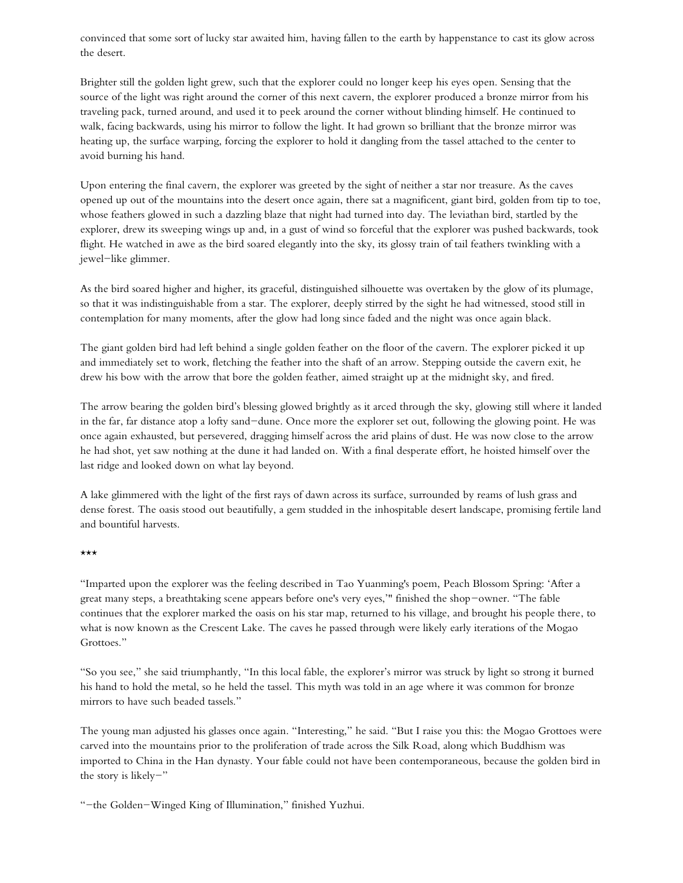convinced that some sort of lucky star awaited him, having fallen to the earth by happenstance to cast its glow across the desert.

Brighter still the golden light grew, such that the explorer could no longer keep his eyes open. Sensing that the source of the light was right around the corner of this next cavern, the explorer produced a bronze mirror from his traveling pack, turned around, and used it to peek around the corner without blinding himself. He continued to walk, facing backwards, using his mirror to follow the light. It had grown so brilliant that the bronze mirror was heating up, the surface warping, forcing the explorer to hold it dangling from the tassel attached to the center to avoid burning his hand.

Upon entering the final cavern, the explorer was greeted by the sight of neither a star nor treasure. As the caves opened up out of the mountains into the desert once again, there sat a magnificent, giant bird, golden from tip to toe, whose feathers glowed in such a dazzling blaze that night had turned into day. The leviathan bird, startled by the explorer, drew its sweeping wings up and, in a gust of wind so forceful that the explorer was pushed backwards, took flight. He watched in awe as the bird soared elegantly into the sky, its glossy train of tail feathers twinkling with a jewel-like glimmer.

As the bird soared higher and higher, its graceful, distinguished silhouette was overtaken by the glow of its plumage, so that it was indistinguishable from a star. The explorer, deeply stirred by the sight he had witnessed, stood still in contemplation for many moments, after the glow had long since faded and the night was once again black.

The giant golden bird had left behind a single golden feather on the floor of the cavern. The explorer picked it up and immediately set to work, fletching the feather into the shaft of an arrow. Stepping outside the cavern exit, he drew his bow with the arrow that bore the golden feather, aimed straight up at the midnight sky, and fired.

The arrow bearing the golden bird's blessing glowed brightly as it arced through the sky, glowing still where it landed in the far, far distance atop a lofty sand-dune. Once more the explorer set out, following the glowing point. He was once again exhausted, but persevered, dragging himself across the arid plains of dust. He was now close to the arrow he had shot, yet saw nothing at the dune it had landed on. With a final desperate effort, he hoisted himself over the last ridge and looked down on what lay beyond.

A lake glimmered with the light of the first rays of dawn across its surface, surrounded by reams of lush grass and dense forest. The oasis stood out beautifully, a gem studded in the inhospitable desert landscape, promising fertile land and bountiful harvests.

\*\*\*

"Imparted upon the explorer was the feeling described in Tao Yuanming's poem, Peach Blossom Spring: 'After a great many steps, a breathtaking scene appears before one's very eyes,'" finished the shop-owner. "The fable continues that the explorer marked the oasis on his star map, returned to his village, and brought his people there, to what is now known as the Crescent Lake. The caves he passed through were likely early iterations of the Mogao Grottoes."

"So you see," she said triumphantly, "In this local fable, the explorer's mirror was struck by light so strong it burned his hand to hold the metal, so he held the tassel. This myth was told in an age where it was common for bronze mirrors to have such beaded tassels."

The young man adjusted his glasses once again. "Interesting," he said. "But I raise you this: the Mogao Grottoes were carved into the mountains prior to the proliferation of trade across the Silk Road, along which Buddhism was imported to China in the Han dynasty. Your fable could not have been contemporaneous, because the golden bird in the story is likely-"

"-the Golden-Winged King of Illumination," finished Yuzhui.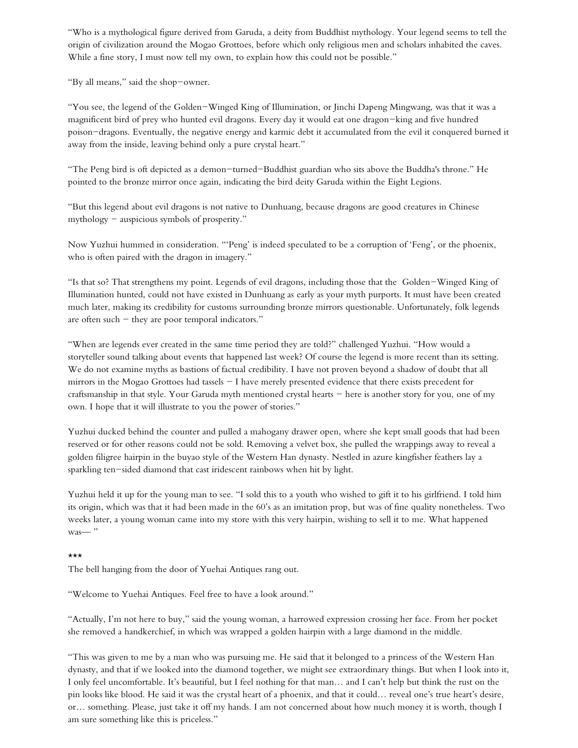"Who is a mythological figure derived from Garuda, a deity from Buddhist mythology. Your legend seems to tell the origin of civilization around the Mogao Grottoes, before which only religious men and scholars inhabited the caves. While a fine story, I must now tell my own, to explain how this could not be possible."

"By all means," said the shop-owner.

"You see, the legend of the Golden-Winged King of Illumination, or Jinchi Dapeng Mingwang, was that it was a magnificent bird of prey who hunted evil dragons. Every day it would eat one dragon-king and five hundred poison-dragons. Eventually, the negative energy and karmic debt it accumulated from the evil it conquered burned it away from the inside, leaving behind only a pure crystal heart."

"The Peng bird is oft depicted as a demon-turned-Buddhist guardian who sits above the Buddha's throne." He pointed to the bronze mirror once again, indicating the bird deity Garuda within the Eight Legions.

"But this legend about evil dragons is not native to Dunhuang, because dragons are good creatures in Chinese mythology – auspicious symbols of prosperity."

Now Yuzhui hummed in consideration. "'Peng' is indeed speculated to be a corruption of 'Feng', or the phoenix, who is often paired with the dragon in imagery."

"Is that so? That strengthens my point. Legends of evil dragons, including those that the Golden-Winged King of Illumination hunted, could not have existed in Dunhuang as early as your myth purports. It must have been created much later, making its credibility for customs surrounding bronze mirrors questionable. Unfortunately, folk legends are often such – they are poor temporal indicators."

"When are legends ever created in the same time period they are told?" challenged Yuzhui. "How would a storyteller sound talking about events that happened last week? Of course the legend is more recent than its setting. We do not examine myths as bastions of factual credibility. I have not proven beyond a shadow of doubt that all mirrors in the Mogao Grottoes had tassels – I have merely presented evidence that there exists precedent for craftsmanship in that style. Your Garuda myth mentioned crystal hearts – here is another story for you, one of my own. I hope that it will illustrate to you the power of stories."

Yuzhui ducked behind the counter and pulled a mahogany drawer open, where she kept small goods that had been reserved or for other reasons could not be sold. Removing a velvet box, she pulled the wrappings away to reveal a golden filigree hairpin in the buyao style of the Western Han dynasty. Nestled in azure kingfisher feathers lay a sparkling ten-sided diamond that cast iridescent rainbows when hit by light.

Yuzhui held it up for the young man to see. "I sold this to a youth who wished to gift it to his girlfriend. I told him its origin, which was that it had been made in the 60's as an imitation prop, but was of fine quality nonetheless. Two weeks later, a young woman came into my store with this very hairpin, wishing to sell it to me. What happened was— "

***

The bell hanging from the door of Yuehai Antiques rang out.

"Welcome to Yuehai Antiques. Feel free to have a look around."

"Actually, I'm not here to buy," said the young woman, a harrowed expression crossing her face. From her pocket she removed a handkerchief, in which was wrapped a golden hairpin with a large diamond in the middle.

"This was given to me by a man who was pursuing me. He said that it belonged to a princess of the Western Han dynasty, and that if we looked into the diamond together, we might see extraordinary things. But when I look into it, I only feel uncomfortable. It's beautiful, but I feel nothing for that man… and I can't help but think the rust on the pin looks like blood. He said it was the crystal heart of a phoenix, and that it could… reveal one's true heart's desire, or… something. Please, just take it off my hands. I am not concerned about how much money it is worth, though I am sure something like this is priceless."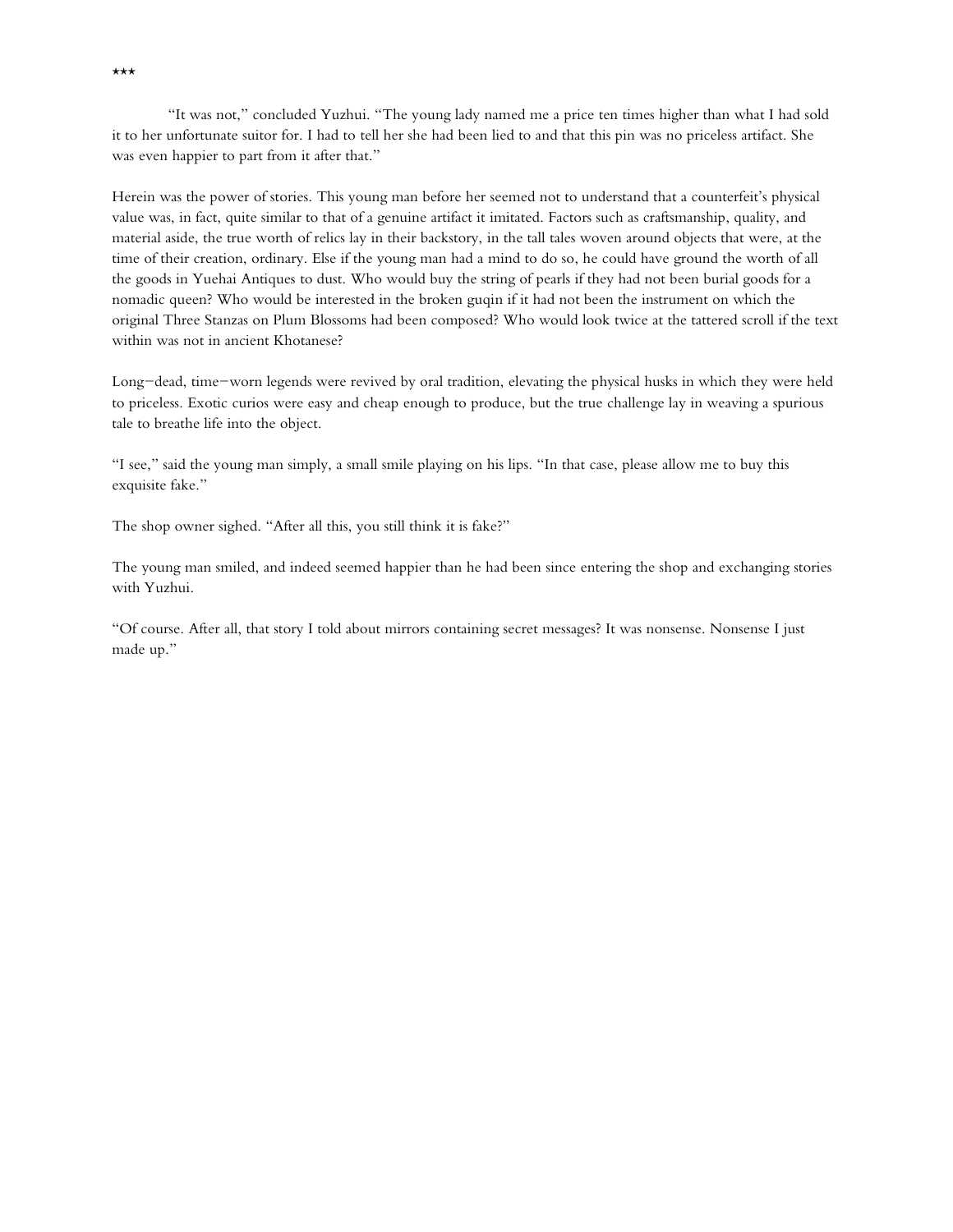\*\*\*

"It was not," concluded Yuzhui. "The young lady named me a price ten times higher than what I had sold it to her unfortunate suitor for. I had to tell her she had been lied to and that this pin was no priceless artifact. She was even happier to part from it after that."

Herein was the power of stories. This young man before her seemed not to understand that a counterfeit's physical value was, in fact, quite similar to that of a genuine artifact it imitated. Factors such as craftsmanship, quality, and material aside, the true worth of relics lay in their backstory, in the tall tales woven around objects that were, at the time of their creation, ordinary. Else if the young man had a mind to do so, he could have ground the worth of all the goods in Yuehai Antiques to dust. Who would buy the string of pearls if they had not been burial goods for a nomadic queen? Who would be interested in the broken guqin if it had not been the instrument on which the original Three Stanzas on Plum Blossoms had been composed? Who would look twice at the tattered scroll if the text within was not in ancient Khotanese?

Long–dead, time–worn legends were revived by oral tradition, elevating the physical husks in which they were held to priceless. Exotic curios were easy and cheap enough to produce, but the true challenge lay in weaving a spurious tale to breathe life into the object.

"I see," said the young man simply, a small smile playing on his lips. "In that case, please allow me to buy this exquisite fake."

The shop owner sighed. "After all this, you still think it is fake?"

The young man smiled, and indeed seemed happier than he had been since entering the shop and exchanging stories with Yuzhui.

"Of course. After all, that story I told about mirrors containing secret messages? It was nonsense. Nonsense I just made up."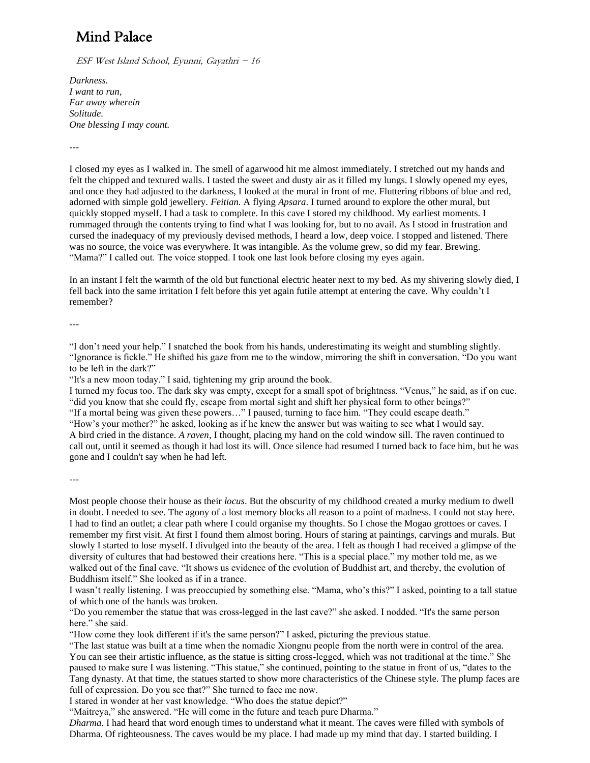# Mind Palace

*ESF West Island School, Eyunni, Gayathri – 16*

*Darkness.*
*I want to run,*
*Far away wherein*
*Solitude.*
*One blessing I may count.*

---

I closed my eyes as I walked in. The smell of agarwood hit me almost immediately. I stretched out my hands and felt the chipped and textured walls. I tasted the sweet and dusty air as it filled my lungs. I slowly opened my eyes, and once they had adjusted to the darkness, I looked at the mural in front of me. Fluttering ribbons of blue and red, adorned with simple gold jewellery. *Feitian.* A flying *Apsara*. I turned around to explore the other mural, but quickly stopped myself. I had a task to complete. In this cave I stored my childhood. My earliest moments. I rummaged through the contents trying to find what I was looking for, but to no avail. As I stood in frustration and cursed the inadequacy of my previously devised methods, I heard a low, deep voice. I stopped and listened. There was no source, the voice was everywhere. It was intangible. As the volume grew, so did my fear. Brewing. "Mama?" I called out. The voice stopped. I took one last look before closing my eyes again.

In an instant I felt the warmth of the old but functional electric heater next to my bed. As my shivering slowly died, I fell back into the same irritation I felt before this yet again futile attempt at entering the cave. Why couldn't I remember?

---

"I don't need your help." I snatched the book from his hands, underestimating its weight and stumbling slightly.
"Ignorance is fickle." He shifted his gaze from me to the window, mirroring the shift in conversation. "Do you want to be left in the dark?"
"It's a new moon today." I said, tightening my grip around the book.
I turned my focus too. The dark sky was empty, except for a small spot of brightness. "Venus," he said, as if on cue. "did you know that she could fly, escape from mortal sight and shift her physical form to other beings?"
"If a mortal being was given these powers…" I paused, turning to face him. "They could escape death."
"How's your mother?" he asked, looking as if he knew the answer but was waiting to see what I would say.
A bird cried in the distance. *A raven*, I thought, placing my hand on the cold window sill. The raven continued to call out, until it seemed as though it had lost its will. Once silence had resumed I turned back to face him, but he was gone and I couldn't say when he had left.

---

Most people choose their house as their *locus*. But the obscurity of my childhood created a murky medium to dwell in doubt. I needed to see. The agony of a lost memory blocks all reason to a point of madness. I could not stay here. I had to find an outlet; a clear path where I could organise my thoughts. So I chose the Mogao grottoes or caves. I remember my first visit. At first I found them almost boring. Hours of staring at paintings, carvings and murals. But slowly I started to lose myself. I divulged into the beauty of the area. I felt as though I had received a glimpse of the diversity of cultures that had bestowed their creations here. "This is a special place." my mother told me, as we walked out of the final cave. "It shows us evidence of the evolution of Buddhist art, and thereby, the evolution of Buddhism itself." She looked as if in a trance.
I wasn't really listening. I was preoccupied by something else. "Mama, who's this?" I asked, pointing to a tall statue of which one of the hands was broken.
"Do you remember the statue that was cross-legged in the last cave?" she asked. I nodded. "It's the same person here." she said.
"How come they look different if it's the same person?" I asked, picturing the previous statue.
"The last statue was built at a time when the nomadic Xiongnu people from the north were in control of the area. You can see their artistic influence, as the statue is sitting cross-legged, which was not traditional at the time." She paused to make sure I was listening. "This statue," she continued, pointing to the statue in front of us, "dates to the Tang dynasty. At that time, the statues started to show more characteristics of the Chinese style. The plump faces are full of expression. Do you see that?" She turned to face me now.
I stared in wonder at her vast knowledge. "What does the statue depict?"
"Maitreya," she answered. "He will come in the future and teach pure Dharma."
*Dharma.* I had heard that word enough times to understand what it meant. The caves were filled with symbols of Dharma. Of righteousness. The caves would be my place. I had made up my mind that day. I started building. I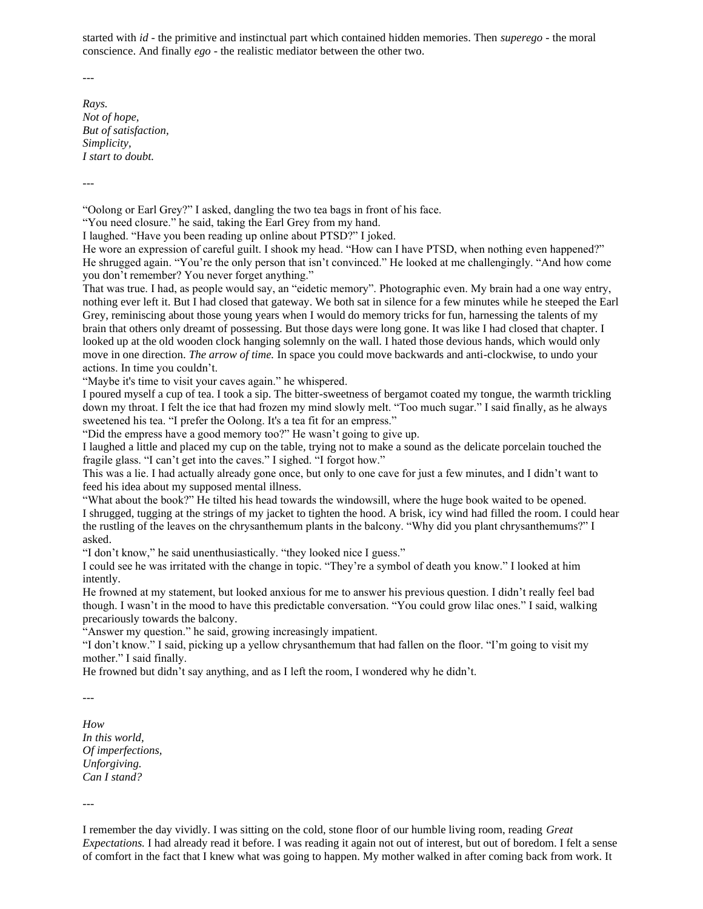started with *id* - the primitive and instinctual part which contained hidden memories. Then *superego* - the moral conscience. And finally *ego* - the realistic mediator between the other two.

---

*Rays.*
*Not of hope,*
*But of satisfaction,*
*Simplicity,*
*I start to doubt.*

---

"Oolong or Earl Grey?" I asked, dangling the two tea bags in front of his face.
"You need closure." he said, taking the Earl Grey from my hand.
I laughed. "Have you been reading up online about PTSD?" I joked.
He wore an expression of careful guilt. I shook my head. "How can I have PTSD, when nothing even happened?"
He shrugged again. "You're the only person that isn't convinced." He looked at me challengingly. "And how come you don't remember? You never forget anything."
That was true. I had, as people would say, an "eidetic memory". Photographic even. My brain had a one way entry, nothing ever left it. But I had closed that gateway. We both sat in silence for a few minutes while he steeped the Earl Grey, reminiscing about those young years when I would do memory tricks for fun, harnessing the talents of my brain that others only dreamt of possessing. But those days were long gone. It was like I had closed that chapter. I looked up at the old wooden clock hanging solemnly on the wall. I hated those devious hands, which would only move in one direction. *The arrow of time.* In space you could move backwards and anti-clockwise, to undo your actions. In time you couldn't.
"Maybe it's time to visit your caves again." he whispered.
I poured myself a cup of tea. I took a sip. The bitter-sweetness of bergamot coated my tongue, the warmth trickling down my throat. I felt the ice that had frozen my mind slowly melt. "Too much sugar." I said finally, as he always sweetened his tea. "I prefer the Oolong. It's a tea fit for an empress."
"Did the empress have a good memory too?" He wasn't going to give up.
I laughed a little and placed my cup on the table, trying not to make a sound as the delicate porcelain touched the fragile glass. "I can't get into the caves." I sighed. "I forgot how."
This was a lie. I had actually already gone once, but only to one cave for just a few minutes, and I didn't want to feed his idea about my supposed mental illness.
"What about the book?" He tilted his head towards the windowsill, where the huge book waited to be opened.
I shrugged, tugging at the strings of my jacket to tighten the hood. A brisk, icy wind had filled the room. I could hear the rustling of the leaves on the chrysanthemum plants in the balcony. "Why did you plant chrysanthemums?" I asked.
"I don't know," he said unenthusiastically. "they looked nice I guess."
I could see he was irritated with the change in topic. "They're a symbol of death you know." I looked at him intently.
He frowned at my statement, but looked anxious for me to answer his previous question. I didn't really feel bad though. I wasn't in the mood to have this predictable conversation. "You could grow lilac ones." I said, walking precariously towards the balcony.
"Answer my question." he said, growing increasingly impatient.
"I don't know." I said, picking up a yellow chrysanthemum that had fallen on the floor. "I'm going to visit my mother." I said finally.
He frowned but didn't say anything, and as I left the room, I wondered why he didn't.

---

*How*
*In this world,*
*Of imperfections,*
*Unforgiving.*
*Can I stand?*

---

I remember the day vividly. I was sitting on the cold, stone floor of our humble living room, reading *Great Expectations.* I had already read it before. I was reading it again not out of interest, but out of boredom. I felt a sense of comfort in the fact that I knew what was going to happen. My mother walked in after coming back from work. It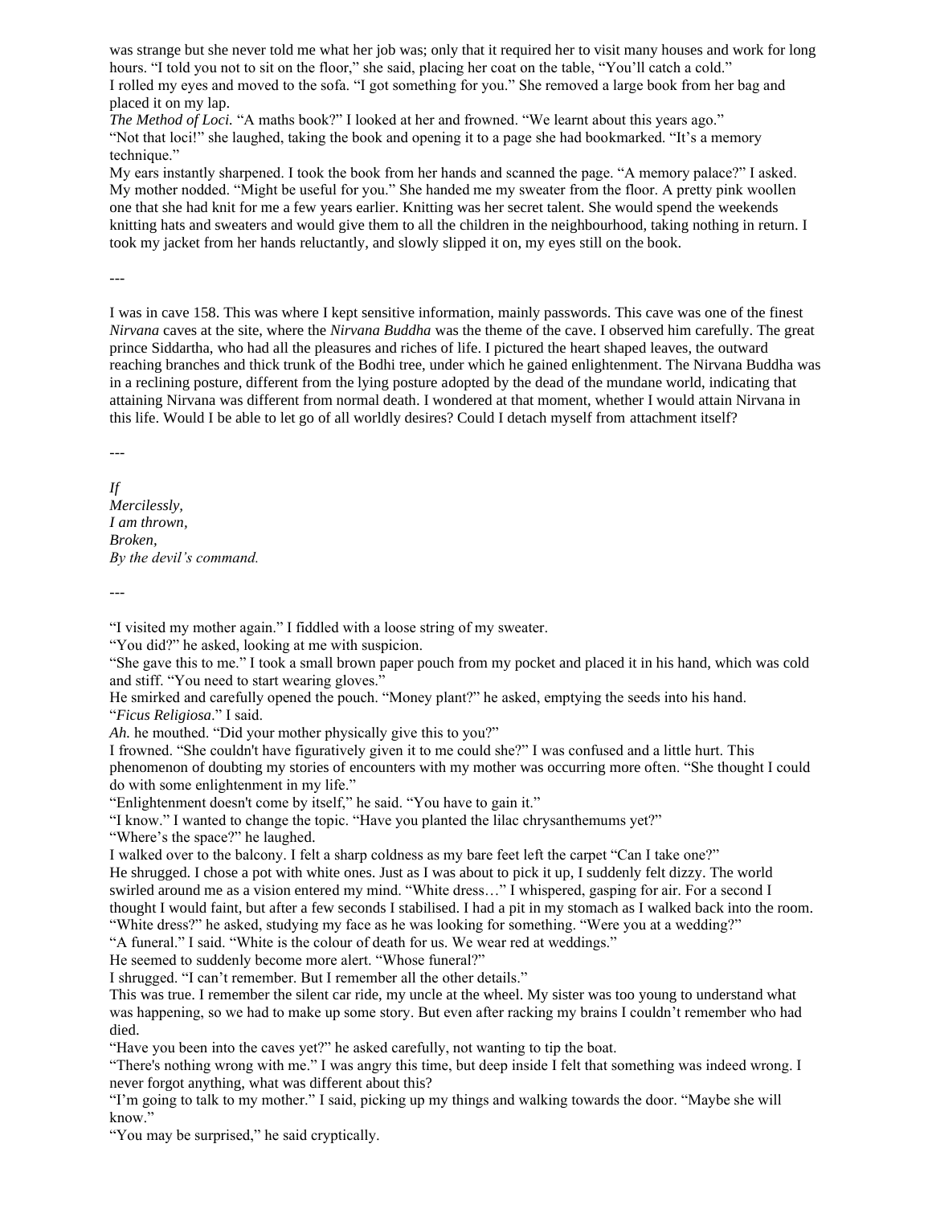was strange but she never told me what her job was; only that it required her to visit many houses and work for long hours. "I told you not to sit on the floor," she said, placing her coat on the table, "You'll catch a cold."
I rolled my eyes and moved to the sofa. "I got something for you." She removed a large book from her bag and placed it on my lap.
*The Method of Loci.* "A maths book?" I looked at her and frowned. "We learnt about this years ago."
"Not that loci!" she laughed, taking the book and opening it to a page she had bookmarked. "It's a memory technique."
My ears instantly sharpened. I took the book from her hands and scanned the page. "A memory palace?" I asked. My mother nodded. "Might be useful for you." She handed me my sweater from the floor. A pretty pink woollen one that she had knit for me a few years earlier. Knitting was her secret talent. She would spend the weekends knitting hats and sweaters and would give them to all the children in the neighbourhood, taking nothing in return. I took my jacket from her hands reluctantly, and slowly slipped it on, my eyes still on the book.

---

I was in cave 158. This was where I kept sensitive information, mainly passwords. This cave was one of the finest *Nirvana* caves at the site, where the *Nirvana Buddha* was the theme of the cave. I observed him carefully. The great prince Siddartha, who had all the pleasures and riches of life. I pictured the heart shaped leaves, the outward reaching branches and thick trunk of the Bodhi tree, under which he gained enlightenment. The Nirvana Buddha was in a reclining posture, different from the lying posture adopted by the dead of the mundane world, indicating that attaining Nirvana was different from normal death. I wondered at that moment, whether I would attain Nirvana in this life. Would I be able to let go of all worldly desires? Could I detach myself from attachment itself?

---

*If*
*Mercilessly,*
*I am thrown,*
*Broken,*
*By the devil's command.*

---

"I visited my mother again." I fiddled with a loose string of my sweater.
"You did?" he asked, looking at me with suspicion.
"She gave this to me." I took a small brown paper pouch from my pocket and placed it in his hand, which was cold and stiff. "You need to start wearing gloves."
He smirked and carefully opened the pouch. "Money plant?" he asked, emptying the seeds into his hand.
"*Ficus Religiosa*." I said.
*Ah.* he mouthed. "Did your mother physically give this to you?"
I frowned. "She couldn't have figuratively given it to me could she?" I was confused and a little hurt. This phenomenon of doubting my stories of encounters with my mother was occurring more often. "She thought I could do with some enlightenment in my life."
"Enlightenment doesn't come by itself," he said. "You have to gain it."
"I know." I wanted to change the topic. "Have you planted the lilac chrysanthemums yet?"
"Where's the space?" he laughed.
I walked over to the balcony. I felt a sharp coldness as my bare feet left the carpet "Can I take one?"
He shrugged. I chose a pot with white ones. Just as I was about to pick it up, I suddenly felt dizzy. The world swirled around me as a vision entered my mind. "White dress…" I whispered, gasping for air. For a second I thought I would faint, but after a few seconds I stabilised. I had a pit in my stomach as I walked back into the room.
"White dress?" he asked, studying my face as he was looking for something. "Were you at a wedding?"
"A funeral." I said. "White is the colour of death for us. We wear red at weddings."
He seemed to suddenly become more alert. "Whose funeral?"
I shrugged. "I can't remember. But I remember all the other details."
This was true. I remember the silent car ride, my uncle at the wheel. My sister was too young to understand what was happening, so we had to make up some story. But even after racking my brains I couldn't remember who had died.
"Have you been into the caves yet?" he asked carefully, not wanting to tip the boat.
"There's nothing wrong with me." I was angry this time, but deep inside I felt that something was indeed wrong. I never forgot anything, what was different about this?
"I'm going to talk to my mother." I said, picking up my things and walking towards the door. "Maybe she will know."
"You may be surprised," he said cryptically.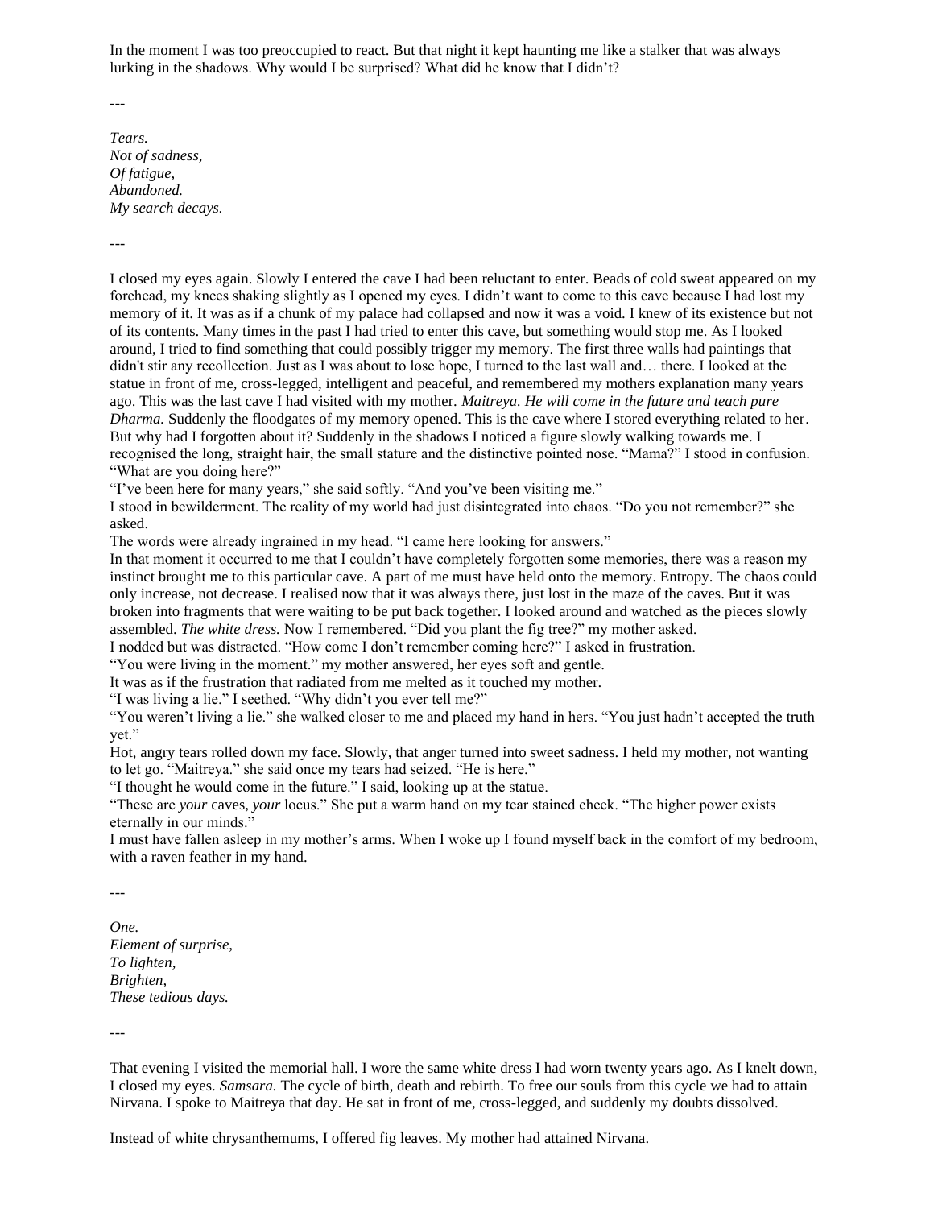In the moment I was too preoccupied to react. But that night it kept haunting me like a stalker that was always lurking in the shadows. Why would I be surprised? What did he know that I didn't?

---

*Tears.*  
*Not of sadness,*  
*Of fatigue,*  
*Abandoned.*  
*My search decays.*

---

I closed my eyes again. Slowly I entered the cave I had been reluctant to enter. Beads of cold sweat appeared on my forehead, my knees shaking slightly as I opened my eyes. I didn't want to come to this cave because I had lost my memory of it. It was as if a chunk of my palace had collapsed and now it was a void. I knew of its existence but not of its contents. Many times in the past I had tried to enter this cave, but something would stop me. As I looked around, I tried to find something that could possibly trigger my memory. The first three walls had paintings that didn't stir any recollection. Just as I was about to lose hope, I turned to the last wall and… there. I looked at the statue in front of me, cross-legged, intelligent and peaceful, and remembered my mothers explanation many years ago. This was the last cave I had visited with my mother. *Maitreya. He will come in the future and teach pure Dharma.* Suddenly the floodgates of my memory opened. This is the cave where I stored everything related to her. But why had I forgotten about it? Suddenly in the shadows I noticed a figure slowly walking towards me. I recognised the long, straight hair, the small stature and the distinctive pointed nose. "Mama?" I stood in confusion. "What are you doing here?"  
"I've been here for many years," she said softly. "And you've been visiting me."  
I stood in bewilderment. The reality of my world had just disintegrated into chaos. "Do you not remember?" she asked.  
The words were already ingrained in my head. "I came here looking for answers."  
In that moment it occurred to me that I couldn't have completely forgotten some memories, there was a reason my instinct brought me to this particular cave. A part of me must have held onto the memory. Entropy. The chaos could only increase, not decrease. I realised now that it was always there, just lost in the maze of the caves. But it was broken into fragments that were waiting to be put back together. I looked around and watched as the pieces slowly assembled. *The white dress.* Now I remembered. "Did you plant the fig tree?" my mother asked.  
I nodded but was distracted. "How come I don't remember coming here?" I asked in frustration.  
"You were living in the moment." my mother answered, her eyes soft and gentle.  
It was as if the frustration that radiated from me melted as it touched my mother.  
"I was living a lie." I seethed. "Why didn't you ever tell me?"  
"You weren't living a lie." she walked closer to me and placed my hand in hers. "You just hadn't accepted the truth yet."  
Hot, angry tears rolled down my face. Slowly, that anger turned into sweet sadness. I held my mother, not wanting to let go. "Maitreya." she said once my tears had seized. "He is here."  
"I thought he would come in the future." I said, looking up at the statue.  
"These are *your* caves, *your* locus." She put a warm hand on my tear stained cheek. "The higher power exists eternally in our minds."  
I must have fallen asleep in my mother's arms. When I woke up I found myself back in the comfort of my bedroom, with a raven feather in my hand.

---

*One.*  
*Element of surprise,*  
*To lighten,*  
*Brighten,*  
*These tedious days.*

---

That evening I visited the memorial hall. I wore the same white dress I had worn twenty years ago. As I knelt down, I closed my eyes. *Samsara.* The cycle of birth, death and rebirth. To free our souls from this cycle we had to attain Nirvana. I spoke to Maitreya that day. He sat in front of me, cross-legged, and suddenly my doubts dissolved.

Instead of white chrysanthemums, I offered fig leaves. My mother had attained Nirvana.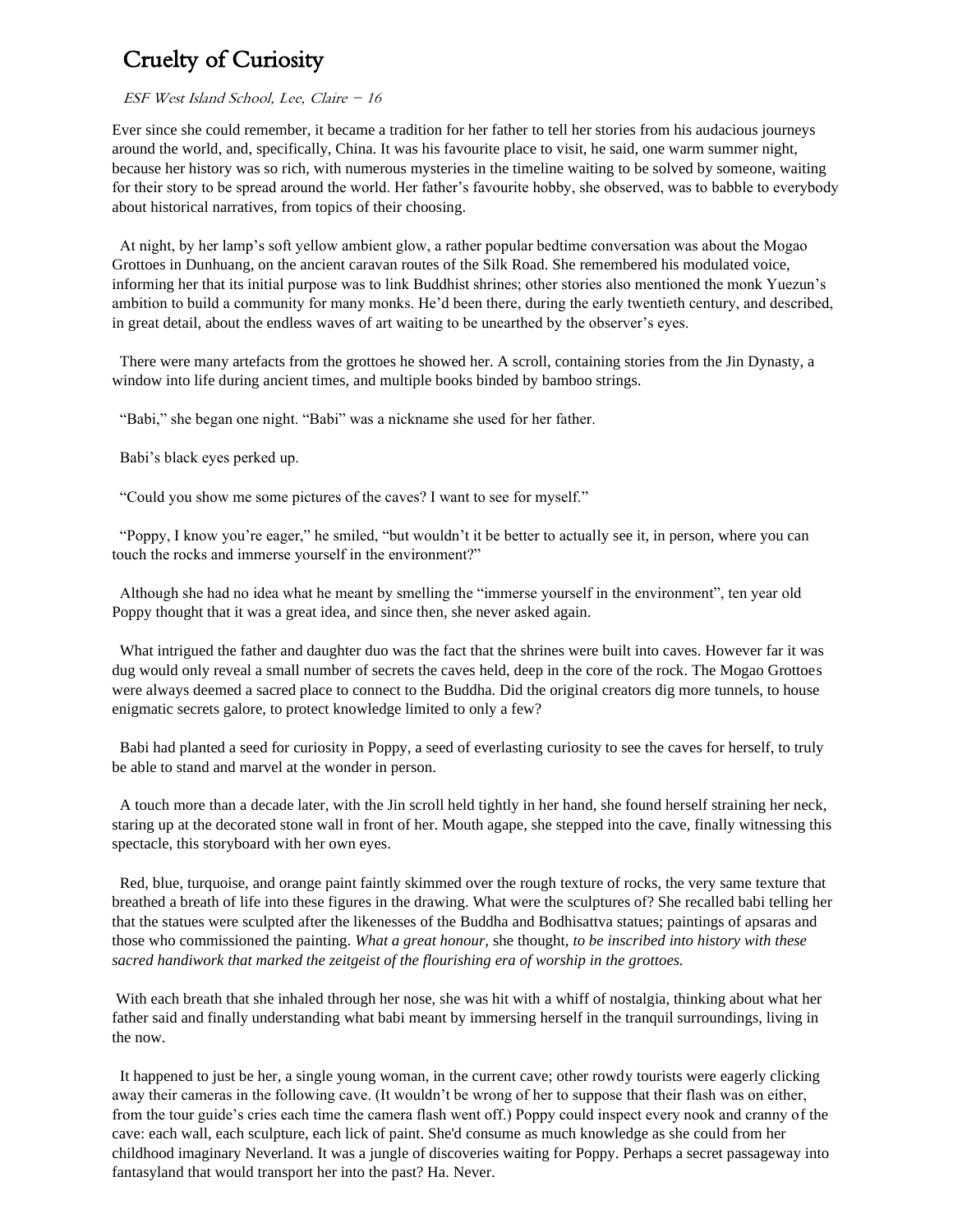# Cruelty of Curiosity

*ESF West Island School, Lee, Claire – 16*

Ever since she could remember, it became a tradition for her father to tell her stories from his audacious journeys around the world, and, specifically, China. It was his favourite place to visit, he said, one warm summer night, because her history was so rich, with numerous mysteries in the timeline waiting to be solved by someone, waiting for their story to be spread around the world. Her father's favourite hobby, she observed, was to babble to everybody about historical narratives, from topics of their choosing.

At night, by her lamp's soft yellow ambient glow, a rather popular bedtime conversation was about the Mogao Grottoes in Dunhuang, on the ancient caravan routes of the Silk Road. She remembered his modulated voice, informing her that its initial purpose was to link Buddhist shrines; other stories also mentioned the monk Yuezun's ambition to build a community for many monks. He'd been there, during the early twentieth century, and described, in great detail, about the endless waves of art waiting to be unearthed by the observer's eyes.

There were many artefacts from the grottoes he showed her. A scroll, containing stories from the Jin Dynasty, a window into life during ancient times, and multiple books binded by bamboo strings.

"Babi," she began one night. "Babi" was a nickname she used for her father.

Babi's black eyes perked up.

"Could you show me some pictures of the caves? I want to see for myself."

"Poppy, I know you're eager," he smiled, "but wouldn't it be better to actually see it, in person, where you can touch the rocks and immerse yourself in the environment?"

Although she had no idea what he meant by smelling the "immerse yourself in the environment", ten year old Poppy thought that it was a great idea, and since then, she never asked again.

What intrigued the father and daughter duo was the fact that the shrines were built into caves. However far it was dug would only reveal a small number of secrets the caves held, deep in the core of the rock. The Mogao Grottoes were always deemed a sacred place to connect to the Buddha. Did the original creators dig more tunnels, to house enigmatic secrets galore, to protect knowledge limited to only a few?

Babi had planted a seed for curiosity in Poppy, a seed of everlasting curiosity to see the caves for herself, to truly be able to stand and marvel at the wonder in person.

A touch more than a decade later, with the Jin scroll held tightly in her hand, she found herself straining her neck, staring up at the decorated stone wall in front of her. Mouth agape, she stepped into the cave, finally witnessing this spectacle, this storyboard with her own eyes.

Red, blue, turquoise, and orange paint faintly skimmed over the rough texture of rocks, the very same texture that breathed a breath of life into these figures in the drawing. What were the sculptures of? She recalled babi telling her that the statues were sculpted after the likenesses of the Buddha and Bodhisattva statues; paintings of apsaras and those who commissioned the painting. *What a great honour,* she thought, *to be inscribed into history with these sacred handiwork that marked the zeitgeist of the flourishing era of worship in the grottoes.*

With each breath that she inhaled through her nose, she was hit with a whiff of nostalgia, thinking about what her father said and finally understanding what babi meant by immersing herself in the tranquil surroundings, living in the now.

It happened to just be her, a single young woman, in the current cave; other rowdy tourists were eagerly clicking away their cameras in the following cave. (It wouldn't be wrong of her to suppose that their flash was on either, from the tour guide's cries each time the camera flash went off.) Poppy could inspect every nook and cranny of the cave: each wall, each sculpture, each lick of paint. She'd consume as much knowledge as she could from her childhood imaginary Neverland. It was a jungle of discoveries waiting for Poppy. Perhaps a secret passageway into fantasyland that would transport her into the past? Ha. Never.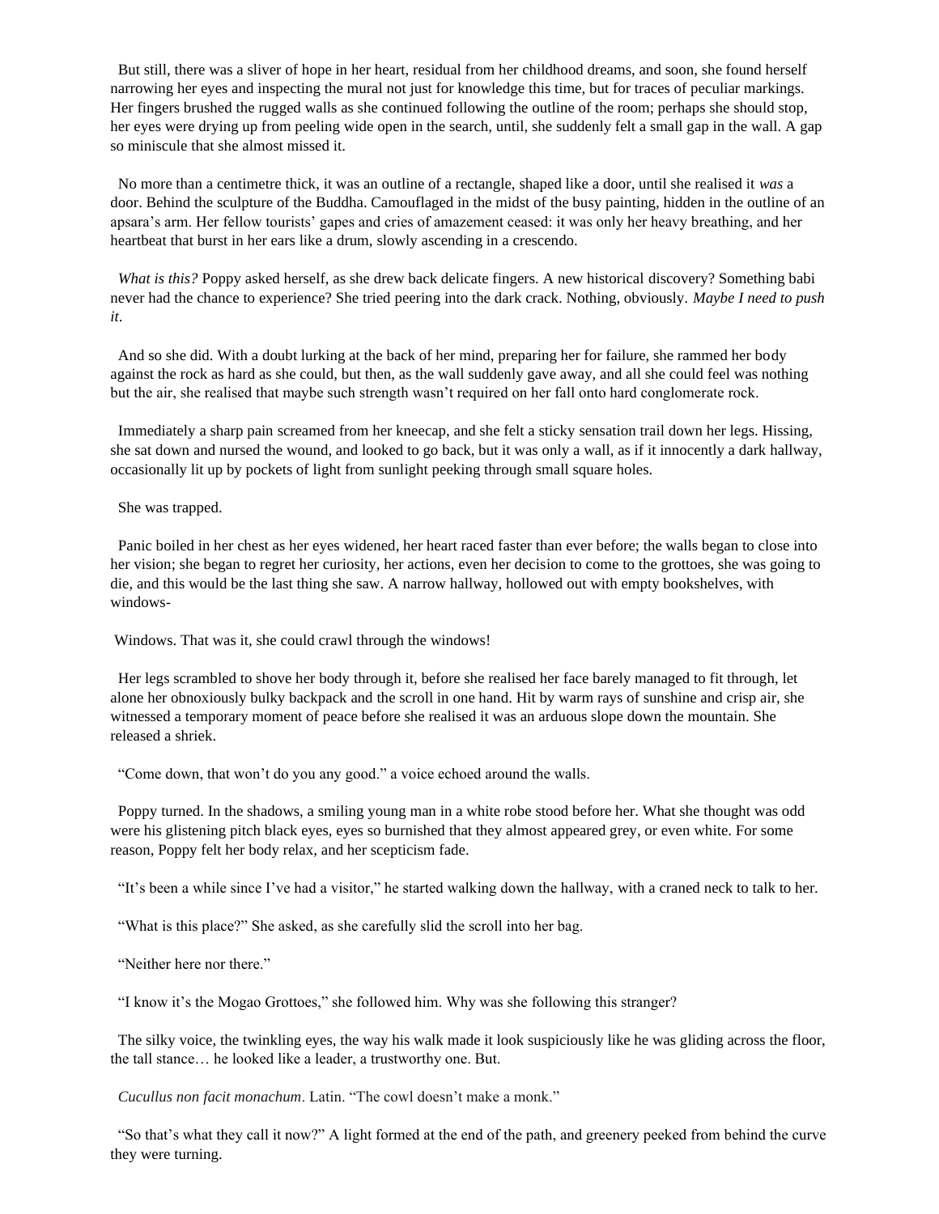But still, there was a sliver of hope in her heart, residual from her childhood dreams, and soon, she found herself narrowing her eyes and inspecting the mural not just for knowledge this time, but for traces of peculiar markings. Her fingers brushed the rugged walls as she continued following the outline of the room; perhaps she should stop, her eyes were drying up from peeling wide open in the search, until, she suddenly felt a small gap in the wall. A gap so miniscule that she almost missed it.

No more than a centimetre thick, it was an outline of a rectangle, shaped like a door, until she realised it *was* a door. Behind the sculpture of the Buddha. Camouflaged in the midst of the busy painting, hidden in the outline of an apsara's arm. Her fellow tourists' gapes and cries of amazement ceased: it was only her heavy breathing, and her heartbeat that burst in her ears like a drum, slowly ascending in a crescendo.

*What is this?* Poppy asked herself, as she drew back delicate fingers. A new historical discovery? Something babi never had the chance to experience? She tried peering into the dark crack. Nothing, obviously. *Maybe I need to push it*.

And so she did. With a doubt lurking at the back of her mind, preparing her for failure, she rammed her body against the rock as hard as she could, but then, as the wall suddenly gave away, and all she could feel was nothing but the air, she realised that maybe such strength wasn't required on her fall onto hard conglomerate rock.

Immediately a sharp pain screamed from her kneecap, and she felt a sticky sensation trail down her legs. Hissing, she sat down and nursed the wound, and looked to go back, but it was only a wall, as if it innocently a dark hallway, occasionally lit up by pockets of light from sunlight peeking through small square holes.

She was trapped.

Panic boiled in her chest as her eyes widened, her heart raced faster than ever before; the walls began to close into her vision; she began to regret her curiosity, her actions, even her decision to come to the grottoes, she was going to die, and this would be the last thing she saw. A narrow hallway, hollowed out with empty bookshelves, with windows-

Windows. That was it, she could crawl through the windows!

Her legs scrambled to shove her body through it, before she realised her face barely managed to fit through, let alone her obnoxiously bulky backpack and the scroll in one hand. Hit by warm rays of sunshine and crisp air, she witnessed a temporary moment of peace before she realised it was an arduous slope down the mountain. She released a shriek.

"Come down, that won't do you any good." a voice echoed around the walls.

Poppy turned. In the shadows, a smiling young man in a white robe stood before her. What she thought was odd were his glistening pitch black eyes, eyes so burnished that they almost appeared grey, or even white. For some reason, Poppy felt her body relax, and her scepticism fade.

"It's been a while since I've had a visitor," he started walking down the hallway, with a craned neck to talk to her.

"What is this place?" She asked, as she carefully slid the scroll into her bag.

"Neither here nor there."

"I know it's the Mogao Grottoes," she followed him. Why was she following this stranger?

The silky voice, the twinkling eyes, the way his walk made it look suspiciously like he was gliding across the floor, the tall stance… he looked like a leader, a trustworthy one. But.

*Cucullus non facit monachum*. Latin. "The cowl doesn't make a monk."

"So that's what they call it now?" A light formed at the end of the path, and greenery peeked from behind the curve they were turning.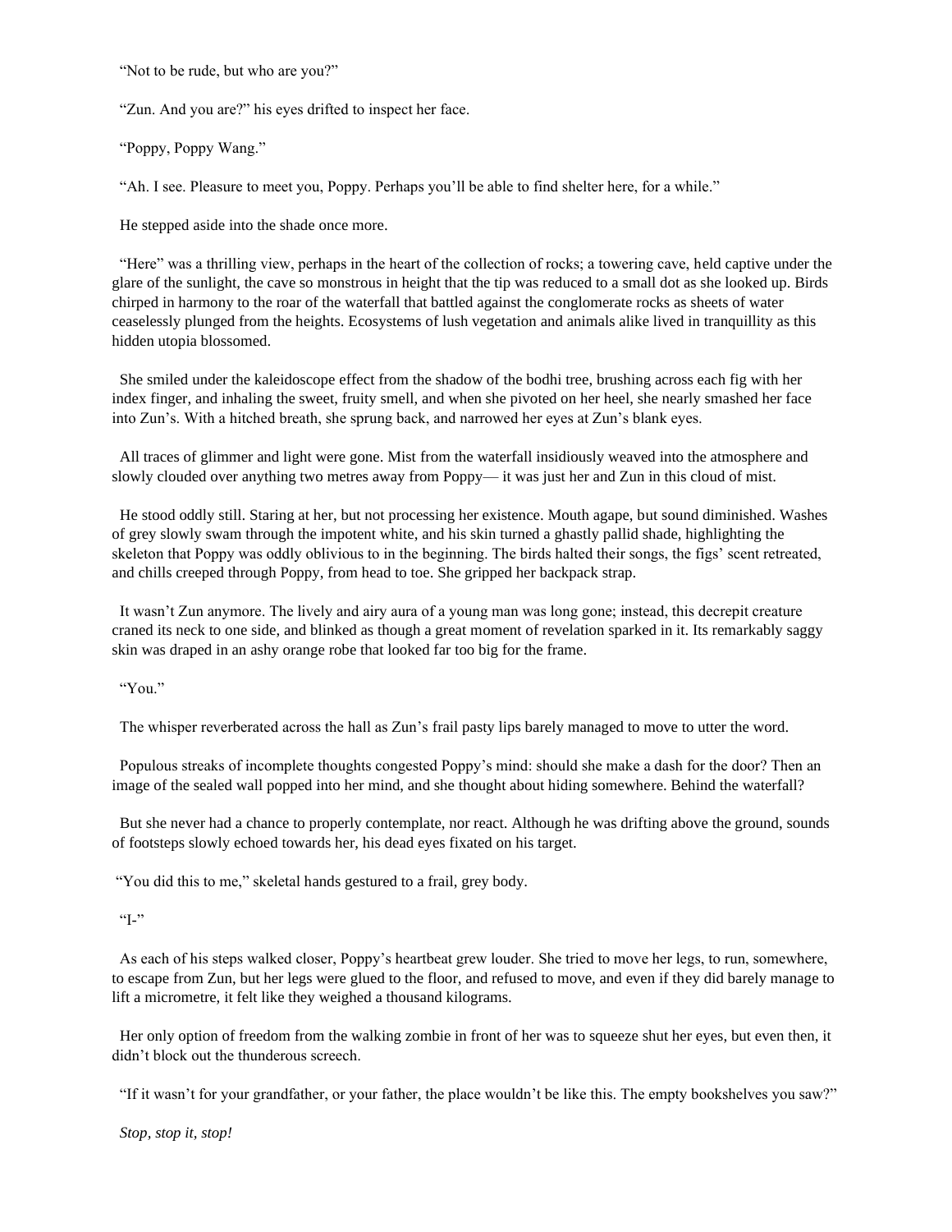"Not to be rude, but who are you?"

"Zun. And you are?" his eyes drifted to inspect her face.

"Poppy, Poppy Wang."

"Ah. I see. Pleasure to meet you, Poppy. Perhaps you'll be able to find shelter here, for a while."

He stepped aside into the shade once more.

"Here" was a thrilling view, perhaps in the heart of the collection of rocks; a towering cave, held captive under the glare of the sunlight, the cave so monstrous in height that the tip was reduced to a small dot as she looked up. Birds chirped in harmony to the roar of the waterfall that battled against the conglomerate rocks as sheets of water ceaselessly plunged from the heights. Ecosystems of lush vegetation and animals alike lived in tranquillity as this hidden utopia blossomed.

She smiled under the kaleidoscope effect from the shadow of the bodhi tree, brushing across each fig with her index finger, and inhaling the sweet, fruity smell, and when she pivoted on her heel, she nearly smashed her face into Zun's. With a hitched breath, she sprung back, and narrowed her eyes at Zun's blank eyes.

All traces of glimmer and light were gone. Mist from the waterfall insidiously weaved into the atmosphere and slowly clouded over anything two metres away from Poppy— it was just her and Zun in this cloud of mist.

He stood oddly still. Staring at her, but not processing her existence. Mouth agape, but sound diminished. Washes of grey slowly swam through the impotent white, and his skin turned a ghastly pallid shade, highlighting the skeleton that Poppy was oddly oblivious to in the beginning. The birds halted their songs, the figs' scent retreated, and chills creeped through Poppy, from head to toe. She gripped her backpack strap.

It wasn't Zun anymore. The lively and airy aura of a young man was long gone; instead, this decrepit creature craned its neck to one side, and blinked as though a great moment of revelation sparked in it. Its remarkably saggy skin was draped in an ashy orange robe that looked far too big for the frame.

"You."

The whisper reverberated across the hall as Zun's frail pasty lips barely managed to move to utter the word.

Populous streaks of incomplete thoughts congested Poppy's mind: should she make a dash for the door? Then an image of the sealed wall popped into her mind, and she thought about hiding somewhere. Behind the waterfall?

But she never had a chance to properly contemplate, nor react. Although he was drifting above the ground, sounds of footsteps slowly echoed towards her, his dead eyes fixated on his target.

"You did this to me," skeletal hands gestured to a frail, grey body.

"I-"

As each of his steps walked closer, Poppy's heartbeat grew louder. She tried to move her legs, to run, somewhere, to escape from Zun, but her legs were glued to the floor, and refused to move, and even if they did barely manage to lift a micrometre, it felt like they weighed a thousand kilograms.

Her only option of freedom from the walking zombie in front of her was to squeeze shut her eyes, but even then, it didn't block out the thunderous screech.

"If it wasn't for your grandfather, or your father, the place wouldn't be like this. The empty bookshelves you saw?"

*Stop, stop it, stop!*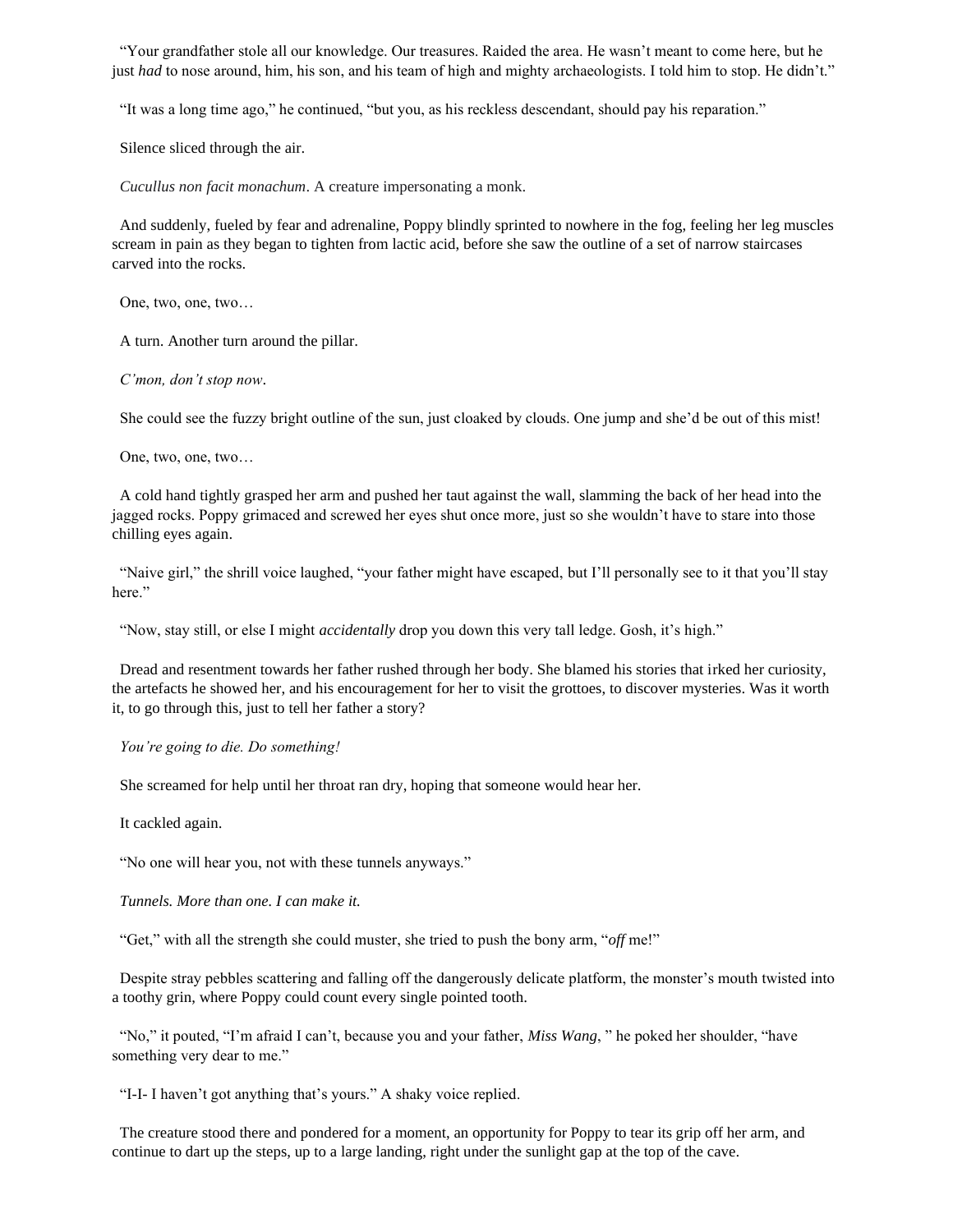"Your grandfather stole all our knowledge. Our treasures. Raided the area. He wasn't meant to come here, but he just *had* to nose around, him, his son, and his team of high and mighty archaeologists. I told him to stop. He didn't."

"It was a long time ago," he continued, "but you, as his reckless descendant, should pay his reparation."

Silence sliced through the air.

*Cucullus non facit monachum*. A creature impersonating a monk.

And suddenly, fueled by fear and adrenaline, Poppy blindly sprinted to nowhere in the fog, feeling her leg muscles scream in pain as they began to tighten from lactic acid, before she saw the outline of a set of narrow staircases carved into the rocks.

One, two, one, two…

A turn. Another turn around the pillar.

*C'mon, don't stop now*.

She could see the fuzzy bright outline of the sun, just cloaked by clouds. One jump and she'd be out of this mist!

One, two, one, two…

A cold hand tightly grasped her arm and pushed her taut against the wall, slamming the back of her head into the jagged rocks. Poppy grimaced and screwed her eyes shut once more, just so she wouldn't have to stare into those chilling eyes again.

"Naive girl," the shrill voice laughed, "your father might have escaped, but I'll personally see to it that you'll stay here."

"Now, stay still, or else I might *accidentally* drop you down this very tall ledge. Gosh, it's high."

Dread and resentment towards her father rushed through her body. She blamed his stories that irked her curiosity, the artefacts he showed her, and his encouragement for her to visit the grottoes, to discover mysteries. Was it worth it, to go through this, just to tell her father a story?

*You're going to die. Do something!*

She screamed for help until her throat ran dry, hoping that someone would hear her.

It cackled again.

"No one will hear you, not with these tunnels anyways."

*Tunnels. More than one. I can make it.*

"Get," with all the strength she could muster, she tried to push the bony arm, "*off* me!"

Despite stray pebbles scattering and falling off the dangerously delicate platform, the monster's mouth twisted into a toothy grin, where Poppy could count every single pointed tooth.

"No," it pouted, "I'm afraid I can't, because you and your father, *Miss Wang*, " he poked her shoulder, "have something very dear to me."

"I-I- I haven't got anything that's yours." A shaky voice replied.

The creature stood there and pondered for a moment, an opportunity for Poppy to tear its grip off her arm, and continue to dart up the steps, up to a large landing, right under the sunlight gap at the top of the cave.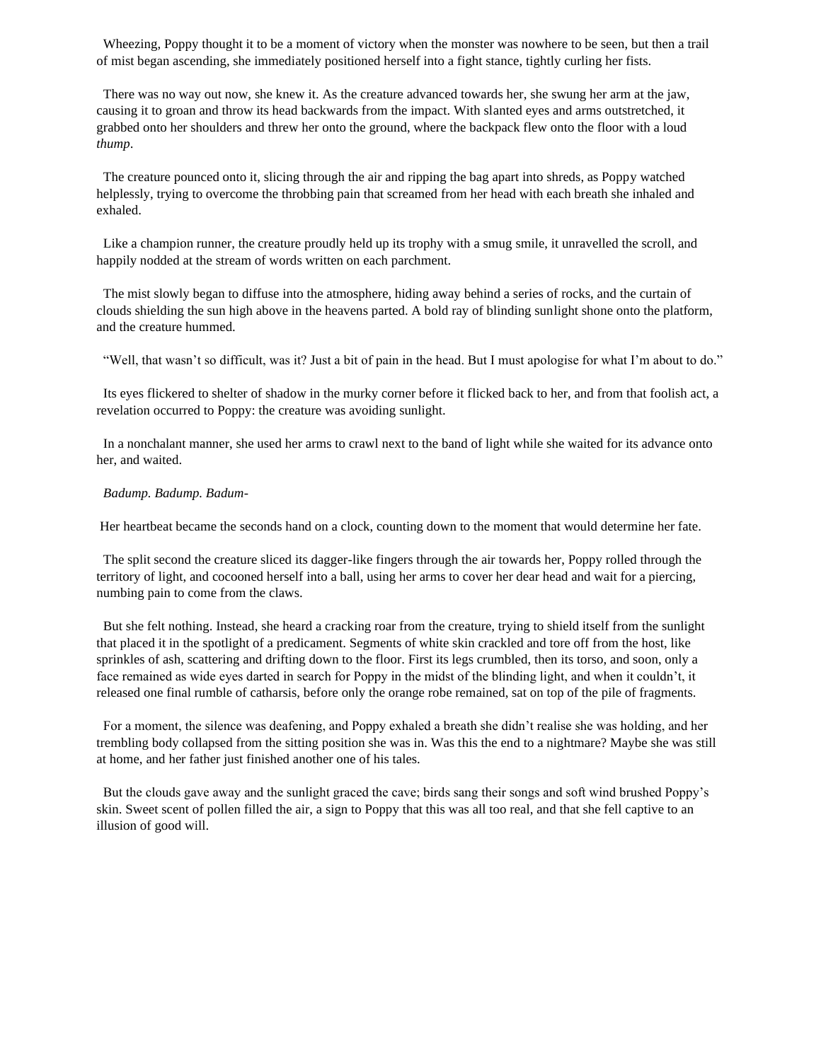Wheezing, Poppy thought it to be a moment of victory when the monster was nowhere to be seen, but then a trail of mist began ascending, she immediately positioned herself into a fight stance, tightly curling her fists.

There was no way out now, she knew it. As the creature advanced towards her, she swung her arm at the jaw, causing it to groan and throw its head backwards from the impact. With slanted eyes and arms outstretched, it grabbed onto her shoulders and threw her onto the ground, where the backpack flew onto the floor with a loud *thump*.

The creature pounced onto it, slicing through the air and ripping the bag apart into shreds, as Poppy watched helplessly, trying to overcome the throbbing pain that screamed from her head with each breath she inhaled and exhaled.

Like a champion runner, the creature proudly held up its trophy with a smug smile, it unravelled the scroll, and happily nodded at the stream of words written on each parchment.

The mist slowly began to diffuse into the atmosphere, hiding away behind a series of rocks, and the curtain of clouds shielding the sun high above in the heavens parted. A bold ray of blinding sunlight shone onto the platform, and the creature hummed.

"Well, that wasn't so difficult, was it? Just a bit of pain in the head. But I must apologise for what I'm about to do."

Its eyes flickered to shelter of shadow in the murky corner before it flicked back to her, and from that foolish act, a revelation occurred to Poppy: the creature was avoiding sunlight.

In a nonchalant manner, she used her arms to crawl next to the band of light while she waited for its advance onto her, and waited.

*Badump. Badump. Badum-*

Her heartbeat became the seconds hand on a clock, counting down to the moment that would determine her fate.

The split second the creature sliced its dagger-like fingers through the air towards her, Poppy rolled through the territory of light, and cocooned herself into a ball, using her arms to cover her dear head and wait for a piercing, numbing pain to come from the claws.

But she felt nothing. Instead, she heard a cracking roar from the creature, trying to shield itself from the sunlight that placed it in the spotlight of a predicament. Segments of white skin crackled and tore off from the host, like sprinkles of ash, scattering and drifting down to the floor. First its legs crumbled, then its torso, and soon, only a face remained as wide eyes darted in search for Poppy in the midst of the blinding light, and when it couldn't, it released one final rumble of catharsis, before only the orange robe remained, sat on top of the pile of fragments.

For a moment, the silence was deafening, and Poppy exhaled a breath she didn't realise she was holding, and her trembling body collapsed from the sitting position she was in. Was this the end to a nightmare? Maybe she was still at home, and her father just finished another one of his tales.

But the clouds gave away and the sunlight graced the cave; birds sang their songs and soft wind brushed Poppy's skin. Sweet scent of pollen filled the air, a sign to Poppy that this was all too real, and that she fell captive to an illusion of good will.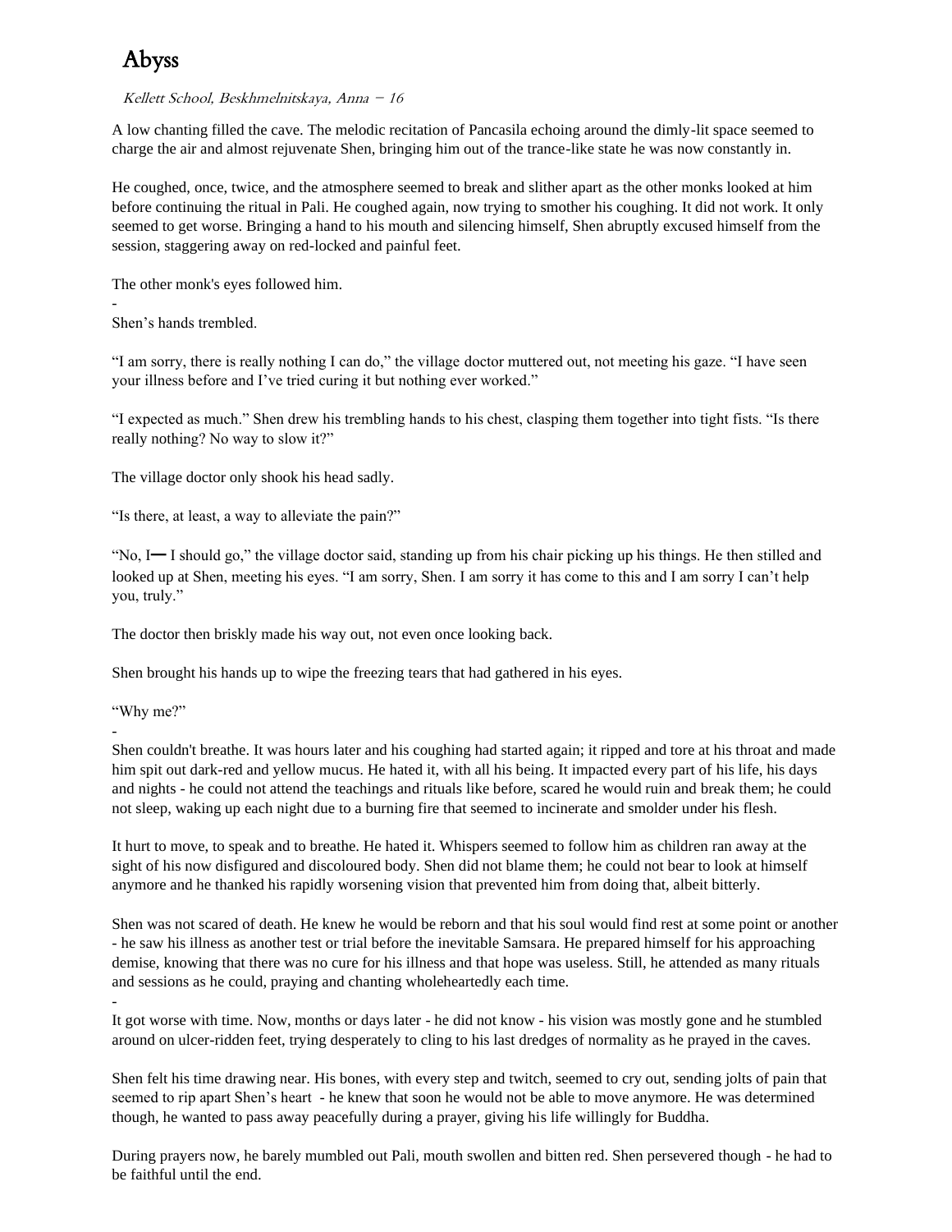# Abyss

*Kellett School, Beskhmelnitskaya, Anna – 16*

A low chanting filled the cave. The melodic recitation of Pancasila echoing around the dimly-lit space seemed to charge the air and almost rejuvenate Shen, bringing him out of the trance-like state he was now constantly in.

He coughed, once, twice, and the atmosphere seemed to break and slither apart as the other monks looked at him before continuing the ritual in Pali. He coughed again, now trying to smother his coughing. It did not work. It only seemed to get worse. Bringing a hand to his mouth and silencing himself, Shen abruptly excused himself from the session, staggering away on red-locked and painful feet.

The other monk's eyes followed him.

-

Shen's hands trembled.

"I am sorry, there is really nothing I can do," the village doctor muttered out, not meeting his gaze. "I have seen your illness before and I've tried curing it but nothing ever worked."

"I expected as much." Shen drew his trembling hands to his chest, clasping them together into tight fists. "Is there really nothing? No way to slow it?"

The village doctor only shook his head sadly.

"Is there, at least, a way to alleviate the pain?"

"No, I— I should go," the village doctor said, standing up from his chair picking up his things. He then stilled and looked up at Shen, meeting his eyes. "I am sorry, Shen. I am sorry it has come to this and I am sorry I can't help you, truly."

The doctor then briskly made his way out, not even once looking back.

Shen brought his hands up to wipe the freezing tears that had gathered in his eyes.

"Why me?"

-

Shen couldn't breathe. It was hours later and his coughing had started again; it ripped and tore at his throat and made him spit out dark-red and yellow mucus. He hated it, with all his being. It impacted every part of his life, his days and nights - he could not attend the teachings and rituals like before, scared he would ruin and break them; he could not sleep, waking up each night due to a burning fire that seemed to incinerate and smolder under his flesh.

It hurt to move, to speak and to breathe. He hated it. Whispers seemed to follow him as children ran away at the sight of his now disfigured and discoloured body. Shen did not blame them; he could not bear to look at himself anymore and he thanked his rapidly worsening vision that prevented him from doing that, albeit bitterly.

Shen was not scared of death. He knew he would be reborn and that his soul would find rest at some point or another - he saw his illness as another test or trial before the inevitable Samsara. He prepared himself for his approaching demise, knowing that there was no cure for his illness and that hope was useless. Still, he attended as many rituals and sessions as he could, praying and chanting wholeheartedly each time.

-

It got worse with time. Now, months or days later - he did not know - his vision was mostly gone and he stumbled around on ulcer-ridden feet, trying desperately to cling to his last dredges of normality as he prayed in the caves.

Shen felt his time drawing near. His bones, with every step and twitch, seemed to cry out, sending jolts of pain that seemed to rip apart Shen's heart - he knew that soon he would not be able to move anymore. He was determined though, he wanted to pass away peacefully during a prayer, giving his life willingly for Buddha.

During prayers now, he barely mumbled out Pali, mouth swollen and bitten red. Shen persevered though - he had to be faithful until the end.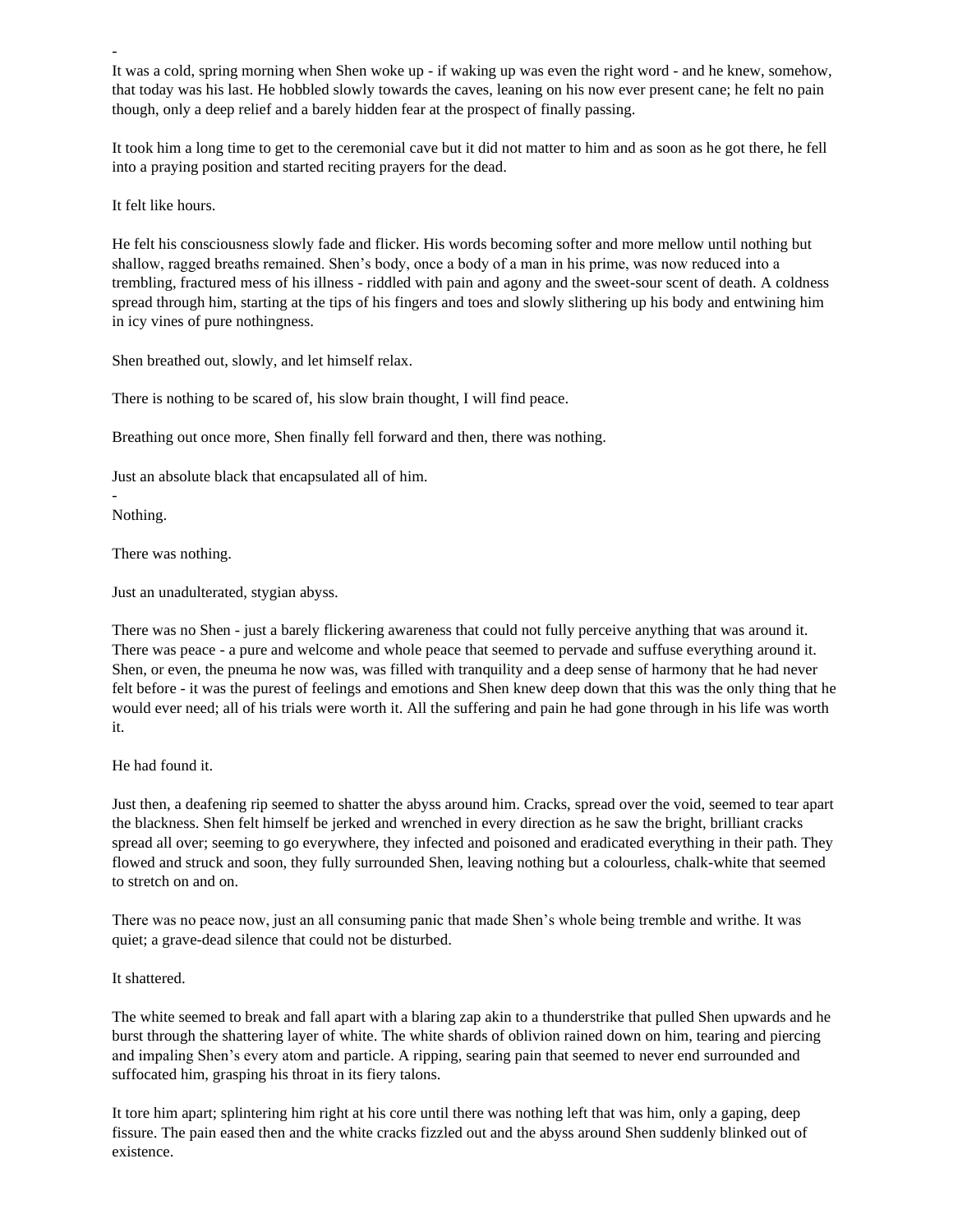-

It was a cold, spring morning when Shen woke up - if waking up was even the right word - and he knew, somehow, that today was his last. He hobbled slowly towards the caves, leaning on his now ever present cane; he felt no pain though, only a deep relief and a barely hidden fear at the prospect of finally passing.

It took him a long time to get to the ceremonial cave but it did not matter to him and as soon as he got there, he fell into a praying position and started reciting prayers for the dead.

It felt like hours.

He felt his consciousness slowly fade and flicker. His words becoming softer and more mellow until nothing but shallow, ragged breaths remained. Shen's body, once a body of a man in his prime, was now reduced into a trembling, fractured mess of his illness - riddled with pain and agony and the sweet-sour scent of death. A coldness spread through him, starting at the tips of his fingers and toes and slowly slithering up his body and entwining him in icy vines of pure nothingness.

Shen breathed out, slowly, and let himself relax.

There is nothing to be scared of, his slow brain thought, I will find peace.

Breathing out once more, Shen finally fell forward and then, there was nothing.

Just an absolute black that encapsulated all of him.

-

Nothing.

There was nothing.

Just an unadulterated, stygian abyss.

There was no Shen - just a barely flickering awareness that could not fully perceive anything that was around it. There was peace - a pure and welcome and whole peace that seemed to pervade and suffuse everything around it. Shen, or even, the pneuma he now was, was filled with tranquility and a deep sense of harmony that he had never felt before - it was the purest of feelings and emotions and Shen knew deep down that this was the only thing that he would ever need; all of his trials were worth it. All the suffering and pain he had gone through in his life was worth it.

He had found it.

Just then, a deafening rip seemed to shatter the abyss around him. Cracks, spread over the void, seemed to tear apart the blackness. Shen felt himself be jerked and wrenched in every direction as he saw the bright, brilliant cracks spread all over; seeming to go everywhere, they infected and poisoned and eradicated everything in their path. They flowed and struck and soon, they fully surrounded Shen, leaving nothing but a colourless, chalk-white that seemed to stretch on and on.

There was no peace now, just an all consuming panic that made Shen's whole being tremble and writhe. It was quiet; a grave-dead silence that could not be disturbed.

It shattered.

The white seemed to break and fall apart with a blaring zap akin to a thunderstrike that pulled Shen upwards and he burst through the shattering layer of white. The white shards of oblivion rained down on him, tearing and piercing and impaling Shen's every atom and particle. A ripping, searing pain that seemed to never end surrounded and suffocated him, grasping his throat in its fiery talons.

It tore him apart; splintering him right at his core until there was nothing left that was him, only a gaping, deep fissure. The pain eased then and the white cracks fizzled out and the abyss around Shen suddenly blinked out of existence.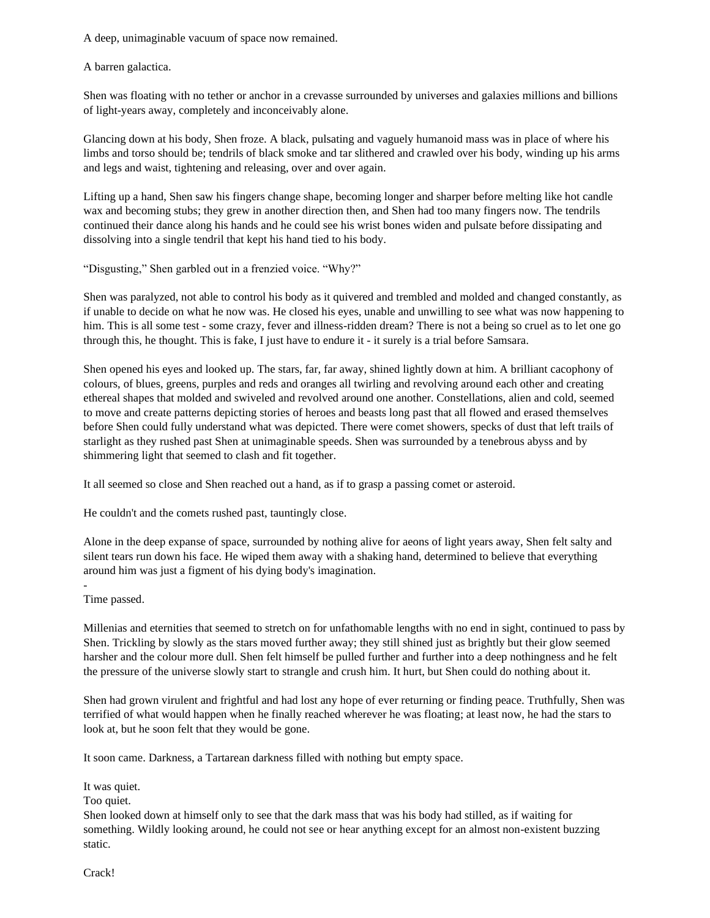A deep, unimaginable vacuum of space now remained.

A barren galactica.

Shen was floating with no tether or anchor in a crevasse surrounded by universes and galaxies millions and billions of light-years away, completely and inconceivably alone.

Glancing down at his body, Shen froze. A black, pulsating and vaguely humanoid mass was in place of where his limbs and torso should be; tendrils of black smoke and tar slithered and crawled over his body, winding up his arms and legs and waist, tightening and releasing, over and over again.

Lifting up a hand, Shen saw his fingers change shape, becoming longer and sharper before melting like hot candle wax and becoming stubs; they grew in another direction then, and Shen had too many fingers now. The tendrils continued their dance along his hands and he could see his wrist bones widen and pulsate before dissipating and dissolving into a single tendril that kept his hand tied to his body.

“Disgusting,” Shen garbled out in a frenzied voice. “Why?”

Shen was paralyzed, not able to control his body as it quivered and trembled and molded and changed constantly, as if unable to decide on what he now was. He closed his eyes, unable and unwilling to see what was now happening to him. This is all some test - some crazy, fever and illness-ridden dream? There is not a being so cruel as to let one go through this, he thought. This is fake, I just have to endure it - it surely is a trial before Samsara.

Shen opened his eyes and looked up. The stars, far, far away, shined lightly down at him. A brilliant cacophony of colours, of blues, greens, purples and reds and oranges all twirling and revolving around each other and creating ethereal shapes that molded and swiveled and revolved around one another. Constellations, alien and cold, seemed to move and create patterns depicting stories of heroes and beasts long past that all flowed and erased themselves before Shen could fully understand what was depicted. There were comet showers, specks of dust that left trails of starlight as they rushed past Shen at unimaginable speeds. Shen was surrounded by a tenebrous abyss and by shimmering light that seemed to clash and fit together.

It all seemed so close and Shen reached out a hand, as if to grasp a passing comet or asteroid.

He couldn't and the comets rushed past, tauntingly close.

Alone in the deep expanse of space, surrounded by nothing alive for aeons of light years away, Shen felt salty and silent tears run down his face. He wiped them away with a shaking hand, determined to believe that everything around him was just a figment of his dying body's imagination.

-

Time passed.

Millenias and eternities that seemed to stretch on for unfathomable lengths with no end in sight, continued to pass by Shen. Trickling by slowly as the stars moved further away; they still shined just as brightly but their glow seemed harsher and the colour more dull. Shen felt himself be pulled further and further into a deep nothingness and he felt the pressure of the universe slowly start to strangle and crush him. It hurt, but Shen could do nothing about it.

Shen had grown virulent and frightful and had lost any hope of ever returning or finding peace. Truthfully, Shen was terrified of what would happen when he finally reached wherever he was floating; at least now, he had the stars to look at, but he soon felt that they would be gone.

It soon came. Darkness, a Tartarean darkness filled with nothing but empty space.

It was quiet.
Too quiet.
Shen looked down at himself only to see that the dark mass that was his body had stilled, as if waiting for something. Wildly looking around, he could not see or hear anything except for an almost non-existent buzzing static.

Crack!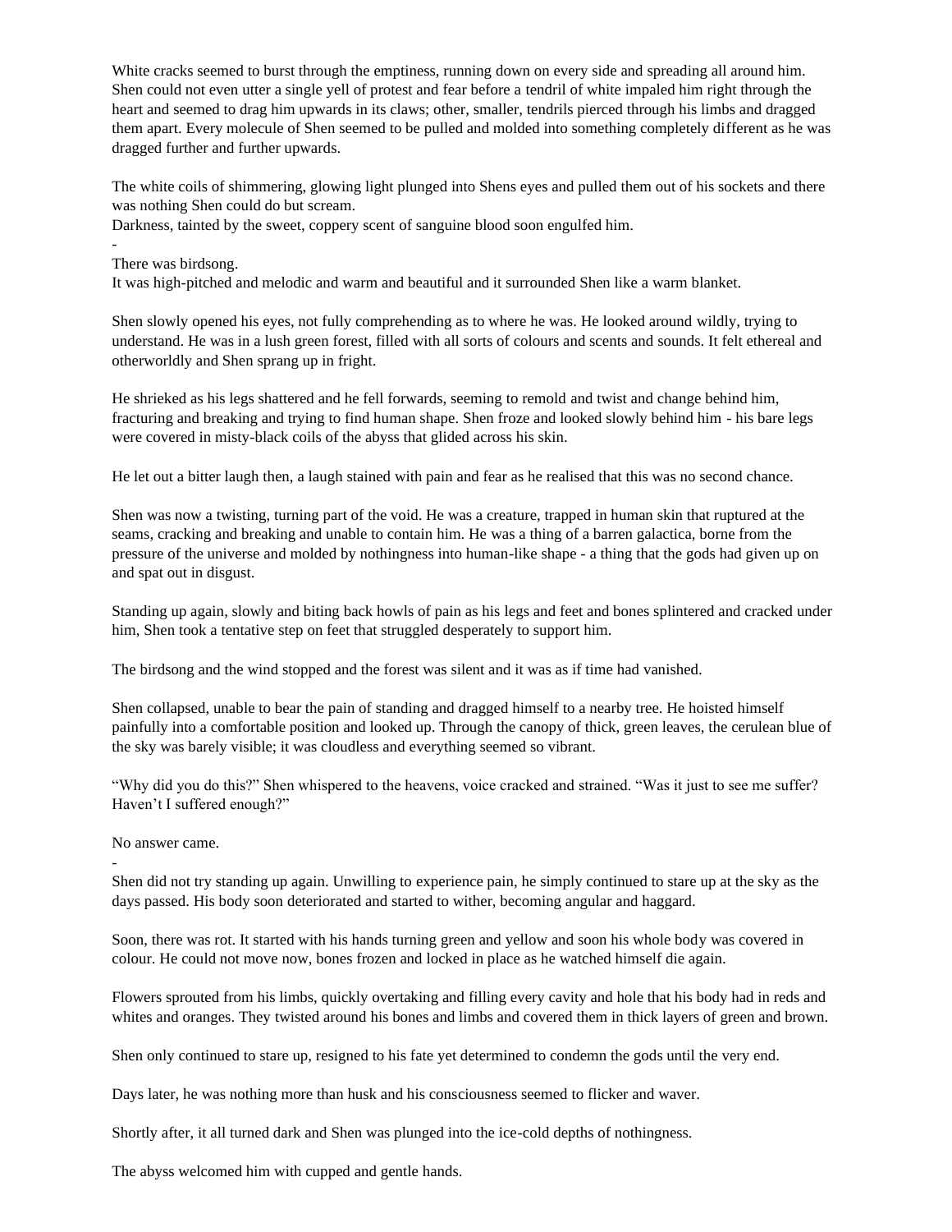White cracks seemed to burst through the emptiness, running down on every side and spreading all around him. Shen could not even utter a single yell of protest and fear before a tendril of white impaled him right through the heart and seemed to drag him upwards in its claws; other, smaller, tendrils pierced through his limbs and dragged them apart. Every molecule of Shen seemed to be pulled and molded into something completely different as he was dragged further and further upwards.

The white coils of shimmering, glowing light plunged into Shens eyes and pulled them out of his sockets and there was nothing Shen could do but scream.
Darkness, tainted by the sweet, coppery scent of sanguine blood soon engulfed him.

-

There was birdsong.
It was high-pitched and melodic and warm and beautiful and it surrounded Shen like a warm blanket.

Shen slowly opened his eyes, not fully comprehending as to where he was. He looked around wildly, trying to understand. He was in a lush green forest, filled with all sorts of colours and scents and sounds. It felt ethereal and otherworldly and Shen sprang up in fright.

He shrieked as his legs shattered and he fell forwards, seeming to remold and twist and change behind him, fracturing and breaking and trying to find human shape. Shen froze and looked slowly behind him - his bare legs were covered in misty-black coils of the abyss that glided across his skin.

He let out a bitter laugh then, a laugh stained with pain and fear as he realised that this was no second chance.

Shen was now a twisting, turning part of the void. He was a creature, trapped in human skin that ruptured at the seams, cracking and breaking and unable to contain him. He was a thing of a barren galactica, borne from the pressure of the universe and molded by nothingness into human-like shape - a thing that the gods had given up on and spat out in disgust.

Standing up again, slowly and biting back howls of pain as his legs and feet and bones splintered and cracked under him, Shen took a tentative step on feet that struggled desperately to support him.

The birdsong and the wind stopped and the forest was silent and it was as if time had vanished.

Shen collapsed, unable to bear the pain of standing and dragged himself to a nearby tree. He hoisted himself painfully into a comfortable position and looked up. Through the canopy of thick, green leaves, the cerulean blue of the sky was barely visible; it was cloudless and everything seemed so vibrant.

"Why did you do this?" Shen whispered to the heavens, voice cracked and strained. "Was it just to see me suffer? Haven't I suffered enough?"

No answer came.

-

Shen did not try standing up again. Unwilling to experience pain, he simply continued to stare up at the sky as the days passed. His body soon deteriorated and started to wither, becoming angular and haggard.

Soon, there was rot. It started with his hands turning green and yellow and soon his whole body was covered in colour. He could not move now, bones frozen and locked in place as he watched himself die again.

Flowers sprouted from his limbs, quickly overtaking and filling every cavity and hole that his body had in reds and whites and oranges. They twisted around his bones and limbs and covered them in thick layers of green and brown.

Shen only continued to stare up, resigned to his fate yet determined to condemn the gods until the very end.

Days later, he was nothing more than husk and his consciousness seemed to flicker and waver.

Shortly after, it all turned dark and Shen was plunged into the ice-cold depths of nothingness.

The abyss welcomed him with cupped and gentle hands.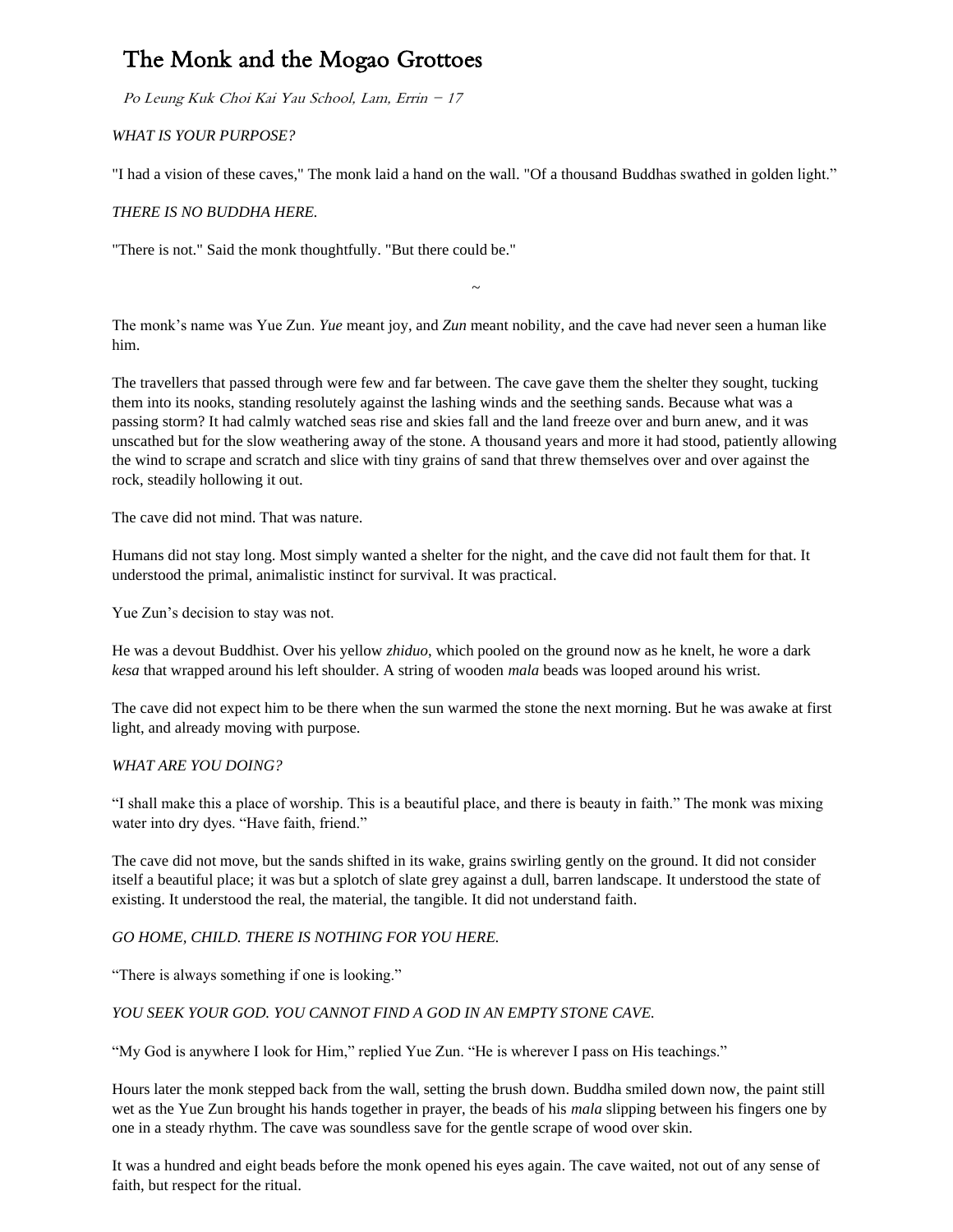# The Monk and the Mogao Grottoes

*Po Leung Kuk Choi Kai Yau School, Lam, Errin – 17*

*WHAT IS YOUR PURPOSE?*

"I had a vision of these caves," The monk laid a hand on the wall. "Of a thousand Buddhas swathed in golden light."

*THERE IS NO BUDDHA HERE.*

"There is not." Said the monk thoughtfully. "But there could be."

~

The monk's name was Yue Zun. *Yue* meant joy, and *Zun* meant nobility, and the cave had never seen a human like him.

The travellers that passed through were few and far between. The cave gave them the shelter they sought, tucking them into its nooks, standing resolutely against the lashing winds and the seething sands. Because what was a passing storm? It had calmly watched seas rise and skies fall and the land freeze over and burn anew, and it was unscathed but for the slow weathering away of the stone. A thousand years and more it had stood, patiently allowing the wind to scrape and scratch and slice with tiny grains of sand that threw themselves over and over against the rock, steadily hollowing it out.

The cave did not mind. That was nature.

Humans did not stay long. Most simply wanted a shelter for the night, and the cave did not fault them for that. It understood the primal, animalistic instinct for survival. It was practical.

Yue Zun's decision to stay was not.

He was a devout Buddhist. Over his yellow *zhiduo*, which pooled on the ground now as he knelt, he wore a dark *kesa* that wrapped around his left shoulder. A string of wooden *mala* beads was looped around his wrist.

The cave did not expect him to be there when the sun warmed the stone the next morning. But he was awake at first light, and already moving with purpose.

*WHAT ARE YOU DOING?*

"I shall make this a place of worship. This is a beautiful place, and there is beauty in faith." The monk was mixing water into dry dyes. "Have faith, friend."

The cave did not move, but the sands shifted in its wake, grains swirling gently on the ground. It did not consider itself a beautiful place; it was but a splotch of slate grey against a dull, barren landscape. It understood the state of existing. It understood the real, the material, the tangible. It did not understand faith.

*GO HOME, CHILD. THERE IS NOTHING FOR YOU HERE.*

"There is always something if one is looking."

*YOU SEEK YOUR GOD. YOU CANNOT FIND A GOD IN AN EMPTY STONE CAVE.*

"My God is anywhere I look for Him," replied Yue Zun. "He is wherever I pass on His teachings."

Hours later the monk stepped back from the wall, setting the brush down. Buddha smiled down now, the paint still wet as the Yue Zun brought his hands together in prayer, the beads of his *mala* slipping between his fingers one by one in a steady rhythm. The cave was soundless save for the gentle scrape of wood over skin.

It was a hundred and eight beads before the monk opened his eyes again. The cave waited, not out of any sense of faith, but respect for the ritual.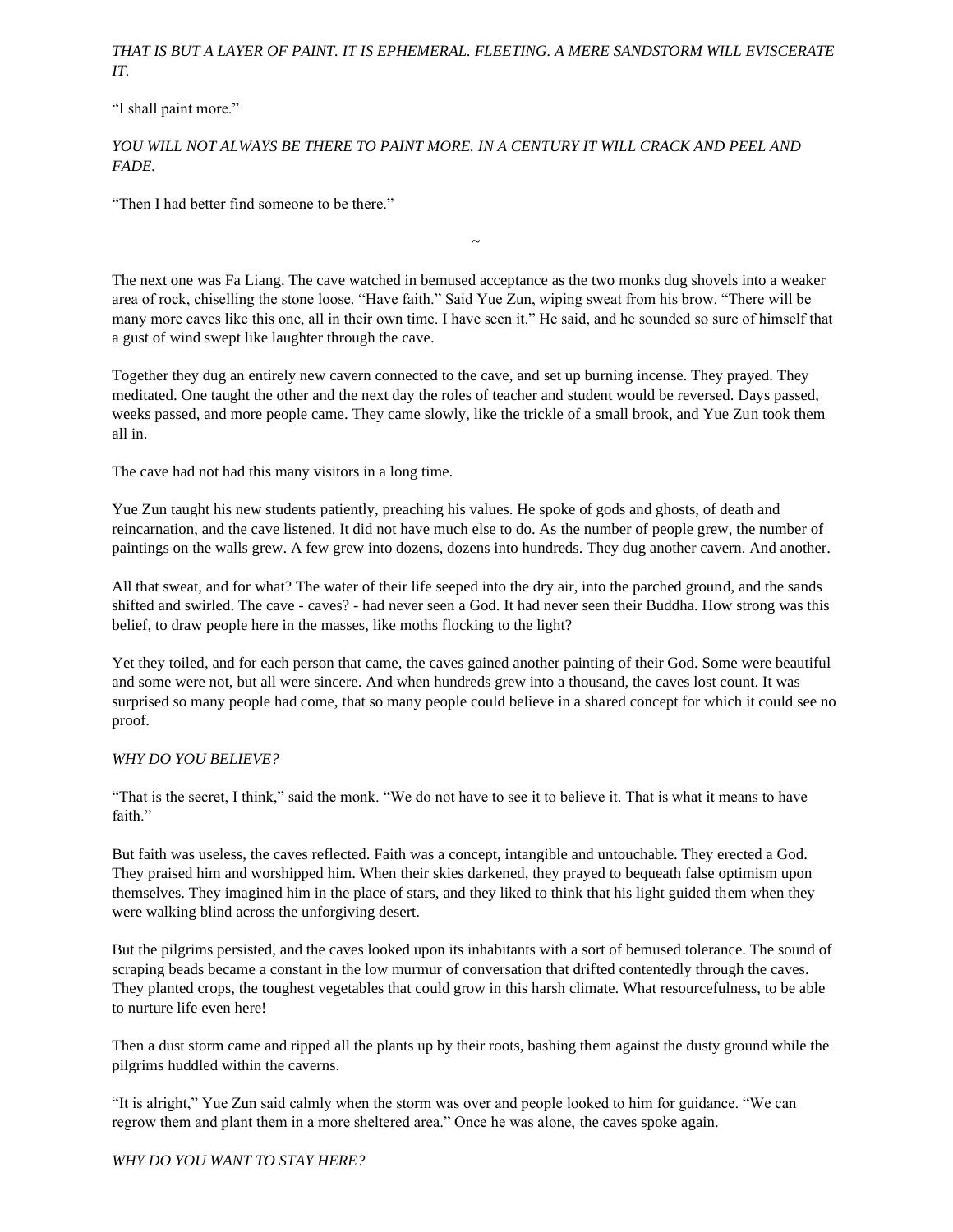*THAT IS BUT A LAYER OF PAINT. IT IS EPHEMERAL. FLEETING. A MERE SANDSTORM WILL EVISCERATE IT.*

"I shall paint more."

*YOU WILL NOT ALWAYS BE THERE TO PAINT MORE. IN A CENTURY IT WILL CRACK AND PEEL AND FADE.*

"Then I had better find someone to be there."

~

The next one was Fa Liang. The cave watched in bemused acceptance as the two monks dug shovels into a weaker area of rock, chiselling the stone loose. "Have faith." Said Yue Zun, wiping sweat from his brow. "There will be many more caves like this one, all in their own time. I have seen it." He said, and he sounded so sure of himself that a gust of wind swept like laughter through the cave.

Together they dug an entirely new cavern connected to the cave, and set up burning incense. They prayed. They meditated. One taught the other and the next day the roles of teacher and student would be reversed. Days passed, weeks passed, and more people came. They came slowly, like the trickle of a small brook, and Yue Zun took them all in.

The cave had not had this many visitors in a long time.

Yue Zun taught his new students patiently, preaching his values. He spoke of gods and ghosts, of death and reincarnation, and the cave listened. It did not have much else to do. As the number of people grew, the number of paintings on the walls grew. A few grew into dozens, dozens into hundreds. They dug another cavern. And another.

All that sweat, and for what? The water of their life seeped into the dry air, into the parched ground, and the sands shifted and swirled. The cave - caves? - had never seen a God. It had never seen their Buddha. How strong was this belief, to draw people here in the masses, like moths flocking to the light?

Yet they toiled, and for each person that came, the caves gained another painting of their God. Some were beautiful and some were not, but all were sincere. And when hundreds grew into a thousand, the caves lost count. It was surprised so many people had come, that so many people could believe in a shared concept for which it could see no proof.

*WHY DO YOU BELIEVE?*

"That is the secret, I think," said the monk. "We do not have to see it to believe it. That is what it means to have faith."

But faith was useless, the caves reflected. Faith was a concept, intangible and untouchable. They erected a God. They praised him and worshipped him. When their skies darkened, they prayed to bequeath false optimism upon themselves. They imagined him in the place of stars, and they liked to think that his light guided them when they were walking blind across the unforgiving desert.

But the pilgrims persisted, and the caves looked upon its inhabitants with a sort of bemused tolerance. The sound of scraping beads became a constant in the low murmur of conversation that drifted contentedly through the caves. They planted crops, the toughest vegetables that could grow in this harsh climate. What resourcefulness, to be able to nurture life even here!

Then a dust storm came and ripped all the plants up by their roots, bashing them against the dusty ground while the pilgrims huddled within the caverns.

"It is alright," Yue Zun said calmly when the storm was over and people looked to him for guidance. "We can regrow them and plant them in a more sheltered area." Once he was alone, the caves spoke again.

*WHY DO YOU WANT TO STAY HERE?*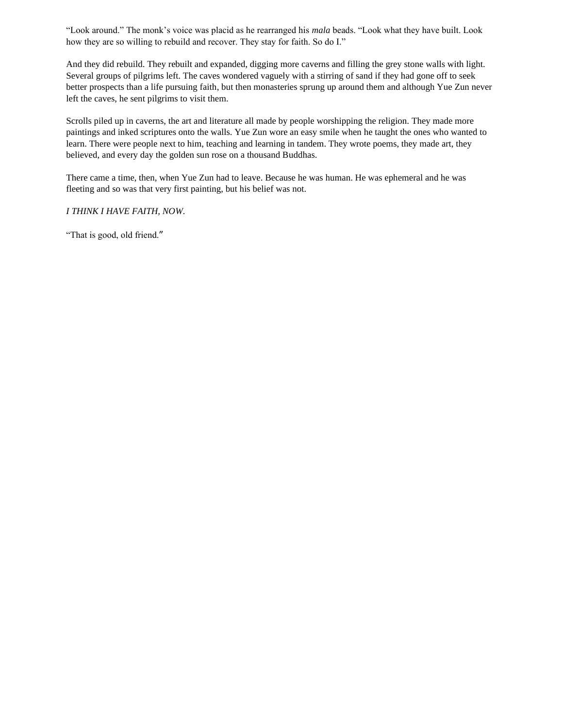"Look around." The monk's voice was placid as he rearranged his *mala* beads. "Look what they have built. Look how they are so willing to rebuild and recover. They stay for faith. So do I."

And they did rebuild. They rebuilt and expanded, digging more caverns and filling the grey stone walls with light. Several groups of pilgrims left. The caves wondered vaguely with a stirring of sand if they had gone off to seek better prospects than a life pursuing faith, but then monasteries sprung up around them and although Yue Zun never left the caves, he sent pilgrims to visit them.

Scrolls piled up in caverns, the art and literature all made by people worshipping the religion. They made more paintings and inked scriptures onto the walls. Yue Zun wore an easy smile when he taught the ones who wanted to learn. There were people next to him, teaching and learning in tandem. They wrote poems, they made art, they believed, and every day the golden sun rose on a thousand Buddhas.

There came a time, then, when Yue Zun had to leave. Because he was human. He was ephemeral and he was fleeting and so was that very first painting, but his belief was not.

*I THINK I HAVE FAITH, NOW.*

"That is good, old friend."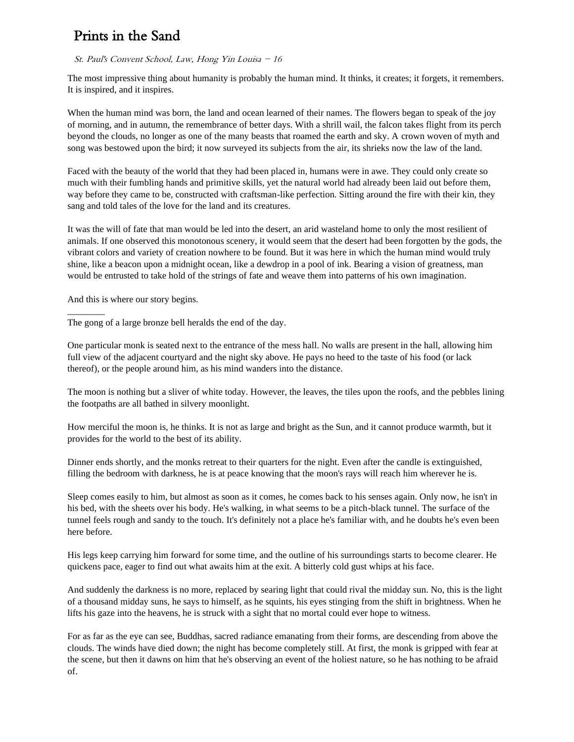# Prints in the Sand

*St. Paul's Convent School, Law, Hong Yin Louisa – 16*

The most impressive thing about humanity is probably the human mind. It thinks, it creates; it forgets, it remembers. It is inspired, and it inspires.

When the human mind was born, the land and ocean learned of their names. The flowers began to speak of the joy of morning, and in autumn, the remembrance of better days. With a shrill wail, the falcon takes flight from its perch beyond the clouds, no longer as one of the many beasts that roamed the earth and sky. A crown woven of myth and song was bestowed upon the bird; it now surveyed its subjects from the air, its shrieks now the law of the land.

Faced with the beauty of the world that they had been placed in, humans were in awe. They could only create so much with their fumbling hands and primitive skills, yet the natural world had already been laid out before them, way before they came to be, constructed with craftsman-like perfection. Sitting around the fire with their kin, they sang and told tales of the love for the land and its creatures.

It was the will of fate that man would be led into the desert, an arid wasteland home to only the most resilient of animals. If one observed this monotonous scenery, it would seem that the desert had been forgotten by the gods, the vibrant colors and variety of creation nowhere to be found. But it was here in which the human mind would truly shine, like a beacon upon a midnight ocean, like a dewdrop in a pool of ink. Bearing a vision of greatness, man would be entrusted to take hold of the strings of fate and weave them into patterns of his own imagination.

And this is where our story begins.

________

The gong of a large bronze bell heralds the end of the day.

One particular monk is seated next to the entrance of the mess hall. No walls are present in the hall, allowing him full view of the adjacent courtyard and the night sky above. He pays no heed to the taste of his food (or lack thereof), or the people around him, as his mind wanders into the distance.

The moon is nothing but a sliver of white today. However, the leaves, the tiles upon the roofs, and the pebbles lining the footpaths are all bathed in silvery moonlight.

How merciful the moon is, he thinks. It is not as large and bright as the Sun, and it cannot produce warmth, but it provides for the world to the best of its ability.

Dinner ends shortly, and the monks retreat to their quarters for the night. Even after the candle is extinguished, filling the bedroom with darkness, he is at peace knowing that the moon's rays will reach him wherever he is.

Sleep comes easily to him, but almost as soon as it comes, he comes back to his senses again. Only now, he isn't in his bed, with the sheets over his body. He's walking, in what seems to be a pitch-black tunnel. The surface of the tunnel feels rough and sandy to the touch. It's definitely not a place he's familiar with, and he doubts he's even been here before.

His legs keep carrying him forward for some time, and the outline of his surroundings starts to become clearer. He quickens pace, eager to find out what awaits him at the exit. A bitterly cold gust whips at his face.

And suddenly the darkness is no more, replaced by searing light that could rival the midday sun. No, this is the light of a thousand midday suns, he says to himself, as he squints, his eyes stinging from the shift in brightness. When he lifts his gaze into the heavens, he is struck with a sight that no mortal could ever hope to witness.

For as far as the eye can see, Buddhas, sacred radiance emanating from their forms, are descending from above the clouds. The winds have died down; the night has become completely still. At first, the monk is gripped with fear at the scene, but then it dawns on him that he's observing an event of the holiest nature, so he has nothing to be afraid of.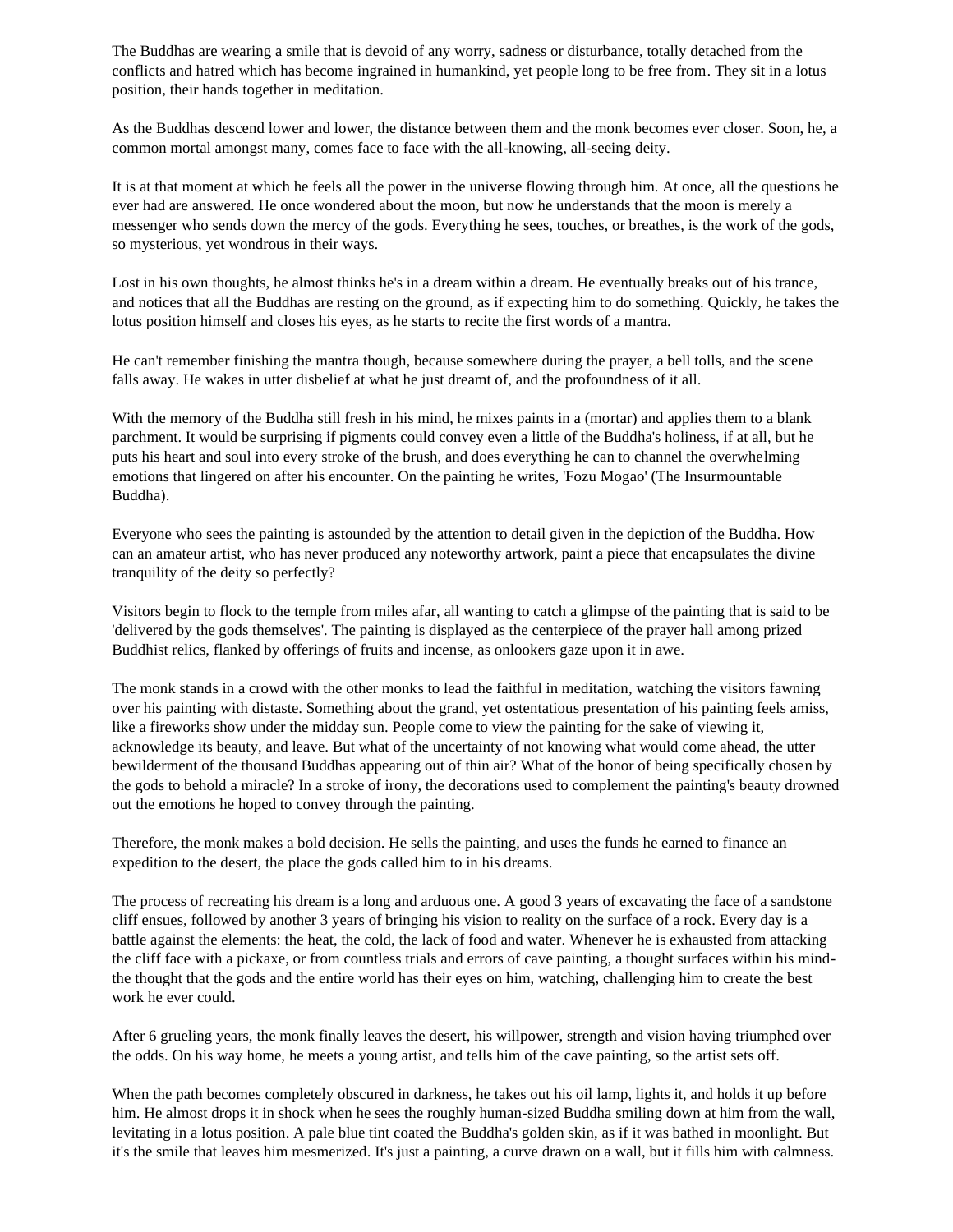The Buddhas are wearing a smile that is devoid of any worry, sadness or disturbance, totally detached from the conflicts and hatred which has become ingrained in humankind, yet people long to be free from. They sit in a lotus position, their hands together in meditation.

As the Buddhas descend lower and lower, the distance between them and the monk becomes ever closer. Soon, he, a common mortal amongst many, comes face to face with the all-knowing, all-seeing deity.

It is at that moment at which he feels all the power in the universe flowing through him. At once, all the questions he ever had are answered. He once wondered about the moon, but now he understands that the moon is merely a messenger who sends down the mercy of the gods. Everything he sees, touches, or breathes, is the work of the gods, so mysterious, yet wondrous in their ways.

Lost in his own thoughts, he almost thinks he's in a dream within a dream. He eventually breaks out of his trance, and notices that all the Buddhas are resting on the ground, as if expecting him to do something. Quickly, he takes the lotus position himself and closes his eyes, as he starts to recite the first words of a mantra.

He can't remember finishing the mantra though, because somewhere during the prayer, a bell tolls, and the scene falls away. He wakes in utter disbelief at what he just dreamt of, and the profoundness of it all.

With the memory of the Buddha still fresh in his mind, he mixes paints in a (mortar) and applies them to a blank parchment. It would be surprising if pigments could convey even a little of the Buddha's holiness, if at all, but he puts his heart and soul into every stroke of the brush, and does everything he can to channel the overwhelming emotions that lingered on after his encounter. On the painting he writes, 'Fozu Mogao' (The Insurmountable Buddha).

Everyone who sees the painting is astounded by the attention to detail given in the depiction of the Buddha. How can an amateur artist, who has never produced any noteworthy artwork, paint a piece that encapsulates the divine tranquility of the deity so perfectly?

Visitors begin to flock to the temple from miles afar, all wanting to catch a glimpse of the painting that is said to be 'delivered by the gods themselves'. The painting is displayed as the centerpiece of the prayer hall among prized Buddhist relics, flanked by offerings of fruits and incense, as onlookers gaze upon it in awe.

The monk stands in a crowd with the other monks to lead the faithful in meditation, watching the visitors fawning over his painting with distaste. Something about the grand, yet ostentatious presentation of his painting feels amiss, like a fireworks show under the midday sun. People come to view the painting for the sake of viewing it, acknowledge its beauty, and leave. But what of the uncertainty of not knowing what would come ahead, the utter bewilderment of the thousand Buddhas appearing out of thin air? What of the honor of being specifically chosen by the gods to behold a miracle? In a stroke of irony, the decorations used to complement the painting's beauty drowned out the emotions he hoped to convey through the painting.

Therefore, the monk makes a bold decision. He sells the painting, and uses the funds he earned to finance an expedition to the desert, the place the gods called him to in his dreams.

The process of recreating his dream is a long and arduous one. A good 3 years of excavating the face of a sandstone cliff ensues, followed by another 3 years of bringing his vision to reality on the surface of a rock. Every day is a battle against the elements: the heat, the cold, the lack of food and water. Whenever he is exhausted from attacking the cliff face with a pickaxe, or from countless trials and errors of cave painting, a thought surfaces within his mind- the thought that the gods and the entire world has their eyes on him, watching, challenging him to create the best work he ever could.

After 6 grueling years, the monk finally leaves the desert, his willpower, strength and vision having triumphed over the odds. On his way home, he meets a young artist, and tells him of the cave painting, so the artist sets off.

When the path becomes completely obscured in darkness, he takes out his oil lamp, lights it, and holds it up before him. He almost drops it in shock when he sees the roughly human-sized Buddha smiling down at him from the wall, levitating in a lotus position. A pale blue tint coated the Buddha's golden skin, as if it was bathed in moonlight. But it's the smile that leaves him mesmerized. It's just a painting, a curve drawn on a wall, but it fills him with calmness.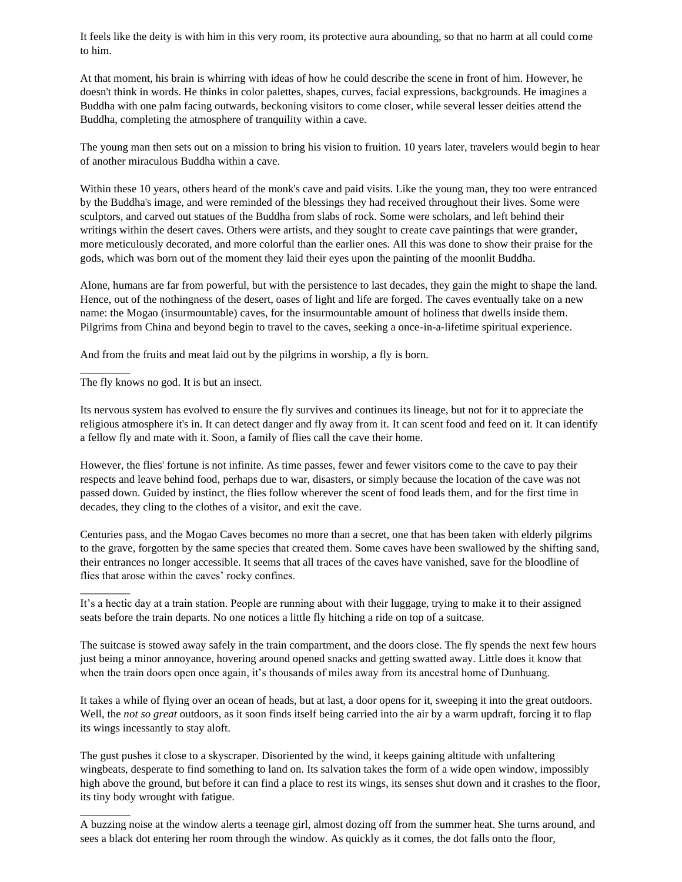It feels like the deity is with him in this very room, its protective aura abounding, so that no harm at all could come to him.

At that moment, his brain is whirring with ideas of how he could describe the scene in front of him. However, he doesn't think in words. He thinks in color palettes, shapes, curves, facial expressions, backgrounds. He imagines a Buddha with one palm facing outwards, beckoning visitors to come closer, while several lesser deities attend the Buddha, completing the atmosphere of tranquility within a cave.

The young man then sets out on a mission to bring his vision to fruition. 10 years later, travelers would begin to hear of another miraculous Buddha within a cave.

Within these 10 years, others heard of the monk's cave and paid visits. Like the young man, they too were entranced by the Buddha's image, and were reminded of the blessings they had received throughout their lives. Some were sculptors, and carved out statues of the Buddha from slabs of rock. Some were scholars, and left behind their writings within the desert caves. Others were artists, and they sought to create cave paintings that were grander, more meticulously decorated, and more colorful than the earlier ones. All this was done to show their praise for the gods, which was born out of the moment they laid their eyes upon the painting of the moonlit Buddha.

Alone, humans are far from powerful, but with the persistence to last decades, they gain the might to shape the land. Hence, out of the nothingness of the desert, oases of light and life are forged. The caves eventually take on a new name: the Mogao (insurmountable) caves, for the insurmountable amount of holiness that dwells inside them. Pilgrims from China and beyond begin to travel to the caves, seeking a once-in-a-lifetime spiritual experience.

And from the fruits and meat laid out by the pilgrims in worship, a fly is born.

________

The fly knows no god. It is but an insect.

Its nervous system has evolved to ensure the fly survives and continues its lineage, but not for it to appreciate the religious atmosphere it's in. It can detect danger and fly away from it. It can scent food and feed on it. It can identify a fellow fly and mate with it. Soon, a family of flies call the cave their home.

However, the flies' fortune is not infinite. As time passes, fewer and fewer visitors come to the cave to pay their respects and leave behind food, perhaps due to war, disasters, or simply because the location of the cave was not passed down. Guided by instinct, the flies follow wherever the scent of food leads them, and for the first time in decades, they cling to the clothes of a visitor, and exit the cave.

Centuries pass, and the Mogao Caves becomes no more than a secret, one that has been taken with elderly pilgrims to the grave, forgotten by the same species that created them. Some caves have been swallowed by the shifting sand, their entrances no longer accessible. It seems that all traces of the caves have vanished, save for the bloodline of flies that arose within the caves' rocky confines.

________

It's a hectic day at a train station. People are running about with their luggage, trying to make it to their assigned seats before the train departs. No one notices a little fly hitching a ride on top of a suitcase.

The suitcase is stowed away safely in the train compartment, and the doors close. The fly spends the next few hours just being a minor annoyance, hovering around opened snacks and getting swatted away. Little does it know that when the train doors open once again, it's thousands of miles away from its ancestral home of Dunhuang.

It takes a while of flying over an ocean of heads, but at last, a door opens for it, sweeping it into the great outdoors. Well, the *not so great* outdoors, as it soon finds itself being carried into the air by a warm updraft, forcing it to flap its wings incessantly to stay aloft.

The gust pushes it close to a skyscraper. Disoriented by the wind, it keeps gaining altitude with unfaltering wingbeats, desperate to find something to land on. Its salvation takes the form of a wide open window, impossibly high above the ground, but before it can find a place to rest its wings, its senses shut down and it crashes to the floor, its tiny body wrought with fatigue.

________

A buzzing noise at the window alerts a teenage girl, almost dozing off from the summer heat. She turns around, and sees a black dot entering her room through the window. As quickly as it comes, the dot falls onto the floor,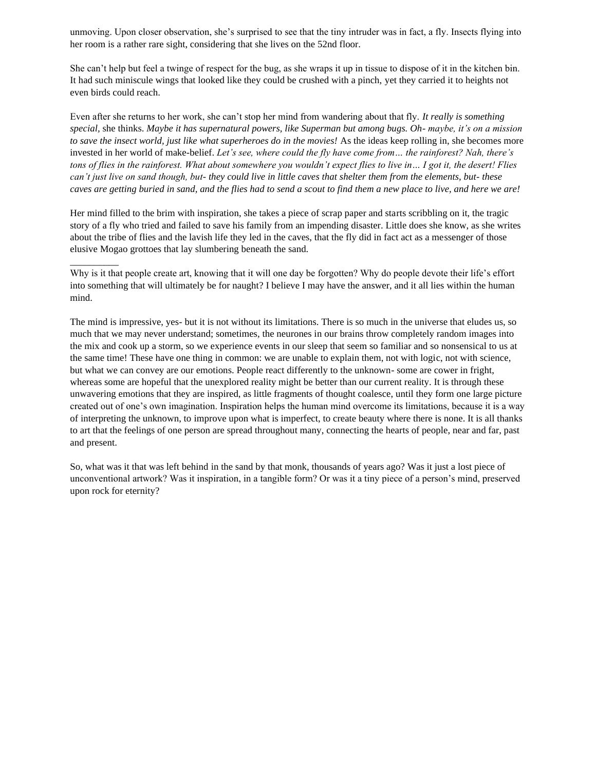unmoving. Upon closer observation, she's surprised to see that the tiny intruder was in fact, a fly. Insects flying into her room is a rather rare sight, considering that she lives on the 52nd floor.

She can't help but feel a twinge of respect for the bug, as she wraps it up in tissue to dispose of it in the kitchen bin. It had such miniscule wings that looked like they could be crushed with a pinch, yet they carried it to heights not even birds could reach.

Even after she returns to her work, she can't stop her mind from wandering about that fly. *It really is something special,* she thinks. *Maybe it has supernatural powers, like Superman but among bugs. Oh- maybe, it's on a mission to save the insect world, just like what superheroes do in the movies!* As the ideas keep rolling in, she becomes more invested in her world of make-belief. *Let's see, where could the fly have come from… the rainforest? Nah, there's tons of flies in the rainforest. What about somewhere you wouldn't expect flies to live in… I got it, the desert! Flies can't just live on sand though, but- they could live in little caves that shelter them from the elements, but- these caves are getting buried in sand, and the flies had to send a scout to find them a new place to live, and here we are!*

Her mind filled to the brim with inspiration, she takes a piece of scrap paper and starts scribbling on it, the tragic story of a fly who tried and failed to save his family from an impending disaster. Little does she know, as she writes about the tribe of flies and the lavish life they led in the caves, that the fly did in fact act as a messenger of those elusive Mogao grottoes that lay slumbering beneath the sand.

\_\_\_\_\_\_\_\_\_\_

Why is it that people create art, knowing that it will one day be forgotten? Why do people devote their life's effort into something that will ultimately be for naught? I believe I may have the answer, and it all lies within the human mind.

The mind is impressive, yes- but it is not without its limitations. There is so much in the universe that eludes us, so much that we may never understand; sometimes, the neurones in our brains throw completely random images into the mix and cook up a storm, so we experience events in our sleep that seem so familiar and so nonsensical to us at the same time! These have one thing in common: we are unable to explain them, not with logic, not with science, but what we can convey are our emotions. People react differently to the unknown- some are cower in fright, whereas some are hopeful that the unexplored reality might be better than our current reality. It is through these unwavering emotions that they are inspired, as little fragments of thought coalesce, until they form one large picture created out of one's own imagination. Inspiration helps the human mind overcome its limitations, because it is a way of interpreting the unknown, to improve upon what is imperfect, to create beauty where there is none. It is all thanks to art that the feelings of one person are spread throughout many, connecting the hearts of people, near and far, past and present.

So, what was it that was left behind in the sand by that monk, thousands of years ago? Was it just a lost piece of unconventional artwork? Was it inspiration, in a tangible form? Or was it a tiny piece of a person's mind, preserved upon rock for eternity?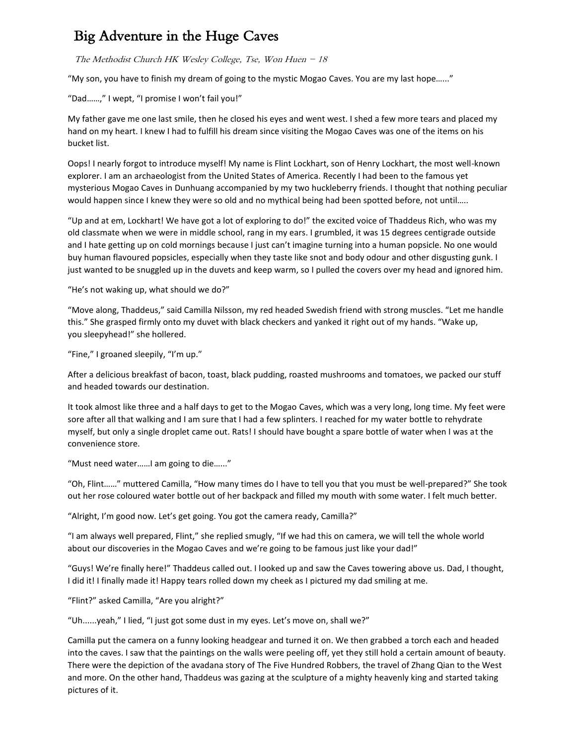# Big Adventure in the Huge Caves

*The Methodist Church HK Wesley College, Tse, Won Huen – 18*

"My son, you have to finish my dream of going to the mystic Mogao Caves. You are my last hope......"

"Dad......," I wept, "I promise I won't fail you!"

My father gave me one last smile, then he closed his eyes and went west. I shed a few more tears and placed my hand on my heart. I knew I had to fulfill his dream since visiting the Mogao Caves was one of the items on his bucket list.

Oops! I nearly forgot to introduce myself! My name is Flint Lockhart, son of Henry Lockhart, the most well-known explorer. I am an archaeologist from the United States of America. Recently I had been to the famous yet mysterious Mogao Caves in Dunhuang accompanied by my two huckleberry friends. I thought that nothing peculiar would happen since I knew they were so old and no mythical being had been spotted before, not until.....

"Up and at em, Lockhart! We have got a lot of exploring to do!" the excited voice of Thaddeus Rich, who was my old classmate when we were in middle school, rang in my ears. I grumbled, it was 15 degrees centigrade outside and I hate getting up on cold mornings because I just can't imagine turning into a human popsicle. No one would buy human flavoured popsicles, especially when they taste like snot and body odour and other disgusting gunk. I just wanted to be snuggled up in the duvets and keep warm, so I pulled the covers over my head and ignored him.

"He's not waking up, what should we do?"

"Move along, Thaddeus," said Camilla Nilsson, my red headed Swedish friend with strong muscles. "Let me handle this." She grasped firmly onto my duvet with black checkers and yanked it right out of my hands. "Wake up, you sleepyhead!" she hollered.

"Fine," I groaned sleepily, "I'm up."

After a delicious breakfast of bacon, toast, black pudding, roasted mushrooms and tomatoes, we packed our stuff and headed towards our destination.

It took almost like three and a half days to get to the Mogao Caves, which was a very long, long time. My feet were sore after all that walking and I am sure that I had a few splinters. I reached for my water bottle to rehydrate myself, but only a single droplet came out. Rats! I should have bought a spare bottle of water when I was at the convenience store.

"Must need water......I am going to die......"

"Oh, Flint......" muttered Camilla, "How many times do I have to tell you that you must be well-prepared?" She took out her rose coloured water bottle out of her backpack and filled my mouth with some water. I felt much better.

"Alright, I'm good now. Let's get going. You got the camera ready, Camilla?"

"I am always well prepared, Flint," she replied smugly, "If we had this on camera, we will tell the whole world about our discoveries in the Mogao Caves and we're going to be famous just like your dad!"

"Guys! We're finally here!" Thaddeus called out. I looked up and saw the Caves towering above us. Dad, I thought, I did it! I finally made it! Happy tears rolled down my cheek as I pictured my dad smiling at me.

"Flint?" asked Camilla, "Are you alright?"

"Uh......yeah," I lied, "I just got some dust in my eyes. Let's move on, shall we?"

Camilla put the camera on a funny looking headgear and turned it on. We then grabbed a torch each and headed into the caves. I saw that the paintings on the walls were peeling off, yet they still hold a certain amount of beauty. There were the depiction of the avadana story of The Five Hundred Robbers, the travel of Zhang Qian to the West and more. On the other hand, Thaddeus was gazing at the sculpture of a mighty heavenly king and started taking pictures of it.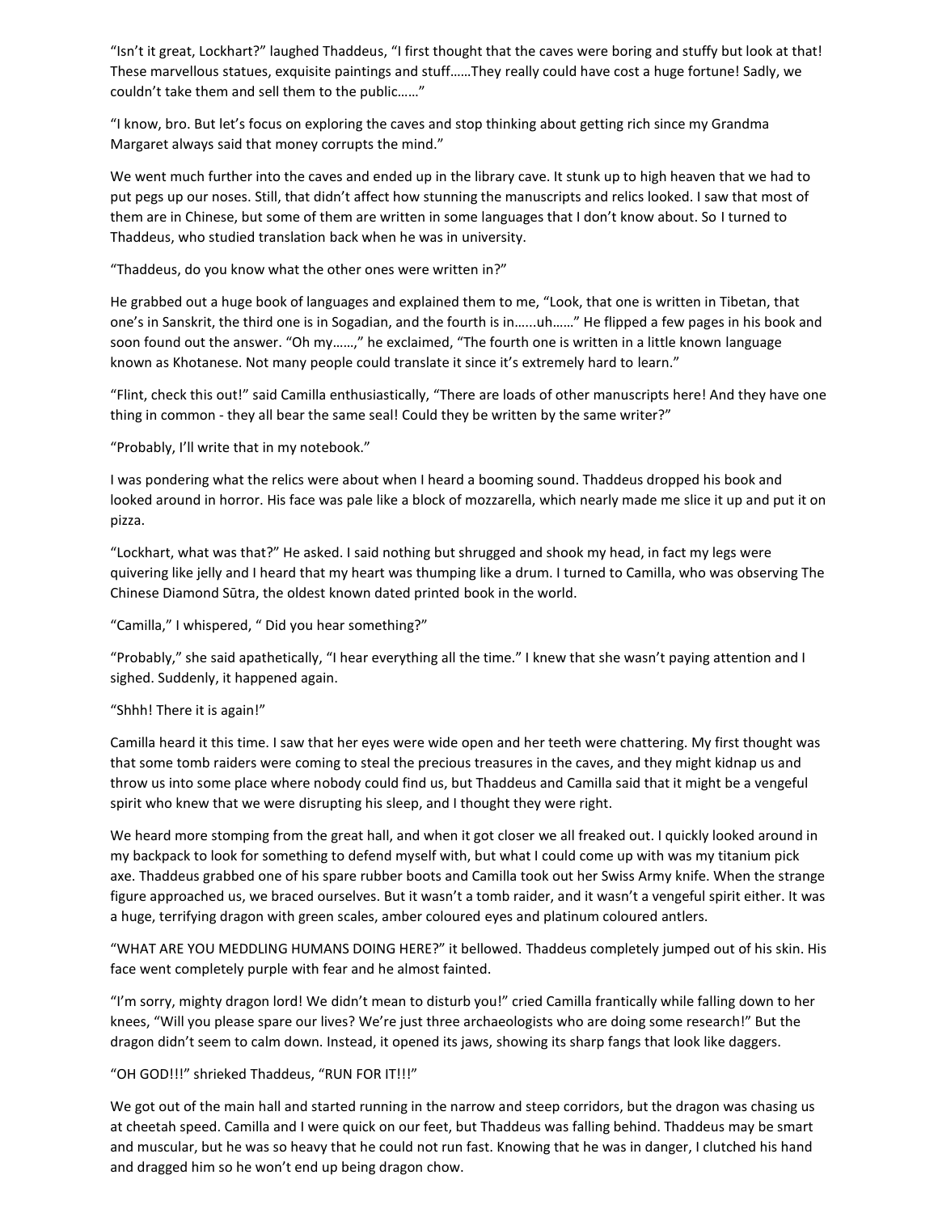"Isn't it great, Lockhart?" laughed Thaddeus, "I first thought that the caves were boring and stuffy but look at that! These marvellous statues, exquisite paintings and stuff……They really could have cost a huge fortune! Sadly, we couldn't take them and sell them to the public……"

"I know, bro. But let's focus on exploring the caves and stop thinking about getting rich since my Grandma Margaret always said that money corrupts the mind."

We went much further into the caves and ended up in the library cave. It stunk up to high heaven that we had to put pegs up our noses. Still, that didn't affect how stunning the manuscripts and relics looked. I saw that most of them are in Chinese, but some of them are written in some languages that I don't know about. So I turned to Thaddeus, who studied translation back when he was in university.

"Thaddeus, do you know what the other ones were written in?"

He grabbed out a huge book of languages and explained them to me, "Look, that one is written in Tibetan, that one's in Sanskrit, the third one is in Sogadian, and the fourth is in……uh……" He flipped a few pages in his book and soon found out the answer. "Oh my……," he exclaimed, "The fourth one is written in a little known language known as Khotanese. Not many people could translate it since it's extremely hard to learn."

"Flint, check this out!" said Camilla enthusiastically, "There are loads of other manuscripts here! And they have one thing in common - they all bear the same seal! Could they be written by the same writer?"

"Probably, I'll write that in my notebook."

I was pondering what the relics were about when I heard a booming sound. Thaddeus dropped his book and looked around in horror. His face was pale like a block of mozzarella, which nearly made me slice it up and put it on pizza.

"Lockhart, what was that?" He asked. I said nothing but shrugged and shook my head, in fact my legs were quivering like jelly and I heard that my heart was thumping like a drum. I turned to Camilla, who was observing The Chinese Diamond Sūtra, the oldest known dated printed book in the world.

"Camilla," I whispered, " Did you hear something?"

"Probably," she said apathetically, "I hear everything all the time." I knew that she wasn't paying attention and I sighed. Suddenly, it happened again.

"Shhh! There it is again!"

Camilla heard it this time. I saw that her eyes were wide open and her teeth were chattering. My first thought was that some tomb raiders were coming to steal the precious treasures in the caves, and they might kidnap us and throw us into some place where nobody could find us, but Thaddeus and Camilla said that it might be a vengeful spirit who knew that we were disrupting his sleep, and I thought they were right.

We heard more stomping from the great hall, and when it got closer we all freaked out. I quickly looked around in my backpack to look for something to defend myself with, but what I could come up with was my titanium pick axe. Thaddeus grabbed one of his spare rubber boots and Camilla took out her Swiss Army knife. When the strange figure approached us, we braced ourselves. But it wasn't a tomb raider, and it wasn't a vengeful spirit either. It was a huge, terrifying dragon with green scales, amber coloured eyes and platinum coloured antlers.

"WHAT ARE YOU MEDDLING HUMANS DOING HERE?" it bellowed. Thaddeus completely jumped out of his skin. His face went completely purple with fear and he almost fainted.

"I'm sorry, mighty dragon lord! We didn't mean to disturb you!" cried Camilla frantically while falling down to her knees, "Will you please spare our lives? We're just three archaeologists who are doing some research!" But the dragon didn't seem to calm down. Instead, it opened its jaws, showing its sharp fangs that look like daggers.

"OH GOD!!!" shrieked Thaddeus, "RUN FOR IT!!!"

We got out of the main hall and started running in the narrow and steep corridors, but the dragon was chasing us at cheetah speed. Camilla and I were quick on our feet, but Thaddeus was falling behind. Thaddeus may be smart and muscular, but he was so heavy that he could not run fast. Knowing that he was in danger, I clutched his hand and dragged him so he won't end up being dragon chow.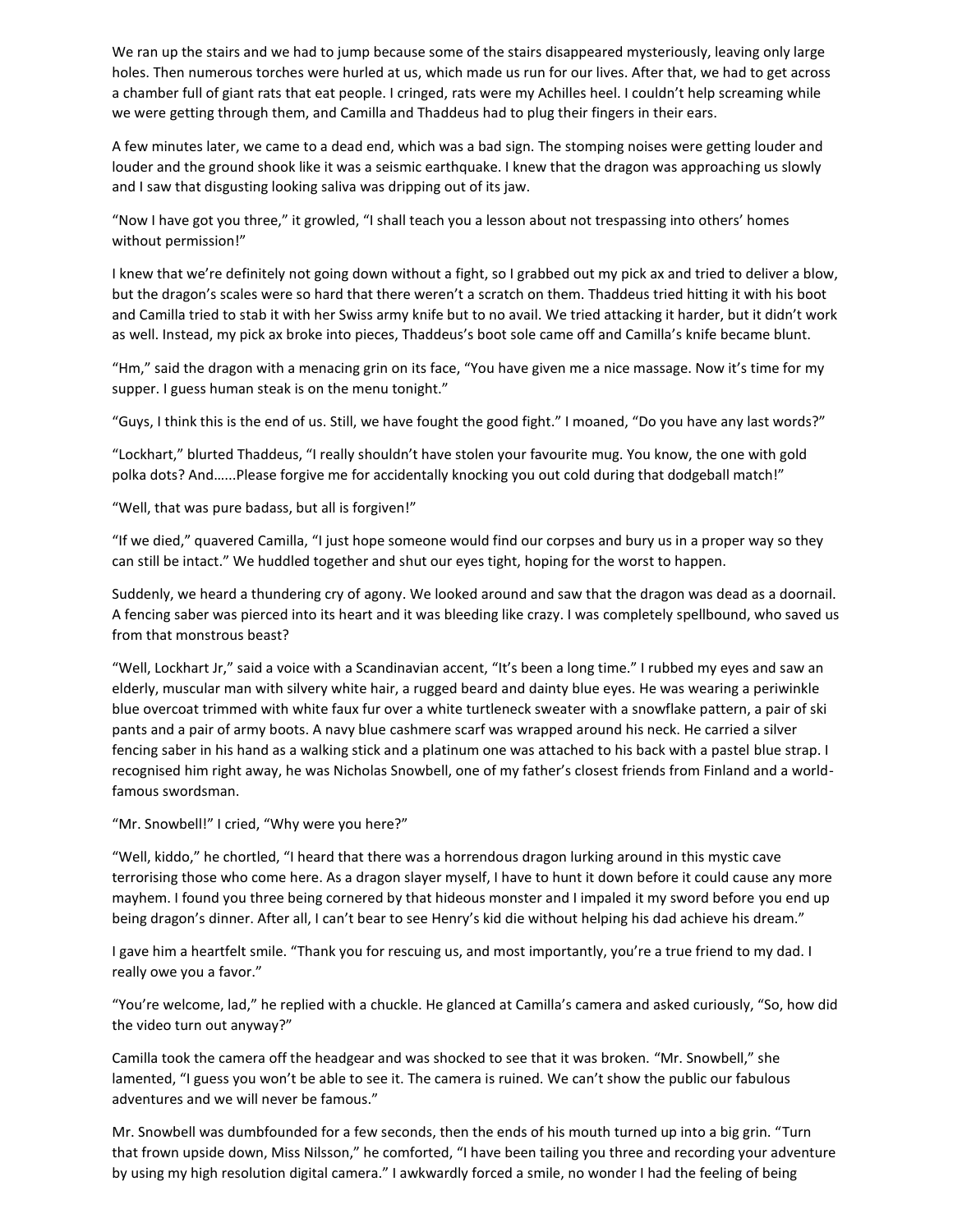We ran up the stairs and we had to jump because some of the stairs disappeared mysteriously, leaving only large holes. Then numerous torches were hurled at us, which made us run for our lives. After that, we had to get across a chamber full of giant rats that eat people. I cringed, rats were my Achilles heel. I couldn't help screaming while we were getting through them, and Camilla and Thaddeus had to plug their fingers in their ears.

A few minutes later, we came to a dead end, which was a bad sign. The stomping noises were getting louder and louder and the ground shook like it was a seismic earthquake. I knew that the dragon was approaching us slowly and I saw that disgusting looking saliva was dripping out of its jaw.

"Now I have got you three," it growled, "I shall teach you a lesson about not trespassing into others' homes without permission!"

I knew that we're definitely not going down without a fight, so I grabbed out my pick ax and tried to deliver a blow, but the dragon's scales were so hard that there weren't a scratch on them. Thaddeus tried hitting it with his boot and Camilla tried to stab it with her Swiss army knife but to no avail. We tried attacking it harder, but it didn't work as well. Instead, my pick ax broke into pieces, Thaddeus's boot sole came off and Camilla's knife became blunt.

"Hm," said the dragon with a menacing grin on its face, "You have given me a nice massage. Now it's time for my supper. I guess human steak is on the menu tonight."

"Guys, I think this is the end of us. Still, we have fought the good fight." I moaned, "Do you have any last words?"

"Lockhart," blurted Thaddeus, "I really shouldn't have stolen your favourite mug. You know, the one with gold polka dots? And......Please forgive me for accidentally knocking you out cold during that dodgeball match!"

"Well, that was pure badass, but all is forgiven!"

"If we died," quavered Camilla, "I just hope someone would find our corpses and bury us in a proper way so they can still be intact." We huddled together and shut our eyes tight, hoping for the worst to happen.

Suddenly, we heard a thundering cry of agony. We looked around and saw that the dragon was dead as a doornail. A fencing saber was pierced into its heart and it was bleeding like crazy. I was completely spellbound, who saved us from that monstrous beast?

"Well, Lockhart Jr," said a voice with a Scandinavian accent, "It's been a long time." I rubbed my eyes and saw an elderly, muscular man with silvery white hair, a rugged beard and dainty blue eyes. He was wearing a periwinkle blue overcoat trimmed with white faux fur over a white turtleneck sweater with a snowflake pattern, a pair of ski pants and a pair of army boots. A navy blue cashmere scarf was wrapped around his neck. He carried a silver fencing saber in his hand as a walking stick and a platinum one was attached to his back with a pastel blue strap. I recognised him right away, he was Nicholas Snowbell, one of my father's closest friends from Finland and a world-famous swordsman.

"Mr. Snowbell!" I cried, "Why were you here?"

"Well, kiddo," he chortled, "I heard that there was a horrendous dragon lurking around in this mystic cave terrorising those who come here. As a dragon slayer myself, I have to hunt it down before it could cause any more mayhem. I found you three being cornered by that hideous monster and I impaled it my sword before you end up being dragon's dinner. After all, I can't bear to see Henry's kid die without helping his dad achieve his dream."

I gave him a heartfelt smile. "Thank you for rescuing us, and most importantly, you're a true friend to my dad. I really owe you a favor."

"You're welcome, lad," he replied with a chuckle. He glanced at Camilla's camera and asked curiously, "So, how did the video turn out anyway?"

Camilla took the camera off the headgear and was shocked to see that it was broken. "Mr. Snowbell," she lamented, "I guess you won't be able to see it. The camera is ruined. We can't show the public our fabulous adventures and we will never be famous."

Mr. Snowbell was dumbfounded for a few seconds, then the ends of his mouth turned up into a big grin. "Turn that frown upside down, Miss Nilsson," he comforted, "I have been tailing you three and recording your adventure by using my high resolution digital camera." I awkwardly forced a smile, no wonder I had the feeling of being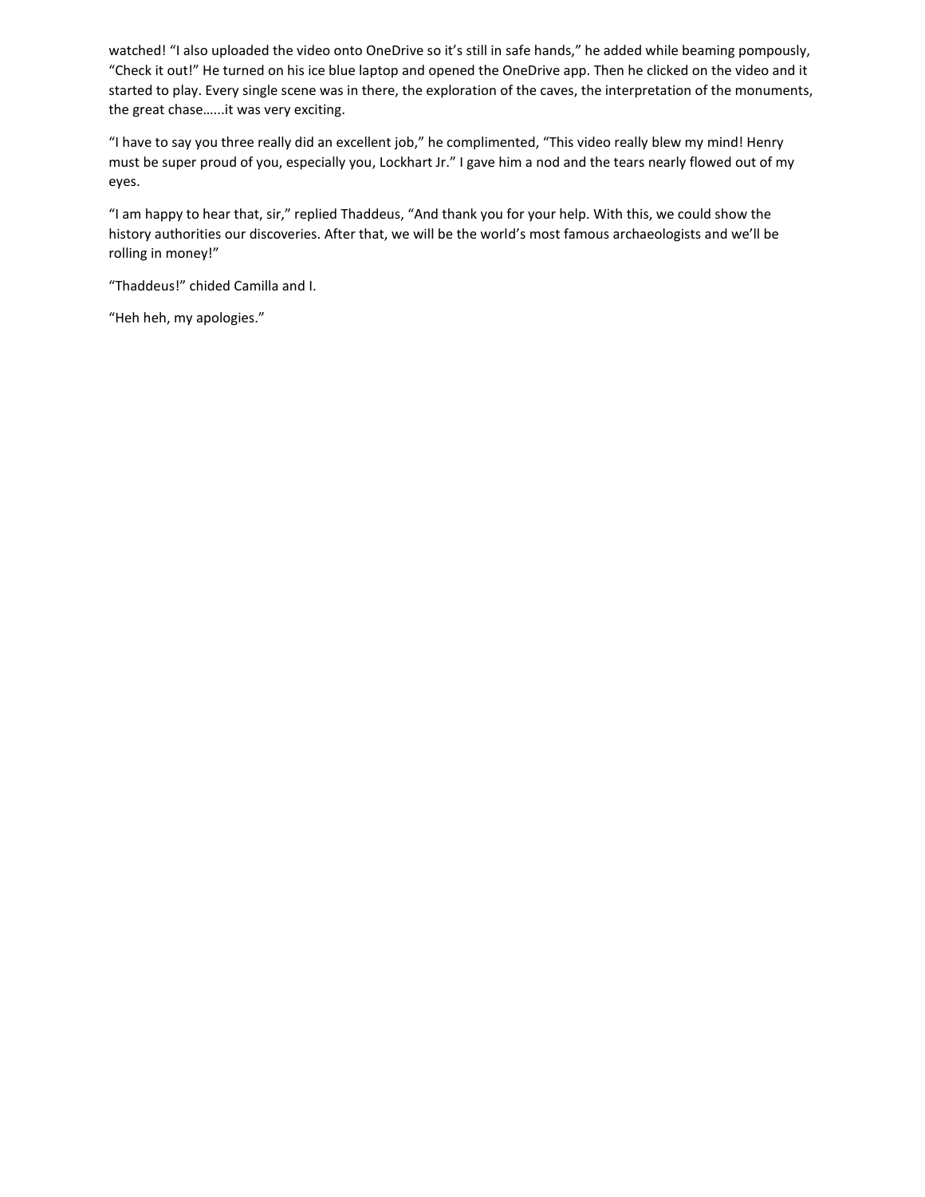watched! "I also uploaded the video onto OneDrive so it's still in safe hands," he added while beaming pompously, "Check it out!" He turned on his ice blue laptop and opened the OneDrive app. Then he clicked on the video and it started to play. Every single scene was in there, the exploration of the caves, the interpretation of the monuments, the great chase......it was very exciting.

"I have to say you three really did an excellent job," he complimented, "This video really blew my mind! Henry must be super proud of you, especially you, Lockhart Jr." I gave him a nod and the tears nearly flowed out of my eyes.

"I am happy to hear that, sir," replied Thaddeus, "And thank you for your help. With this, we could show the history authorities our discoveries. After that, we will be the world's most famous archaeologists and we'll be rolling in money!"

"Thaddeus!" chided Camilla and I.

"Heh heh, my apologies."